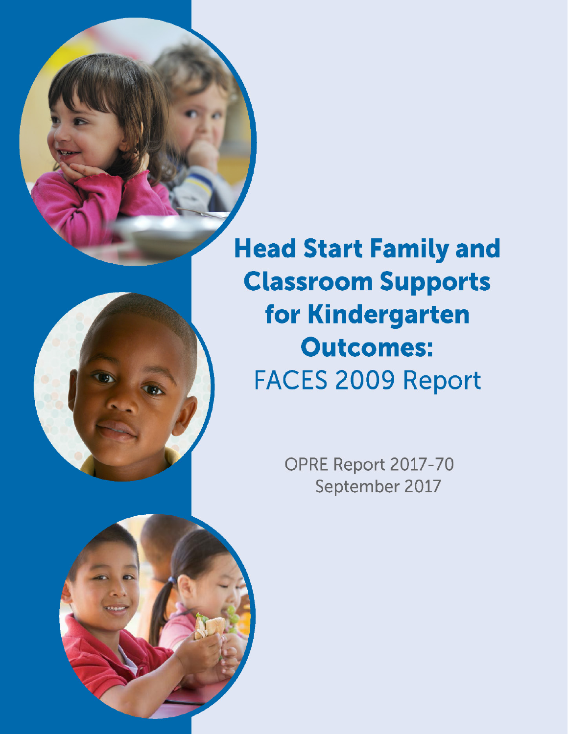# Head Start Family and Classroom Supports for Kindergarten Outcomes:

FACES 2009 Report

OPRE Report 2017-70

September 2017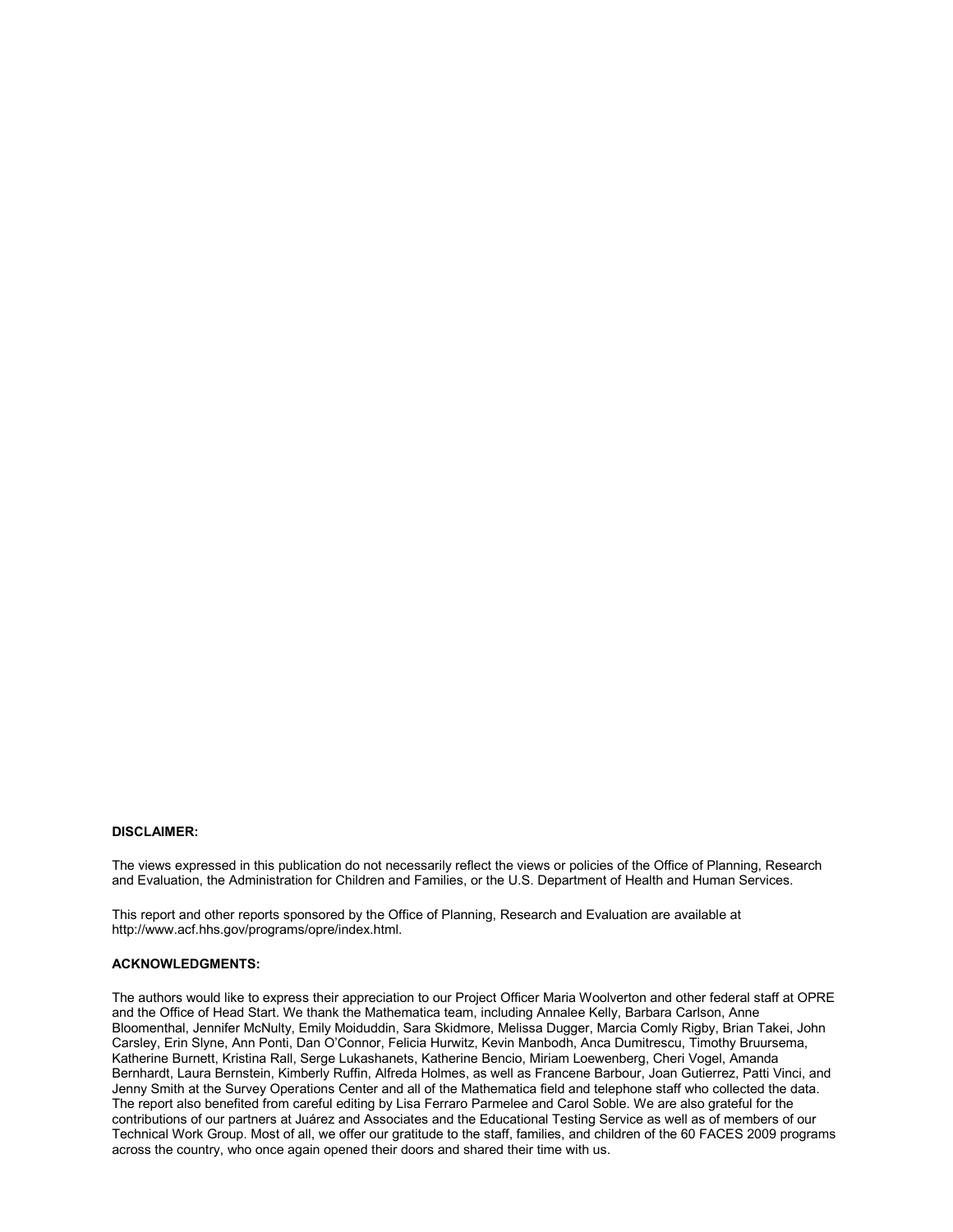**DISCLAIMER:**

The views expressed in this publication do not necessarily reflect the views or policies of the Office of Planning, Research and Evaluation, the Administration for Children and Families, or the U.S. Department of Health and Human Services.

This report and other reports sponsored by the Office of Planning, Research and Evaluation are available at http://www.acf.hhs.gov/programs/opre/index.html.

**ACKNOWLEDGMENTS:**

The authors would like to express their appreciation to our Project Officer Maria Woolverton and other federal staff at OPRE and the Office of Head Start. We thank the Mathematica team, including Annalee Kelly, Barbara Carlson, Anne Bloomenthal, Jennifer McNulty, Emily Moiduddin, Sara Skidmore, Melissa Dugger, Marcia Comly Rigby, Brian Takei, John Carsley, Erin Slyne, Ann Ponti, Dan O'Connor, Felicia Hurwitz, Kevin Manbodh, Anca Dumitrescu, Timothy Bruursema, Katherine Burnett, Kristina Rall, Serge Lukashanets, Katherine Bencio, Miriam Loewenberg, Cheri Vogel, Amanda Bernhardt, Laura Bernstein, Kimberly Ruffin, Alfreda Holmes, as well as Francene Barbour, Joan Gutierrez, Patti Vinci, and Jenny Smith at the Survey Operations Center and all of the Mathematica field and telephone staff who collected the data. The report also benefited from careful editing by Lisa Ferraro Parmelee and Carol Soble. We are also grateful for the contributions of our partners at Juárez and Associates and the Educational Testing Service as well as of members of our Technical Work Group. Most of all, we offer our gratitude to the staff, families, and children of the 60 FACES 2009 programs across the country, who once again opened their doors and shared their time with us.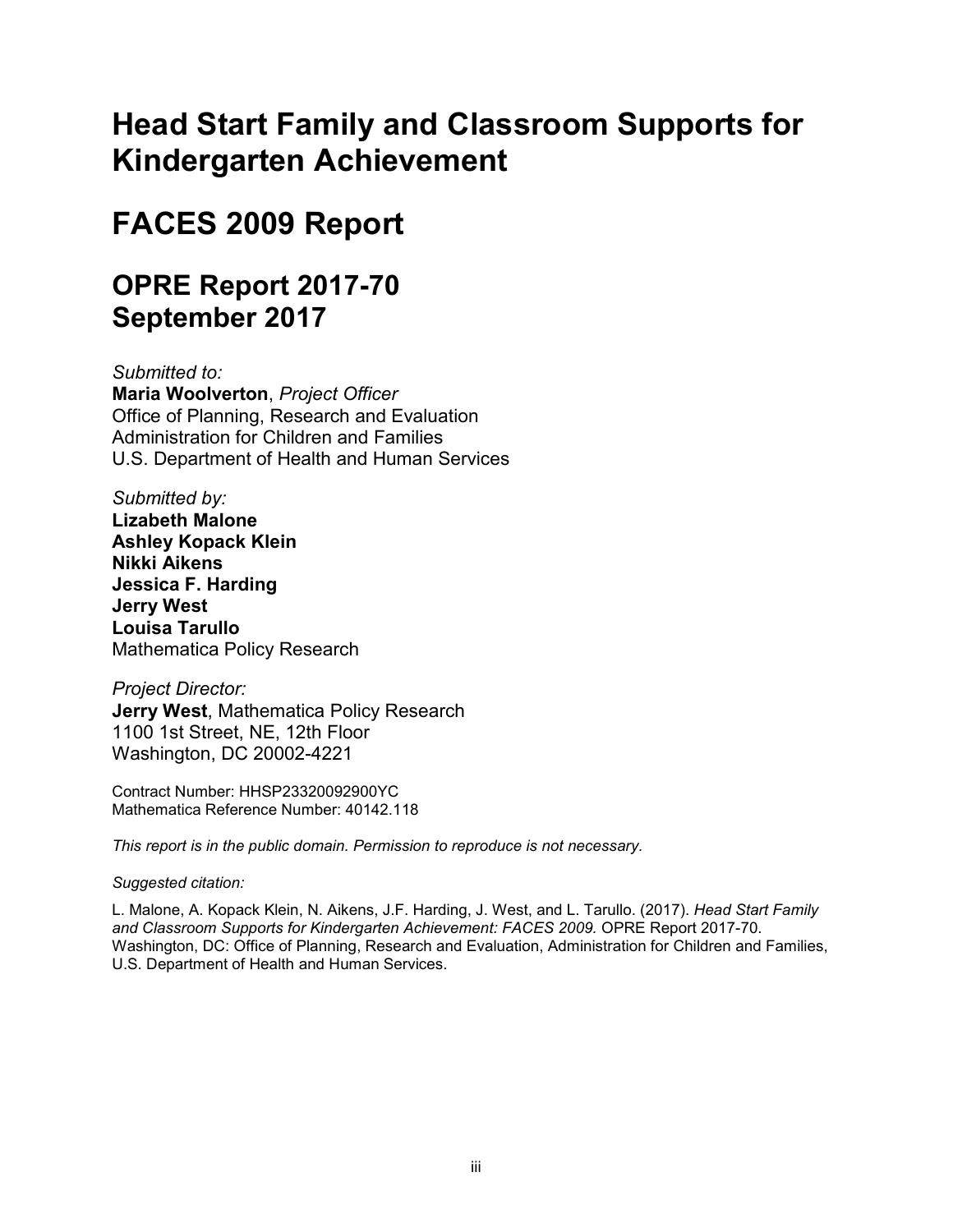# Head Start Family and Classroom Supports for Kindergarten Achievement

# FACES 2009 Report

## OPRE Report 2017-70
## September 2017

*Submitted to:*
**Maria Woolverton**, *Project Officer*
Office of Planning, Research and Evaluation
Administration for Children and Families
U.S. Department of Health and Human Services

*Submitted by:*
**Lizabeth Malone**
**Ashley Kopack Klein**
**Nikki Aikens**
**Jessica F. Harding**
**Jerry West**
**Louisa Tarullo**
Mathematica Policy Research

*Project Director:*
**Jerry West**, Mathematica Policy Research
1100 1st Street, NE, 12th Floor
Washington, DC 20002-4221

Contract Number: HHSP23320092900YC
Mathematica Reference Number: 40142.118

*This report is in the public domain. Permission to reproduce is not necessary.*

*Suggested citation:*

L. Malone, A. Kopack Klein, N. Aikens, J.F. Harding, J. West, and L. Tarullo. (2017). *Head Start Family and Classroom Supports for Kindergarten Achievement: FACES 2009.* OPRE Report 2017-70. Washington, DC: Office of Planning, Research and Evaluation, Administration for Children and Families, U.S. Department of Health and Human Services.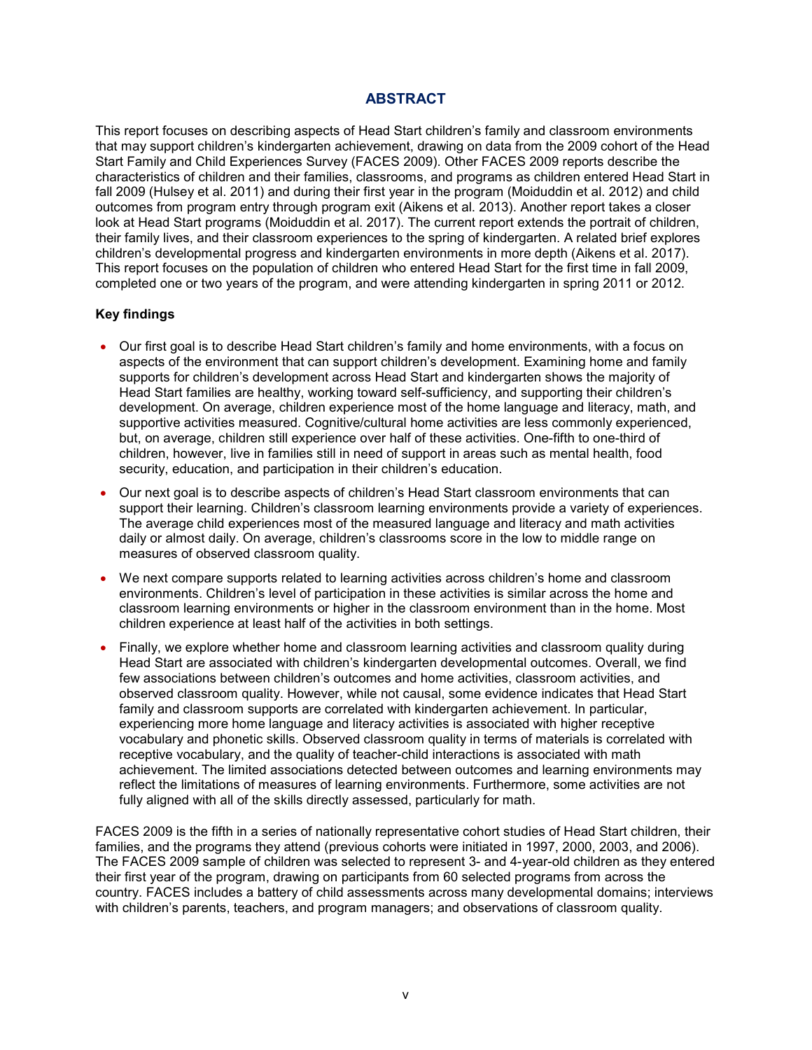# ABSTRACT

This report focuses on describing aspects of Head Start children's family and classroom environments that may support children's kindergarten achievement, drawing on data from the 2009 cohort of the Head Start Family and Child Experiences Survey (FACES 2009). Other FACES 2009 reports describe the characteristics of children and their families, classrooms, and programs as children entered Head Start in fall 2009 (Hulsey et al. 2011) and during their first year in the program (Moiduddin et al. 2012) and child outcomes from program entry through program exit (Aikens et al. 2013). Another report takes a closer look at Head Start programs (Moiduddin et al. 2017). The current report extends the portrait of children, their family lives, and their classroom experiences to the spring of kindergarten. A related brief explores children's developmental progress and kindergarten environments in more depth (Aikens et al. 2017). This report focuses on the population of children who entered Head Start for the first time in fall 2009, completed one or two years of the program, and were attending kindergarten in spring 2011 or 2012.

**Key findings**

- Our first goal is to describe Head Start children's family and home environments, with a focus on aspects of the environment that can support children's development. Examining home and family supports for children's development across Head Start and kindergarten shows the majority of Head Start families are healthy, working toward self-sufficiency, and supporting their children's development. On average, children experience most of the home language and literacy, math, and supportive activities measured. Cognitive/cultural home activities are less commonly experienced, but, on average, children still experience over half of these activities. One-fifth to one-third of children, however, live in families still in need of support in areas such as mental health, food security, education, and participation in their children's education.
- Our next goal is to describe aspects of children's Head Start classroom environments that can support their learning. Children's classroom learning environments provide a variety of experiences. The average child experiences most of the measured language and literacy and math activities daily or almost daily. On average, children's classrooms score in the low to middle range on measures of observed classroom quality.
- We next compare supports related to learning activities across children's home and classroom environments. Children's level of participation in these activities is similar across the home and classroom learning environments or higher in the classroom environment than in the home. Most children experience at least half of the activities in both settings.
- Finally, we explore whether home and classroom learning activities and classroom quality during Head Start are associated with children's kindergarten developmental outcomes. Overall, we find few associations between children's outcomes and home activities, classroom activities, and observed classroom quality. However, while not causal, some evidence indicates that Head Start family and classroom supports are correlated with kindergarten achievement. In particular, experiencing more home language and literacy activities is associated with higher receptive vocabulary and phonetic skills. Observed classroom quality in terms of materials is correlated with receptive vocabulary, and the quality of teacher-child interactions is associated with math achievement. The limited associations detected between outcomes and learning environments may reflect the limitations of measures of learning environments. Furthermore, some activities are not fully aligned with all of the skills directly assessed, particularly for math.

FACES 2009 is the fifth in a series of nationally representative cohort studies of Head Start children, their families, and the programs they attend (previous cohorts were initiated in 1997, 2000, 2003, and 2006). The FACES 2009 sample of children was selected to represent 3- and 4-year-old children as they entered their first year of the program, drawing on participants from 60 selected programs from across the country. FACES includes a battery of child assessments across many developmental domains; interviews with children's parents, teachers, and program managers; and observations of classroom quality.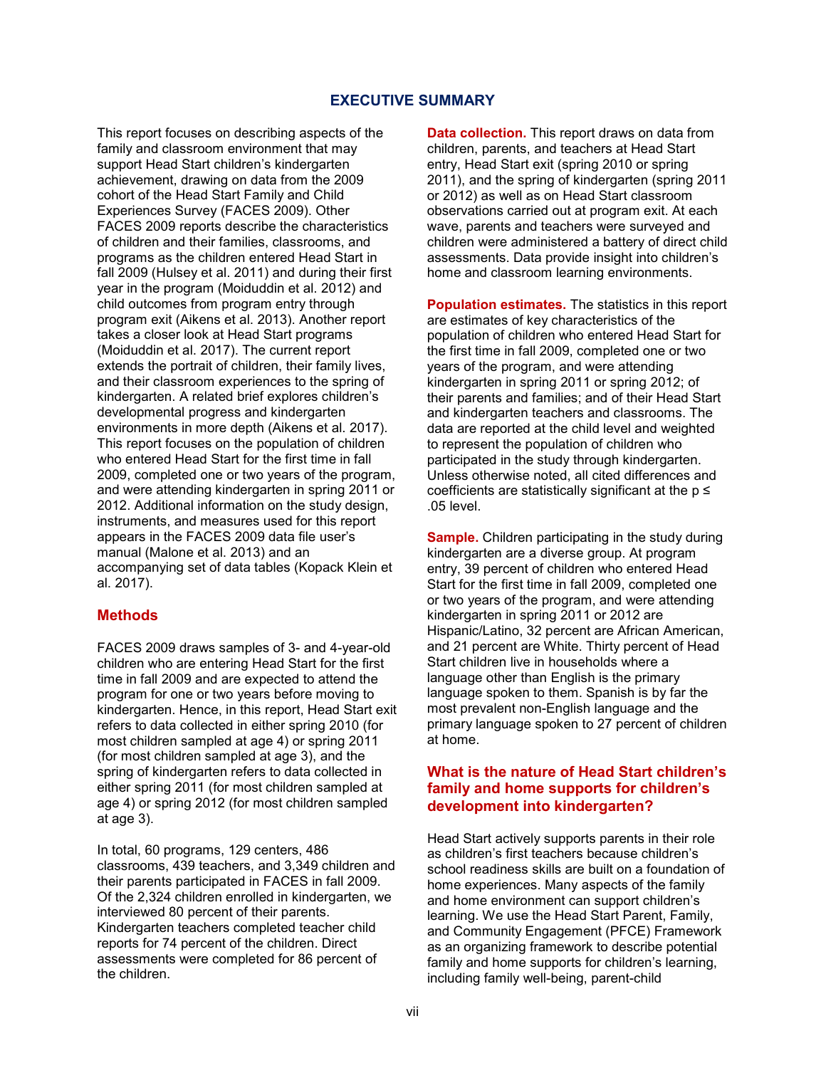# EXECUTIVE SUMMARY

This report focuses on describing aspects of the family and classroom environment that may support Head Start children's kindergarten achievement, drawing on data from the 2009 cohort of the Head Start Family and Child Experiences Survey (FACES 2009). Other FACES 2009 reports describe the characteristics of children and their families, classrooms, and programs as the children entered Head Start in fall 2009 (Hulsey et al. 2011) and during their first year in the program (Moiduddin et al. 2012) and child outcomes from program entry through program exit (Aikens et al. 2013). Another report takes a closer look at Head Start programs (Moiduddin et al. 2017). The current report extends the portrait of children, their family lives, and their classroom experiences to the spring of kindergarten. A related brief explores children's developmental progress and kindergarten environments in more depth (Aikens et al. 2017). This report focuses on the population of children who entered Head Start for the first time in fall 2009, completed one or two years of the program, and were attending kindergarten in spring 2011 or 2012. Additional information on the study design, instruments, and measures used for this report appears in the FACES 2009 data file user's manual (Malone et al. 2013) and an accompanying set of data tables (Kopack Klein et al. 2017).

## Methods

FACES 2009 draws samples of 3- and 4-year-old children who are entering Head Start for the first time in fall 2009 and are expected to attend the program for one or two years before moving to kindergarten. Hence, in this report, Head Start exit refers to data collected in either spring 2010 (for most children sampled at age 4) or spring 2011 (for most children sampled at age 3), and the spring of kindergarten refers to data collected in either spring 2011 (for most children sampled at age 4) or spring 2012 (for most children sampled at age 3).

In total, 60 programs, 129 centers, 486 classrooms, 439 teachers, and 3,349 children and their parents participated in FACES in fall 2009. Of the 2,324 children enrolled in kindergarten, we interviewed 80 percent of their parents. Kindergarten teachers completed teacher child reports for 74 percent of the children. Direct assessments were completed for 86 percent of the children.

**Data collection.** This report draws on data from children, parents, and teachers at Head Start entry, Head Start exit (spring 2010 or spring 2011), and the spring of kindergarten (spring 2011 or 2012) as well as on Head Start classroom observations carried out at program exit. At each wave, parents and teachers were surveyed and children were administered a battery of direct child assessments. Data provide insight into children's home and classroom learning environments.

**Population estimates.** The statistics in this report are estimates of key characteristics of the population of children who entered Head Start for the first time in fall 2009, completed one or two years of the program, and were attending kindergarten in spring 2011 or spring 2012; of their parents and families; and of their Head Start and kindergarten teachers and classrooms. The data are reported at the child level and weighted to represent the population of children who participated in the study through kindergarten. Unless otherwise noted, all cited differences and coefficients are statistically significant at the $p \leq .05$ level.

**Sample.** Children participating in the study during kindergarten are a diverse group. At program entry, 39 percent of children who entered Head Start for the first time in fall 2009, completed one or two years of the program, and were attending kindergarten in spring 2011 or 2012 are Hispanic/Latino, 32 percent are African American, and 21 percent are White. Thirty percent of Head Start children live in households where a language other than English is the primary language spoken to them. Spanish is by far the most prevalent non-English language and the primary language spoken to 27 percent of children at home.

## What is the nature of Head Start children's family and home supports for children's development into kindergarten?

Head Start actively supports parents in their role as children's first teachers because children's school readiness skills are built on a foundation of home experiences. Many aspects of the family and home environment can support children's learning. We use the Head Start Parent, Family, and Community Engagement (PFCE) Framework as an organizing framework to describe potential family and home supports for children's learning, including family well-being, parent-child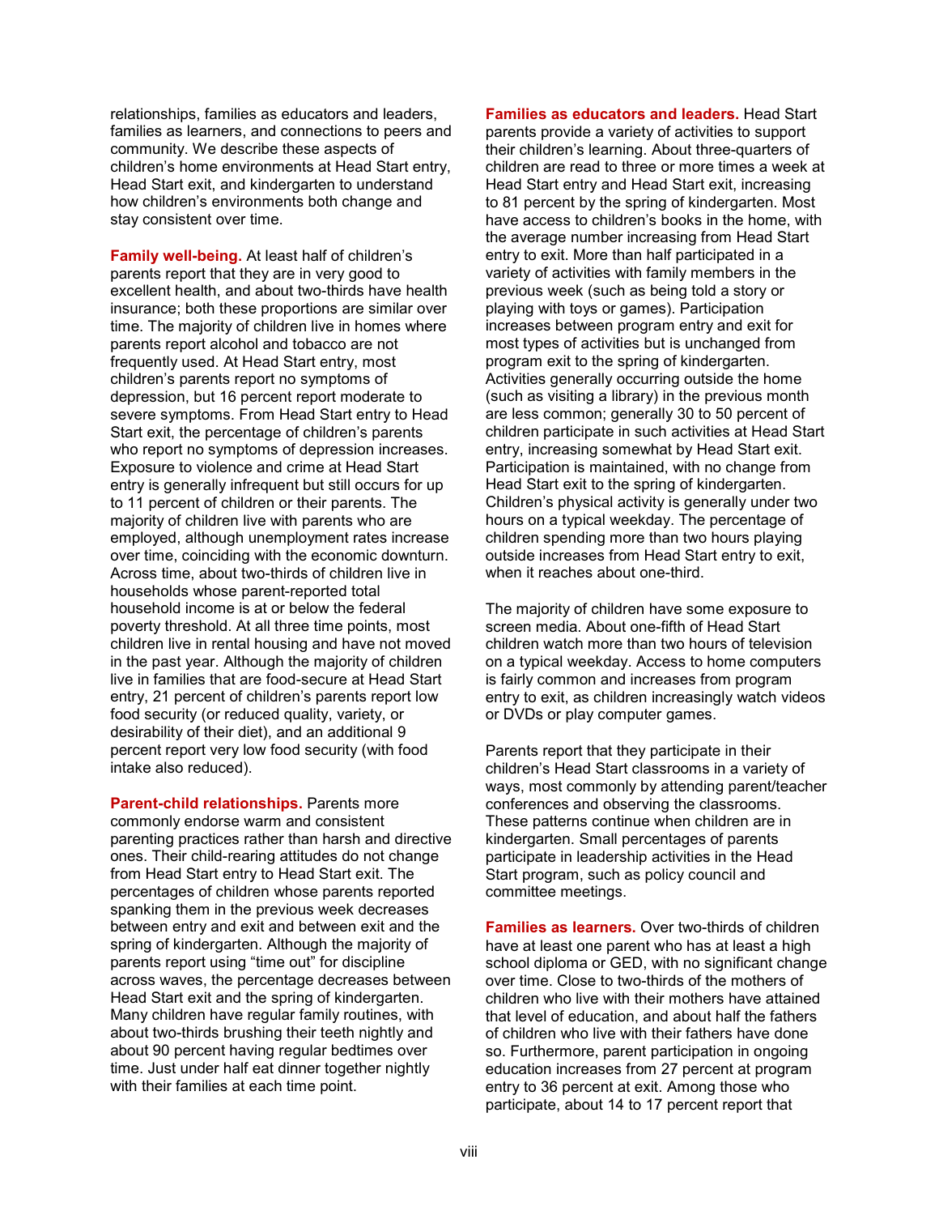relationships, families as educators and leaders, families as learners, and connections to peers and community. We describe these aspects of children's home environments at Head Start entry, Head Start exit, and kindergarten to understand how children's environments both change and stay consistent over time.

**Family well-being.** At least half of children's parents report that they are in very good to excellent health, and about two-thirds have health insurance; both these proportions are similar over time. The majority of children live in homes where parents report alcohol and tobacco are not frequently used. At Head Start entry, most children's parents report no symptoms of depression, but 16 percent report moderate to severe symptoms. From Head Start entry to Head Start exit, the percentage of children's parents who report no symptoms of depression increases. Exposure to violence and crime at Head Start entry is generally infrequent but still occurs for up to 11 percent of children or their parents. The majority of children live with parents who are employed, although unemployment rates increase over time, coinciding with the economic downturn. Across time, about two-thirds of children live in households whose parent-reported total household income is at or below the federal poverty threshold. At all three time points, most children live in rental housing and have not moved in the past year. Although the majority of children live in families that are food-secure at Head Start entry, 21 percent of children's parents report low food security (or reduced quality, variety, or desirability of their diet), and an additional 9 percent report very low food security (with food intake also reduced).

**Parent-child relationships.** Parents more commonly endorse warm and consistent parenting practices rather than harsh and directive ones. Their child-rearing attitudes do not change from Head Start entry to Head Start exit. The percentages of children whose parents reported spanking them in the previous week decreases between entry and exit and between exit and the spring of kindergarten. Although the majority of parents report using "time out" for discipline across waves, the percentage decreases between Head Start exit and the spring of kindergarten. Many children have regular family routines, with about two-thirds brushing their teeth nightly and about 90 percent having regular bedtimes over time. Just under half eat dinner together nightly with their families at each time point.

**Families as educators and leaders.** Head Start parents provide a variety of activities to support their children's learning. About three-quarters of children are read to three or more times a week at Head Start entry and Head Start exit, increasing to 81 percent by the spring of kindergarten. Most have access to children's books in the home, with the average number increasing from Head Start entry to exit. More than half participated in a variety of activities with family members in the previous week (such as being told a story or playing with toys or games). Participation increases between program entry and exit for most types of activities but is unchanged from program exit to the spring of kindergarten. Activities generally occurring outside the home (such as visiting a library) in the previous month are less common; generally 30 to 50 percent of children participate in such activities at Head Start entry, increasing somewhat by Head Start exit. Participation is maintained, with no change from Head Start exit to the spring of kindergarten. Children's physical activity is generally under two hours on a typical weekday. The percentage of children spending more than two hours playing outside increases from Head Start entry to exit, when it reaches about one-third.

The majority of children have some exposure to screen media. About one-fifth of Head Start children watch more than two hours of television on a typical weekday. Access to home computers is fairly common and increases from program entry to exit, as children increasingly watch videos or DVDs or play computer games.

Parents report that they participate in their children's Head Start classrooms in a variety of ways, most commonly by attending parent/teacher conferences and observing the classrooms. These patterns continue when children are in kindergarten. Small percentages of parents participate in leadership activities in the Head Start program, such as policy council and committee meetings.

**Families as learners.** Over two-thirds of children have at least one parent who has at least a high school diploma or GED, with no significant change over time. Close to two-thirds of the mothers of children who live with their mothers have attained that level of education, and about half the fathers of children who live with their fathers have done so. Furthermore, parent participation in ongoing education increases from 27 percent at program entry to 36 percent at exit. Among those who participate, about 14 to 17 percent report that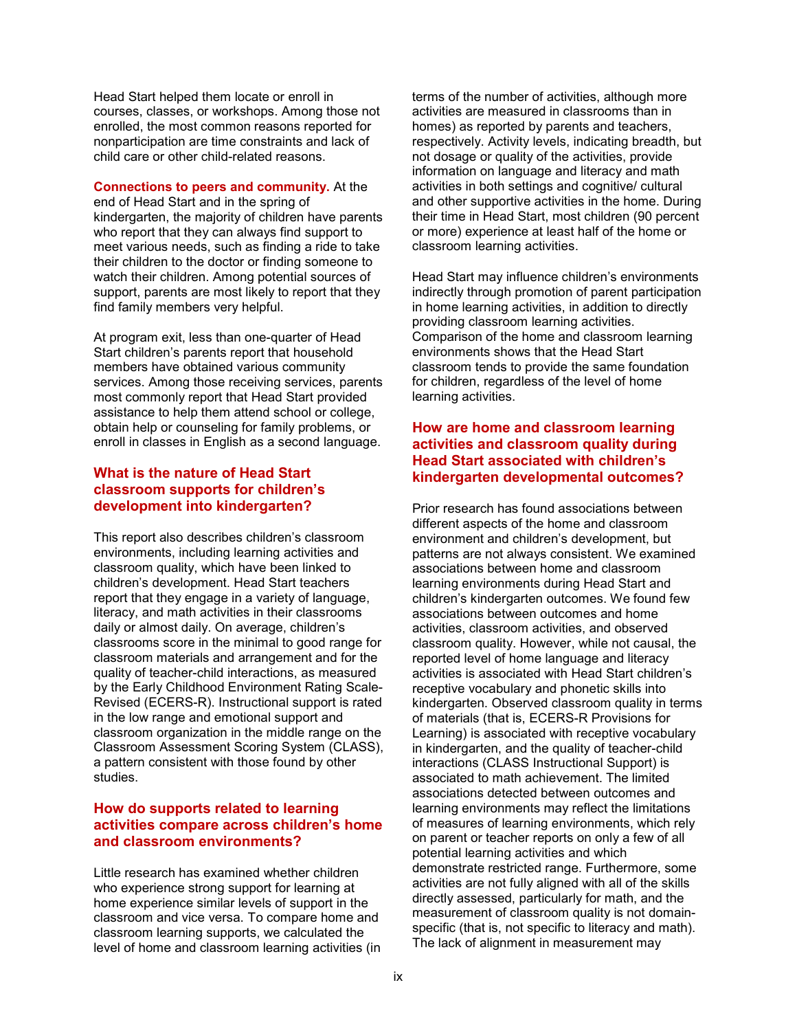Head Start helped them locate or enroll in courses, classes, or workshops. Among those not enrolled, the most common reasons reported for nonparticipation are time constraints and lack of child care or other child-related reasons.

**Connections to peers and community.** At the end of Head Start and in the spring of kindergarten, the majority of children have parents who report that they can always find support to meet various needs, such as finding a ride to take their children to the doctor or finding someone to watch their children. Among potential sources of support, parents are most likely to report that they find family members very helpful.

At program exit, less than one-quarter of Head Start children's parents report that household members have obtained various community services. Among those receiving services, parents most commonly report that Head Start provided assistance to help them attend school or college, obtain help or counseling for family problems, or enroll in classes in English as a second language.

### What is the nature of Head Start classroom supports for children's development into kindergarten?

This report also describes children's classroom environments, including learning activities and classroom quality, which have been linked to children's development. Head Start teachers report that they engage in a variety of language, literacy, and math activities in their classrooms daily or almost daily. On average, children's classrooms score in the minimal to good range for classroom materials and arrangement and for the quality of teacher-child interactions, as measured by the Early Childhood Environment Rating Scale-Revised (ECERS-R). Instructional support is rated in the low range and emotional support and classroom organization in the middle range on the Classroom Assessment Scoring System (CLASS), a pattern consistent with those found by other studies.

### How do supports related to learning activities compare across children's home and classroom environments?

Little research has examined whether children who experience strong support for learning at home experience similar levels of support in the classroom and vice versa. To compare home and classroom learning supports, we calculated the level of home and classroom learning activities (in terms of the number of activities, although more activities are measured in classrooms than in homes) as reported by parents and teachers, respectively. Activity levels, indicating breadth, but not dosage or quality of the activities, provide information on language and literacy and math activities in both settings and cognitive/ cultural and other supportive activities in the home. During their time in Head Start, most children (90 percent or more) experience at least half of the home or classroom learning activities.

Head Start may influence children's environments indirectly through promotion of parent participation in home learning activities, in addition to directly providing classroom learning activities. Comparison of the home and classroom learning environments shows that the Head Start classroom tends to provide the same foundation for children, regardless of the level of home learning activities.

### How are home and classroom learning activities and classroom quality during Head Start associated with children's kindergarten developmental outcomes?

Prior research has found associations between different aspects of the home and classroom environment and children's development, but patterns are not always consistent. We examined associations between home and classroom learning environments during Head Start and children's kindergarten outcomes. We found few associations between outcomes and home activities, classroom activities, and observed classroom quality. However, while not causal, the reported level of home language and literacy activities is associated with Head Start children's receptive vocabulary and phonetic skills into kindergarten. Observed classroom quality in terms of materials (that is, ECERS-R Provisions for Learning) is associated with receptive vocabulary in kindergarten, and the quality of teacher-child interactions (CLASS Instructional Support) is associated to math achievement. The limited associations detected between outcomes and learning environments may reflect the limitations of measures of learning environments, which rely on parent or teacher reports on only a few of all potential learning activities and which demonstrate restricted range. Furthermore, some activities are not fully aligned with all of the skills directly assessed, particularly for math, and the measurement of classroom quality is not domain-specific (that is, not specific to literacy and math). The lack of alignment in measurement may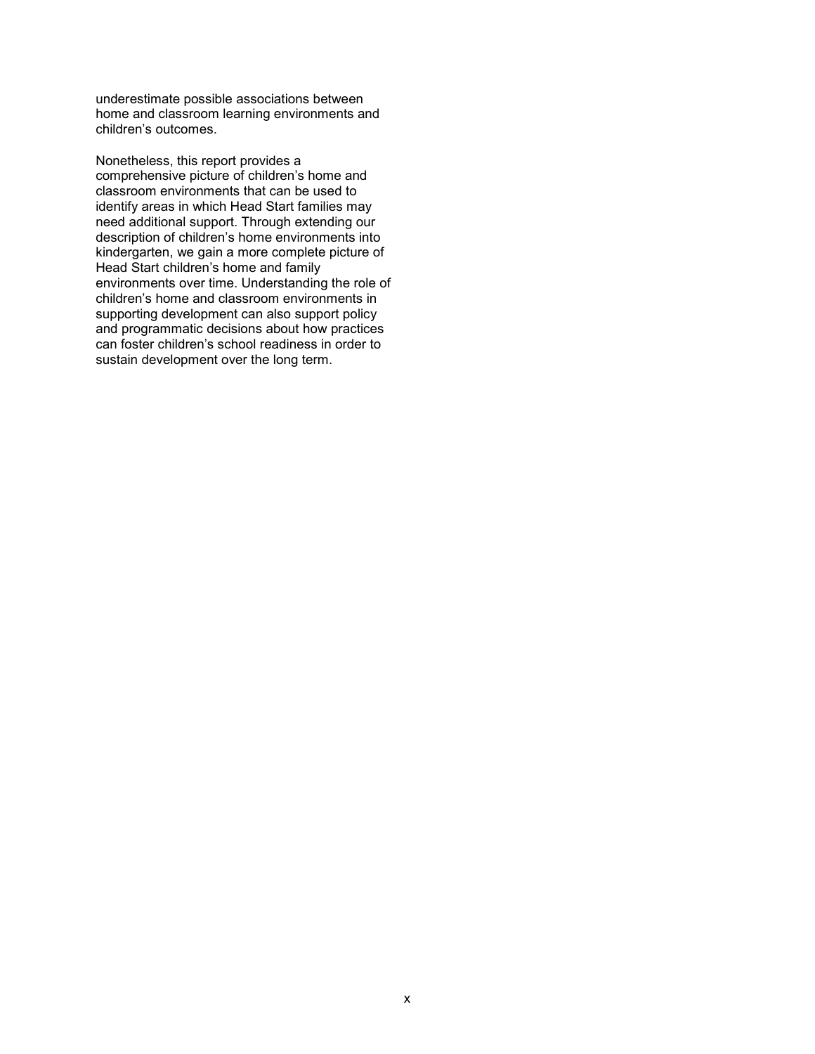underestimate possible associations between home and classroom learning environments and children's outcomes.

Nonetheless, this report provides a comprehensive picture of children's home and classroom environments that can be used to identify areas in which Head Start families may need additional support. Through extending our description of children's home environments into kindergarten, we gain a more complete picture of Head Start children's home and family environments over time. Understanding the role of children's home and classroom environments in supporting development can also support policy and programmatic decisions about how practices can foster children's school readiness in order to sustain development over the long term.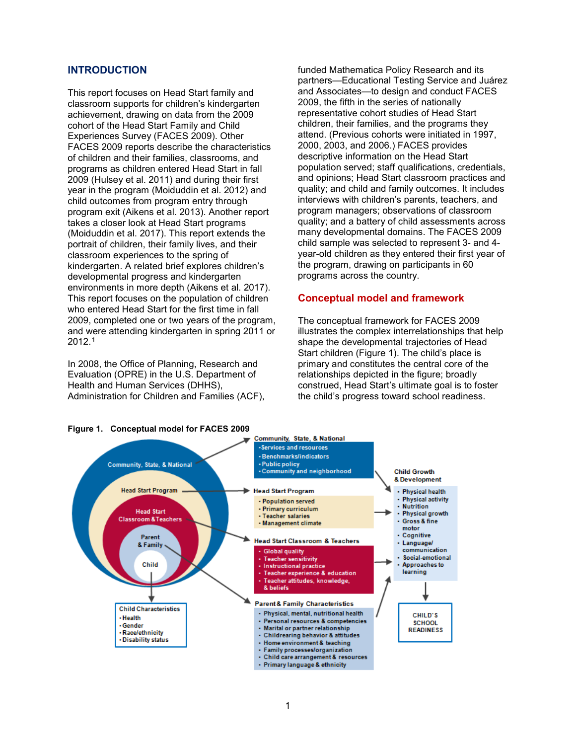## INTRODUCTION

This report focuses on Head Start family and classroom supports for children's kindergarten achievement, drawing on data from the 2009 cohort of the Head Start Family and Child Experiences Survey (FACES 2009). Other FACES 2009 reports describe the characteristics of children and their families, classrooms, and programs as children entered Head Start in fall 2009 (Hulsey et al. 2011) and during their first year in the program (Moiduddin et al. 2012) and child outcomes from program entry through program exit (Aikens et al. 2013). Another report takes a closer look at Head Start programs (Moiduddin et al. 2017). This report extends the portrait of children, their family lives, and their classroom experiences to the spring of kindergarten. A related brief explores children's developmental progress and kindergarten environments in more depth (Aikens et al. 2017). This report focuses on the population of children who entered Head Start for the first time in fall 2009, completed one or two years of the program, and were attending kindergarten in spring 2011 or 2012.[1]

In 2008, the Office of Planning, Research and Evaluation (OPRE) in the U.S. Department of Health and Human Services (DHHS), Administration for Children and Families (ACF), funded Mathematica Policy Research and its partners—Educational Testing Service and Juárez and Associates—to design and conduct FACES 2009, the fifth in the series of nationally representative cohort studies of Head Start children, their families, and the programs they attend. (Previous cohorts were initiated in 1997, 2000, 2003, and 2006.) FACES provides descriptive information on the Head Start population served; staff qualifications, credentials, and opinions; Head Start classroom practices and quality; and child and family outcomes. It includes interviews with children's parents, teachers, and program managers; observations of classroom quality; and a battery of child assessments across many developmental domains. The FACES 2009 child sample was selected to represent 3- and 4-year-old children as they entered their first year of the program, drawing on participants in 60 programs across the country.

### Conceptual model and framework

The conceptual framework for FACES 2009 illustrates the complex interrelationships that help shape the developmental trajectories of Head Start children (Figure 1). The child's place is primary and constitutes the central core of the relationships depicted in the figure; broadly construed, Head Start's ultimate goal is to foster the child's progress toward school readiness.

**Figure 1. Conceptual model for FACES 2009**

Community, State, & National
- Services and resources
- Benchmarks/indicators
- Public policy
- Community and neighborhood

Head Start Program
- Population served
- Primary curriculum
- Teacher salaries
- Management climate

Head Start Classroom & Teachers
- Global quality
- Teacher sensitivity
- Instructional practice
- Teacher experience & education
- Teacher attitudes, knowledge, & beliefs

Parent & Family Characteristics
- Physical, mental, nutritional health
- Personal resources & competencies
- Marital or partner relationship
- Childrearing behavior & attitudes
- Home environment & teaching
- Family processes/organization
- Child care arrangement & resources
- Primary language & ethnicity

Child Characteristics
- Health
- Gender
- Race/ethnicity
- Disability status

Child Growth & Development
- Physical health
- Physical activity
- Nutrition
- Physical growth
- Gross & fine motor
- Cognitive
- Language/communication
- Social-emotional
- Approaches to learning

CHILD'S SCHOOL READINESS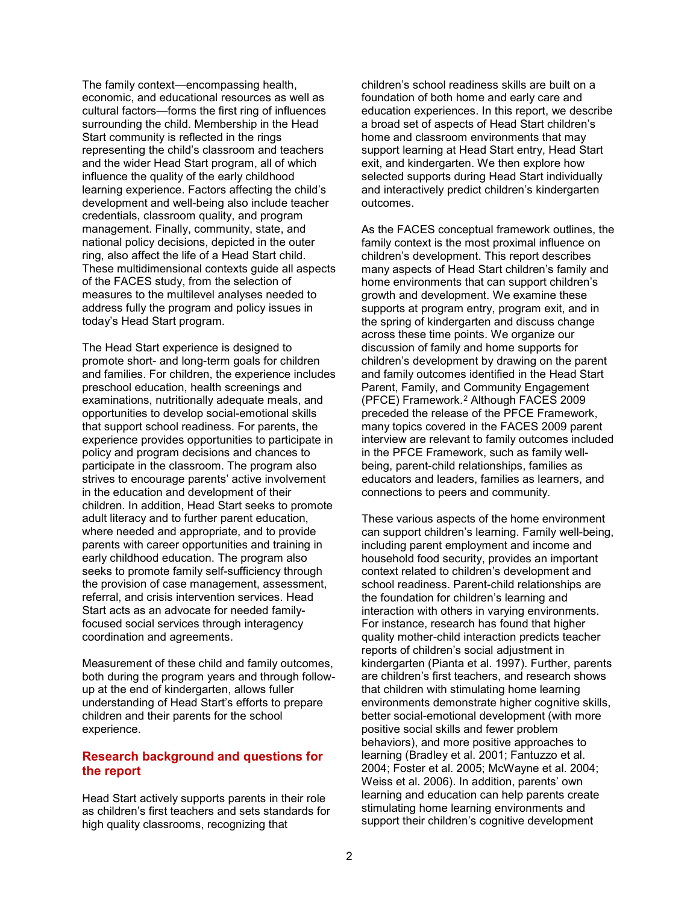The family context—encompassing health, economic, and educational resources as well as cultural factors—forms the first ring of influences surrounding the child. Membership in the Head Start community is reflected in the rings representing the child's classroom and teachers and the wider Head Start program, all of which influence the quality of the early childhood learning experience. Factors affecting the child's development and well-being also include teacher credentials, classroom quality, and program management. Finally, community, state, and national policy decisions, depicted in the outer ring, also affect the life of a Head Start child. These multidimensional contexts guide all aspects of the FACES study, from the selection of measures to the multilevel analyses needed to address fully the program and policy issues in today's Head Start program.

The Head Start experience is designed to promote short- and long-term goals for children and families. For children, the experience includes preschool education, health screenings and examinations, nutritionally adequate meals, and opportunities to develop social-emotional skills that support school readiness. For parents, the experience provides opportunities to participate in policy and program decisions and chances to participate in the classroom. The program also strives to encourage parents' active involvement in the education and development of their children. In addition, Head Start seeks to promote adult literacy and to further parent education, where needed and appropriate, and to provide parents with career opportunities and training in early childhood education. The program also seeks to promote family self-sufficiency through the provision of case management, assessment, referral, and crisis intervention services. Head Start acts as an advocate for needed family-focused social services through interagency coordination and agreements.

Measurement of these child and family outcomes, both during the program years and through follow-up at the end of kindergarten, allows fuller understanding of Head Start's efforts to prepare children and their parents for the school experience.

## Research background and questions for the report

Head Start actively supports parents in their role as children's first teachers and sets standards for high quality classrooms, recognizing that children's school readiness skills are built on a foundation of both home and early care and education experiences. In this report, we describe a broad set of aspects of Head Start children's home and classroom environments that may support learning at Head Start entry, Head Start exit, and kindergarten. We then explore how selected supports during Head Start individually and interactively predict children's kindergarten outcomes.

As the FACES conceptual framework outlines, the family context is the most proximal influence on children's development. This report describes many aspects of Head Start children's family and home environments that can support children's growth and development. We examine these supports at program entry, program exit, and in the spring of kindergarten and discuss change across these time points. We organize our discussion of family and home supports for children's development by drawing on the parent and family outcomes identified in the Head Start Parent, Family, and Community Engagement (PFCE) Framework.[2] Although FACES 2009 preceded the release of the PFCE Framework, many topics covered in the FACES 2009 parent interview are relevant to family outcomes included in the PFCE Framework, such as family well-being, parent-child relationships, families as educators and leaders, families as learners, and connections to peers and community.

These various aspects of the home environment can support children's learning. Family well-being, including parent employment and income and household food security, provides an important context related to children's development and school readiness. Parent-child relationships are the foundation for children's learning and interaction with others in varying environments. For instance, research has found that higher quality mother-child interaction predicts teacher reports of children's social adjustment in kindergarten (Pianta et al. 1997). Further, parents are children's first teachers, and research shows that children with stimulating home learning environments demonstrate higher cognitive skills, better social-emotional development (with more positive social skills and fewer problem behaviors), and more positive approaches to learning (Bradley et al. 2001; Fantuzzo et al. 2004; Foster et al. 2005; McWayne et al. 2004; Weiss et al. 2006). In addition, parents' own learning and education can help parents create stimulating home learning environments and support their children's cognitive development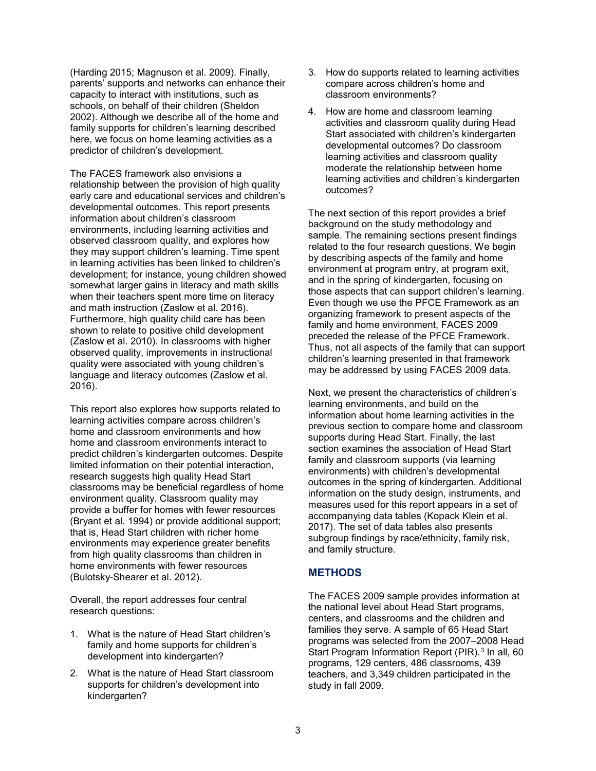(Harding 2015; Magnuson et al. 2009). Finally, parents' supports and networks can enhance their capacity to interact with institutions, such as schools, on behalf of their children (Sheldon 2002). Although we describe all of the home and family supports for children's learning described here, we focus on home learning activities as a predictor of children's development.

The FACES framework also envisions a relationship between the provision of high quality early care and educational services and children's developmental outcomes. This report presents information about children's classroom environments, including learning activities and observed classroom quality, and explores how they may support children's learning. Time spent in learning activities has been linked to children's development; for instance, young children showed somewhat larger gains in literacy and math skills when their teachers spent more time on literacy and math instruction (Zaslow et al. 2016). Furthermore, high quality child care has been shown to relate to positive child development (Zaslow et al. 2010). In classrooms with higher observed quality, improvements in instructional quality were associated with young children's language and literacy outcomes (Zaslow et al. 2016).

This report also explores how supports related to learning activities compare across children's home and classroom environments and how home and classroom environments interact to predict children's kindergarten outcomes. Despite limited information on their potential interaction, research suggests high quality Head Start classrooms may be beneficial regardless of home environment quality. Classroom quality may provide a buffer for homes with fewer resources (Bryant et al. 1994) or provide additional support; that is, Head Start children with richer home environments may experience greater benefits from high quality classrooms than children in home environments with fewer resources (Bulotsky-Shearer et al. 2012).

Overall, the report addresses four central research questions:

1. What is the nature of Head Start children's family and home supports for children's development into kindergarten?
2. What is the nature of Head Start classroom supports for children's development into kindergarten?
3. How do supports related to learning activities compare across children's home and classroom environments?
4. How are home and classroom learning activities and classroom quality during Head Start associated with children's kindergarten developmental outcomes? Do classroom learning activities and classroom quality moderate the relationship between home learning activities and children's kindergarten outcomes?

The next section of this report provides a brief background on the study methodology and sample. The remaining sections present findings related to the four research questions. We begin by describing aspects of the family and home environment at program entry, at program exit, and in the spring of kindergarten, focusing on those aspects that can support children's learning. Even though we use the PFCE Framework as an organizing framework to present aspects of the family and home environment, FACES 2009 preceded the release of the PFCE Framework. Thus, not all aspects of the family that can support children's learning presented in that framework may be addressed by using FACES 2009 data.

Next, we present the characteristics of children's learning environments, and build on the information about home learning activities in the previous section to compare home and classroom supports during Head Start. Finally, the last section examines the association of Head Start family and classroom supports (via learning environments) with children's developmental outcomes in the spring of kindergarten. Additional information on the study design, instruments, and measures used for this report appears in a set of accompanying data tables (Kopack Klein et al. 2017). The set of data tables also presents subgroup findings by race/ethnicity, family risk, and family structure.

## METHODS

The FACES 2009 sample provides information at the national level about Head Start programs, centers, and classrooms and the children and families they serve. A sample of 65 Head Start programs was selected from the 2007–2008 Head Start Program Information Report (PIR).[3] In all, 60 programs, 129 centers, 486 classrooms, 439 teachers, and 3,349 children participated in the study in fall 2009.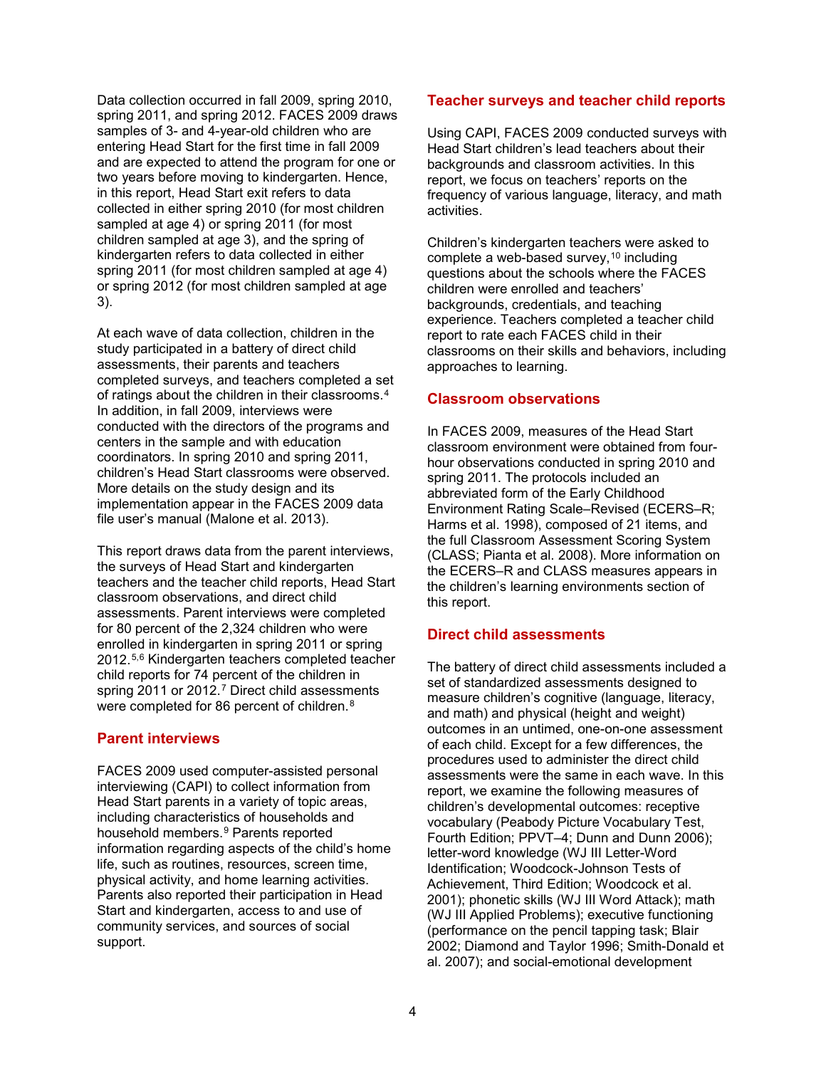Data collection occurred in fall 2009, spring 2010, spring 2011, and spring 2012. FACES 2009 draws samples of 3- and 4-year-old children who are entering Head Start for the first time in fall 2009 and are expected to attend the program for one or two years before moving to kindergarten. Hence, in this report, Head Start exit refers to data collected in either spring 2010 (for most children sampled at age 4) or spring 2011 (for most children sampled at age 3), and the spring of kindergarten refers to data collected in either spring 2011 (for most children sampled at age 4) or spring 2012 (for most children sampled at age 3).

At each wave of data collection, children in the study participated in a battery of direct child assessments, their parents and teachers completed surveys, and teachers completed a set of ratings about the children in their classrooms.[4] In addition, in fall 2009, interviews were conducted with the directors of the programs and centers in the sample and with education coordinators. In spring 2010 and spring 2011, children's Head Start classrooms were observed. More details on the study design and its implementation appear in the FACES 2009 data file user's manual (Malone et al. 2013).

This report draws data from the parent interviews, the surveys of Head Start and kindergarten teachers and the teacher child reports, Head Start classroom observations, and direct child assessments. Parent interviews were completed for 80 percent of the 2,324 children who were enrolled in kindergarten in spring 2011 or spring 2012.[5,6] Kindergarten teachers completed teacher child reports for 74 percent of the children in spring 2011 or 2012.[7] Direct child assessments were completed for 86 percent of children.[8]

## Parent interviews

FACES 2009 used computer-assisted personal interviewing (CAPI) to collect information from Head Start parents in a variety of topic areas, including characteristics of households and household members.[9] Parents reported information regarding aspects of the child's home life, such as routines, resources, screen time, physical activity, and home learning activities. Parents also reported their participation in Head Start and kindergarten, access to and use of community services, and sources of social support.

## Teacher surveys and teacher child reports

Using CAPI, FACES 2009 conducted surveys with Head Start children's lead teachers about their backgrounds and classroom activities. In this report, we focus on teachers' reports on the frequency of various language, literacy, and math activities.

Children's kindergarten teachers were asked to complete a web-based survey,[10] including questions about the schools where the FACES children were enrolled and teachers' backgrounds, credentials, and teaching experience. Teachers completed a teacher child report to rate each FACES child in their classrooms on their skills and behaviors, including approaches to learning.

## Classroom observations

In FACES 2009, measures of the Head Start classroom environment were obtained from four-hour observations conducted in spring 2010 and spring 2011. The protocols included an abbreviated form of the Early Childhood Environment Rating Scale–Revised (ECERS–R; Harms et al. 1998), composed of 21 items, and the full Classroom Assessment Scoring System (CLASS; Pianta et al. 2008). More information on the ECERS–R and CLASS measures appears in the children's learning environments section of this report.

## Direct child assessments

The battery of direct child assessments included a set of standardized assessments designed to measure children's cognitive (language, literacy, and math) and physical (height and weight) outcomes in an untimed, one-on-one assessment of each child. Except for a few differences, the procedures used to administer the direct child assessments were the same in each wave. In this report, we examine the following measures of children's developmental outcomes: receptive vocabulary (Peabody Picture Vocabulary Test, Fourth Edition; PPVT–4; Dunn and Dunn 2006); letter-word knowledge (WJ III Letter-Word Identification; Woodcock-Johnson Tests of Achievement, Third Edition; Woodcock et al. 2001); phonetic skills (WJ III Word Attack); math (WJ III Applied Problems); executive functioning (performance on the pencil tapping task; Blair 2002; Diamond and Taylor 1996; Smith-Donald et al. 2007); and social-emotional development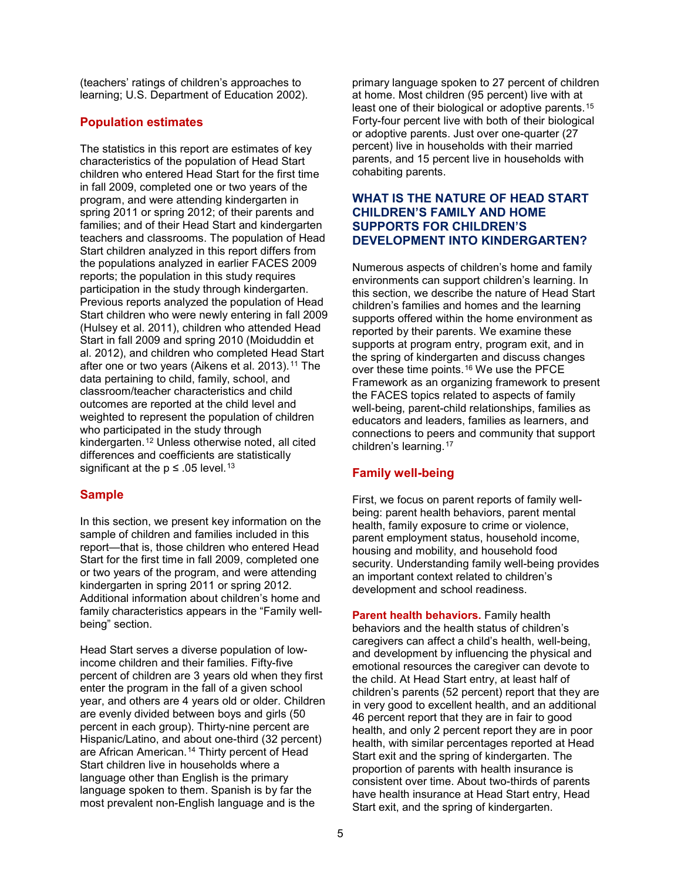(teachers' ratings of children's approaches to learning; U.S. Department of Education 2002).

## Population estimates

The statistics in this report are estimates of key characteristics of the population of Head Start children who entered Head Start for the first time in fall 2009, completed one or two years of the program, and were attending kindergarten in spring 2011 or spring 2012; of their parents and families; and of their Head Start and kindergarten teachers and classrooms. The population of Head Start children analyzed in this report differs from the populations analyzed in earlier FACES 2009 reports; the population in this study requires participation in the study through kindergarten. Previous reports analyzed the population of Head Start children who were newly entering in fall 2009 (Hulsey et al. 2011), children who attended Head Start in fall 2009 and spring 2010 (Moiduddin et al. 2012), and children who completed Head Start after one or two years (Aikens et al. 2013).[11] The data pertaining to child, family, school, and classroom/teacher characteristics and child outcomes are reported at the child level and weighted to represent the population of children who participated in the study through kindergarten.[12] Unless otherwise noted, all cited differences and coefficients are statistically significant at the $p \leq .05$ level.[13]

## Sample

In this section, we present key information on the sample of children and families included in this report—that is, those children who entered Head Start for the first time in fall 2009, completed one or two years of the program, and were attending kindergarten in spring 2011 or spring 2012. Additional information about children's home and family characteristics appears in the "Family well-being" section.

Head Start serves a diverse population of low-income children and their families. Fifty-five percent of children are 3 years old when they first enter the program in the fall of a given school year, and others are 4 years old or older. Children are evenly divided between boys and girls (50 percent in each group). Thirty-nine percent are Hispanic/Latino, and about one-third (32 percent) are African American.[14] Thirty percent of Head Start children live in households where a language other than English is the primary language spoken to them. Spanish is by far the most prevalent non-English language and is the primary language spoken to 27 percent of children at home. Most children (95 percent) live with at least one of their biological or adoptive parents.[15] Forty-four percent live with both of their biological or adoptive parents. Just over one-quarter (27 percent) live in households with their married parents, and 15 percent live in households with cohabiting parents.

# WHAT IS THE NATURE OF HEAD START CHILDREN'S FAMILY AND HOME SUPPORTS FOR CHILDREN'S DEVELOPMENT INTO KINDERGARTEN?

Numerous aspects of children's home and family environments can support children's learning. In this section, we describe the nature of Head Start children's families and homes and the learning supports offered within the home environment as reported by their parents. We examine these supports at program entry, program exit, and in the spring of kindergarten and discuss changes over these time points.[16] We use the PFCE Framework as an organizing framework to present the FACES topics related to aspects of family well-being, parent-child relationships, families as educators and leaders, families as learners, and connections to peers and community that support children's learning.[17]

## Family well-being

First, we focus on parent reports of family well-being: parent health behaviors, parent mental health, family exposure to crime or violence, parent employment status, household income, housing and mobility, and household food security. Understanding family well-being provides an important context related to children's development and school readiness.

**Parent health behaviors.** Family health behaviors and the health status of children's caregivers can affect a child's health, well-being, and development by influencing the physical and emotional resources the caregiver can devote to the child. At Head Start entry, at least half of children's parents (52 percent) report that they are in very good to excellent health, and an additional 46 percent report that they are in fair to good health, and only 2 percent report they are in poor health, with similar percentages reported at Head Start exit and the spring of kindergarten. The proportion of parents with health insurance is consistent over time. About two-thirds of parents have health insurance at Head Start entry, Head Start exit, and the spring of kindergarten.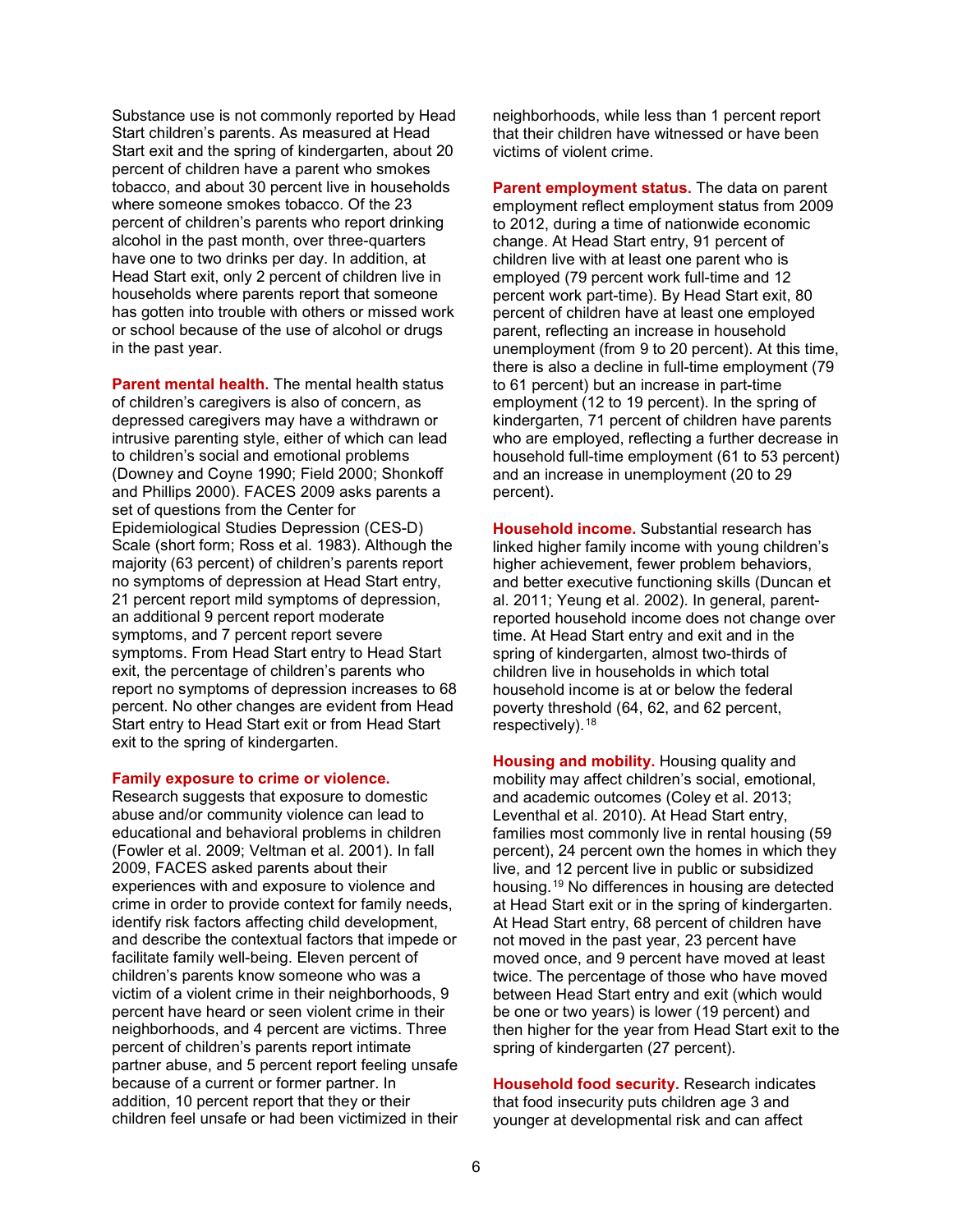Substance use is not commonly reported by Head Start children's parents. As measured at Head Start exit and the spring of kindergarten, about 20 percent of children have a parent who smokes tobacco, and about 30 percent live in households where someone smokes tobacco. Of the 23 percent of children's parents who report drinking alcohol in the past month, over three-quarters have one to two drinks per day. In addition, at Head Start exit, only 2 percent of children live in households where parents report that someone has gotten into trouble with others or missed work or school because of the use of alcohol or drugs in the past year.

**Parent mental health.** The mental health status of children's caregivers is also of concern, as depressed caregivers may have a withdrawn or intrusive parenting style, either of which can lead to children's social and emotional problems (Downey and Coyne 1990; Field 2000; Shonkoff and Phillips 2000). FACES 2009 asks parents a set of questions from the Center for Epidemiological Studies Depression (CES-D) Scale (short form; Ross et al. 1983). Although the majority (63 percent) of children's parents report no symptoms of depression at Head Start entry, 21 percent report mild symptoms of depression, an additional 9 percent report moderate symptoms, and 7 percent report severe symptoms. From Head Start entry to Head Start exit, the percentage of children's parents who report no symptoms of depression increases to 68 percent. No other changes are evident from Head Start entry to Head Start exit or from Head Start exit to the spring of kindergarten.

**Family exposure to crime or violence.** Research suggests that exposure to domestic abuse and/or community violence can lead to educational and behavioral problems in children (Fowler et al. 2009; Veltman et al. 2001). In fall 2009, FACES asked parents about their experiences with and exposure to violence and crime in order to provide context for family needs, identify risk factors affecting child development, and describe the contextual factors that impede or facilitate family well-being. Eleven percent of children's parents know someone who was a victim of a violent crime in their neighborhoods, 9 percent have heard or seen violent crime in their neighborhoods, and 4 percent are victims. Three percent of children's parents report intimate partner abuse, and 5 percent report feeling unsafe because of a current or former partner. In addition, 10 percent report that they or their children feel unsafe or had been victimized in their neighborhoods, while less than 1 percent report that their children have witnessed or have been victims of violent crime.

**Parent employment status.** The data on parent employment reflect employment status from 2009 to 2012, during a time of nationwide economic change. At Head Start entry, 91 percent of children live with at least one parent who is employed (79 percent work full-time and 12 percent work part-time). By Head Start exit, 80 percent of children have at least one employed parent, reflecting an increase in household unemployment (from 9 to 20 percent). At this time, there is also a decline in full-time employment (79 to 61 percent) but an increase in part-time employment (12 to 19 percent). In the spring of kindergarten, 71 percent of children have parents who are employed, reflecting a further decrease in household full-time employment (61 to 53 percent) and an increase in unemployment (20 to 29 percent).

**Household income.** Substantial research has linked higher family income with young children's higher achievement, fewer problem behaviors, and better executive functioning skills (Duncan et al. 2011; Yeung et al. 2002). In general, parent-reported household income does not change over time. At Head Start entry and exit and in the spring of kindergarten, almost two-thirds of children live in households in which total household income is at or below the federal poverty threshold (64, 62, and 62 percent, respectively).[18]

**Housing and mobility.** Housing quality and mobility may affect children's social, emotional, and academic outcomes (Coley et al. 2013; Leventhal et al. 2010). At Head Start entry, families most commonly live in rental housing (59 percent), 24 percent own the homes in which they live, and 12 percent live in public or subsidized housing.[19] No differences in housing are detected at Head Start exit or in the spring of kindergarten. At Head Start entry, 68 percent of children have not moved in the past year, 23 percent have moved once, and 9 percent have moved at least twice. The percentage of those who have moved between Head Start entry and exit (which would be one or two years) is lower (19 percent) and then higher for the year from Head Start exit to the spring of kindergarten (27 percent).

**Household food security.** Research indicates that food insecurity puts children age 3 and younger at developmental risk and can affect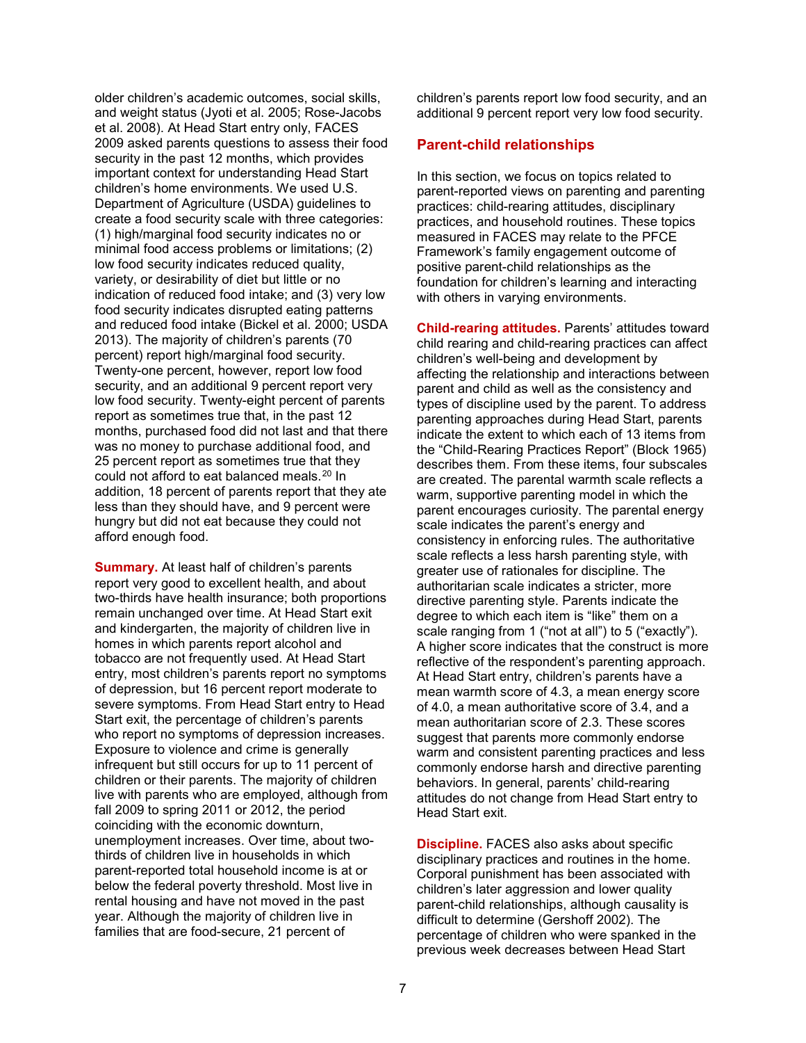older children's academic outcomes, social skills, and weight status (Jyoti et al. 2005; Rose-Jacobs et al. 2008). At Head Start entry only, FACES 2009 asked parents questions to assess their food security in the past 12 months, which provides important context for understanding Head Start children's home environments. We used U.S. Department of Agriculture (USDA) guidelines to create a food security scale with three categories: (1) high/marginal food security indicates no or minimal food access problems or limitations; (2) low food security indicates reduced quality, variety, or desirability of diet but little or no indication of reduced food intake; and (3) very low food security indicates disrupted eating patterns and reduced food intake (Bickel et al. 2000; USDA 2013). The majority of children's parents (70 percent) report high/marginal food security. Twenty-one percent, however, report low food security, and an additional 9 percent report very low food security. Twenty-eight percent of parents report as sometimes true that, in the past 12 months, purchased food did not last and that there was no money to purchase additional food, and 25 percent report as sometimes true that they could not afford to eat balanced meals.[20] In addition, 18 percent of parents report that they ate less than they should have, and 9 percent were hungry but did not eat because they could not afford enough food.

**Summary.** At least half of children's parents report very good to excellent health, and about two-thirds have health insurance; both proportions remain unchanged over time. At Head Start exit and kindergarten, the majority of children live in homes in which parents report alcohol and tobacco are not frequently used. At Head Start entry, most children's parents report no symptoms of depression, but 16 percent report moderate to severe symptoms. From Head Start entry to Head Start exit, the percentage of children's parents who report no symptoms of depression increases. Exposure to violence and crime is generally infrequent but still occurs for up to 11 percent of children or their parents. The majority of children live with parents who are employed, although from fall 2009 to spring 2011 or 2012, the period coinciding with the economic downturn, unemployment increases. Over time, about two-thirds of children live in households in which parent-reported total household income is at or below the federal poverty threshold. Most live in rental housing and have not moved in the past year. Although the majority of children live in families that are food-secure, 21 percent of children's parents report low food security, and an additional 9 percent report very low food security.

## Parent-child relationships

In this section, we focus on topics related to parent-reported views on parenting and parenting practices: child-rearing attitudes, disciplinary practices, and household routines. These topics measured in FACES may relate to the PFCE Framework's family engagement outcome of positive parent-child relationships as the foundation for children's learning and interacting with others in varying environments.

**Child-rearing attitudes.** Parents' attitudes toward child rearing and child-rearing practices can affect children's well-being and development by affecting the relationship and interactions between parent and child as well as the consistency and types of discipline used by the parent. To address parenting approaches during Head Start, parents indicate the extent to which each of 13 items from the "Child-Rearing Practices Report" (Block 1965) describes them. From these items, four subscales are created. The parental warmth scale reflects a warm, supportive parenting model in which the parent encourages curiosity. The parental energy scale indicates the parent's energy and consistency in enforcing rules. The authoritative scale reflects a less harsh parenting style, with greater use of rationales for discipline. The authoritarian scale indicates a stricter, more directive parenting style. Parents indicate the degree to which each item is "like" them on a scale ranging from 1 ("not at all") to 5 ("exactly"). A higher score indicates that the construct is more reflective of the respondent's parenting approach. At Head Start entry, children's parents have a mean warmth score of 4.3, a mean energy score of 4.0, a mean authoritative score of 3.4, and a mean authoritarian score of 2.3. These scores suggest that parents more commonly endorse warm and consistent parenting practices and less commonly endorse harsh and directive parenting behaviors. In general, parents' child-rearing attitudes do not change from Head Start entry to Head Start exit.

**Discipline.** FACES also asks about specific disciplinary practices and routines in the home. Corporal punishment has been associated with children's later aggression and lower quality parent-child relationships, although causality is difficult to determine (Gershoff 2002). The percentage of children who were spanked in the previous week decreases between Head Start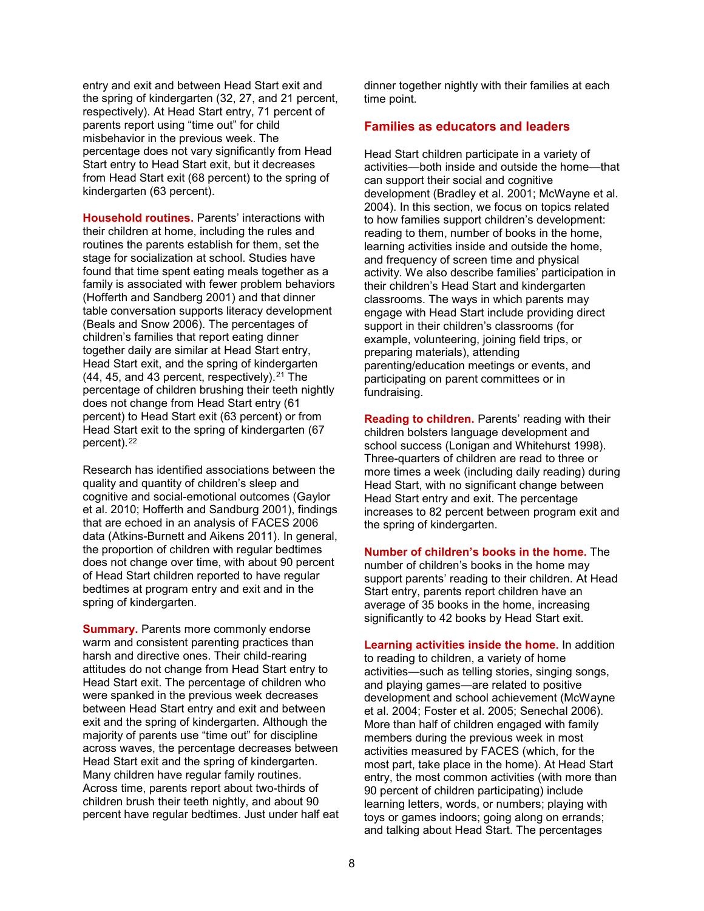entry and exit and between Head Start exit and the spring of kindergarten (32, 27, and 21 percent, respectively). At Head Start entry, 71 percent of parents report using "time out" for child misbehavior in the previous week. The percentage does not vary significantly from Head Start entry to Head Start exit, but it decreases from Head Start exit (68 percent) to the spring of kindergarten (63 percent).

**Household routines.** Parents' interactions with their children at home, including the rules and routines the parents establish for them, set the stage for socialization at school. Studies have found that time spent eating meals together as a family is associated with fewer problem behaviors (Hofferth and Sandberg 2001) and that dinner table conversation supports literacy development (Beals and Snow 2006). The percentages of children's families that report eating dinner together daily are similar at Head Start entry, Head Start exit, and the spring of kindergarten (44, 45, and 43 percent, respectively).[21] The percentage of children brushing their teeth nightly does not change from Head Start entry (61 percent) to Head Start exit (63 percent) or from Head Start exit to the spring of kindergarten (67 percent).[22]

Research has identified associations between the quality and quantity of children's sleep and cognitive and social-emotional outcomes (Gaylor et al. 2010; Hofferth and Sandburg 2001), findings that are echoed in an analysis of FACES 2006 data (Atkins-Burnett and Aikens 2011). In general, the proportion of children with regular bedtimes does not change over time, with about 90 percent of Head Start children reported to have regular bedtimes at program entry and exit and in the spring of kindergarten.

**Summary.** Parents more commonly endorse warm and consistent parenting practices than harsh and directive ones. Their child-rearing attitudes do not change from Head Start entry to Head Start exit. The percentage of children who were spanked in the previous week decreases between Head Start entry and exit and between exit and the spring of kindergarten. Although the majority of parents use "time out" for discipline across waves, the percentage decreases between Head Start exit and the spring of kindergarten. Many children have regular family routines. Across time, parents report about two-thirds of children brush their teeth nightly, and about 90 percent have regular bedtimes. Just under half eat dinner together nightly with their families at each time point.

## Families as educators and leaders

Head Start children participate in a variety of activities—both inside and outside the home—that can support their social and cognitive development (Bradley et al. 2001; McWayne et al. 2004). In this section, we focus on topics related to how families support children's development: reading to them, number of books in the home, learning activities inside and outside the home, and frequency of screen time and physical activity. We also describe families' participation in their children's Head Start and kindergarten classrooms. The ways in which parents may engage with Head Start include providing direct support in their children's classrooms (for example, volunteering, joining field trips, or preparing materials), attending parenting/education meetings or events, and participating on parent committees or in fundraising.

**Reading to children.** Parents' reading with their children bolsters language development and school success (Lonigan and Whitehurst 1998). Three-quarters of children are read to three or more times a week (including daily reading) during Head Start, with no significant change between Head Start entry and exit. The percentage increases to 82 percent between program exit and the spring of kindergarten.

**Number of children's books in the home.** The number of children's books in the home may support parents' reading to their children. At Head Start entry, parents report children have an average of 35 books in the home, increasing significantly to 42 books by Head Start exit.

**Learning activities inside the home.** In addition to reading to children, a variety of home activities—such as telling stories, singing songs, and playing games—are related to positive development and school achievement (McWayne et al. 2004; Foster et al. 2005; Senechal 2006). More than half of children engaged with family members during the previous week in most activities measured by FACES (which, for the most part, take place in the home). At Head Start entry, the most common activities (with more than 90 percent of children participating) include learning letters, words, or numbers; playing with toys or games indoors; going along on errands; and talking about Head Start. The percentages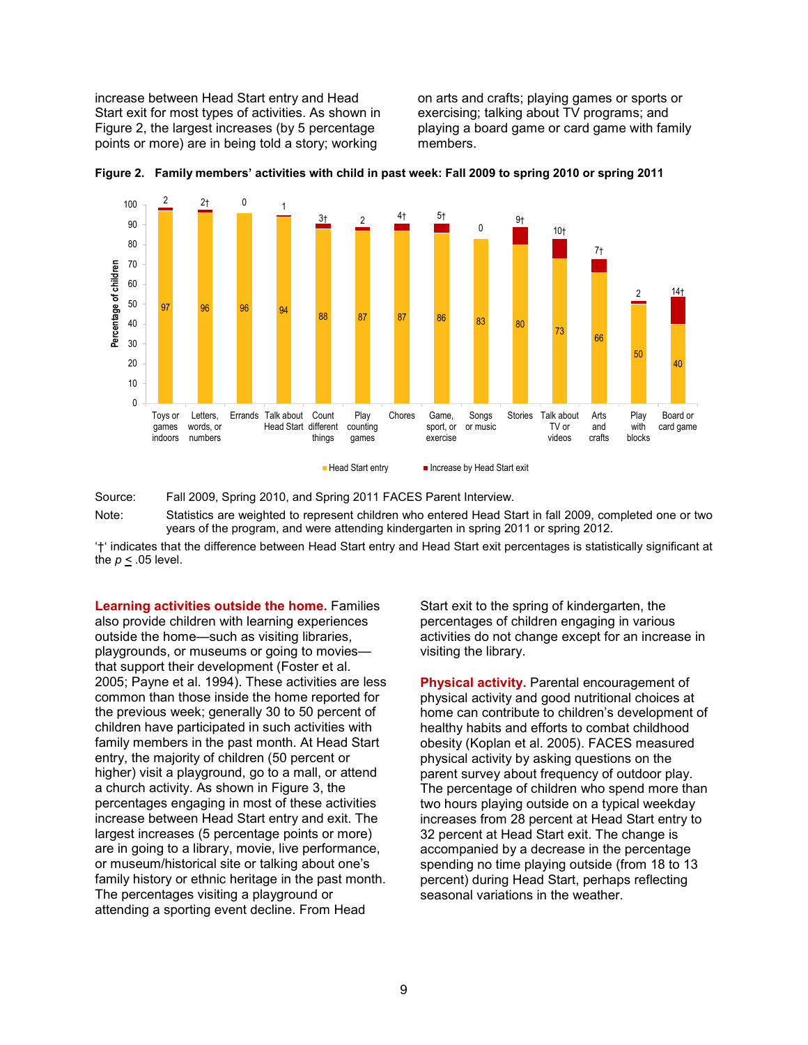increase between Head Start entry and Head Start exit for most types of activities. As shown in Figure 2, the largest increases (by 5 percentage points or more) are in being told a story; working on arts and crafts; playing games or sports or exercising; talking about TV programs; and playing a board game or card game with family members.

**Figure 2. Family members' activities with child in past week: Fall 2009 to spring 2010 or spring 2011**

| Activity | Head Start entry | Increase by Head Start exit |
|---|---|---|
| Toys or games indoors | 97 | 2 |
| Letters, words, or numbers | 96 | 2† |
| Errands | 96 | 0 |
| Talk about Head Start | 94 | 1 |
| Count different things | 88 | 3† |
| Play counting games | 87 | 2 |
| Chores | 87 | 4† |
| Game, sport, or exercise | 86 | 5† |
| Songs or music | 83 | 0 |
| Stories | 80 | 9† |
| Talk about TV or videos | 73 | 10† |
| Arts and crafts | 66 | 7† |
| Play with blocks | 50 | 2 |
| Board or card game | 40 | 14† |

Source: Fall 2009, Spring 2010, and Spring 2011 FACES Parent Interview.

Note: Statistics are weighted to represent children who entered Head Start in fall 2009, completed one or two years of the program, and were attending kindergarten in spring 2011 or spring 2012.

'†' indicates that the difference between Head Start entry and Head Start exit percentages is statistically significant at the $p \leq .05$ level.

**Learning activities outside the home.** Families also provide children with learning experiences outside the home—such as visiting libraries, playgrounds, or museums or going to movies—that support their development (Foster et al. 2005; Payne et al. 1994). These activities are less common than those inside the home reported for the previous week; generally 30 to 50 percent of children have participated in such activities with family members in the past month. At Head Start entry, the majority of children (50 percent or higher) visit a playground, go to a mall, or attend a church activity. As shown in Figure 3, the percentages engaging in most of these activities increase between Head Start entry and exit. The largest increases (5 percentage points or more) are in going to a library, movie, live performance, or museum/historical site or talking about one's family history or ethnic heritage in the past month. The percentages visiting a playground or attending a sporting event decline. From Head Start exit to the spring of kindergarten, the percentages of children engaging in various activities do not change except for an increase in visiting the library.

**Physical activity.** Parental encouragement of physical activity and good nutritional choices at home can contribute to children's development of healthy habits and efforts to combat childhood obesity (Koplan et al. 2005). FACES measured physical activity by asking questions on the parent survey about frequency of outdoor play. The percentage of children who spend more than two hours playing outside on a typical weekday increases from 28 percent at Head Start entry to 32 percent at Head Start exit. The change is accompanied by a decrease in the percentage spending no time playing outside (from 18 to 13 percent) during Head Start, perhaps reflecting seasonal variations in the weather.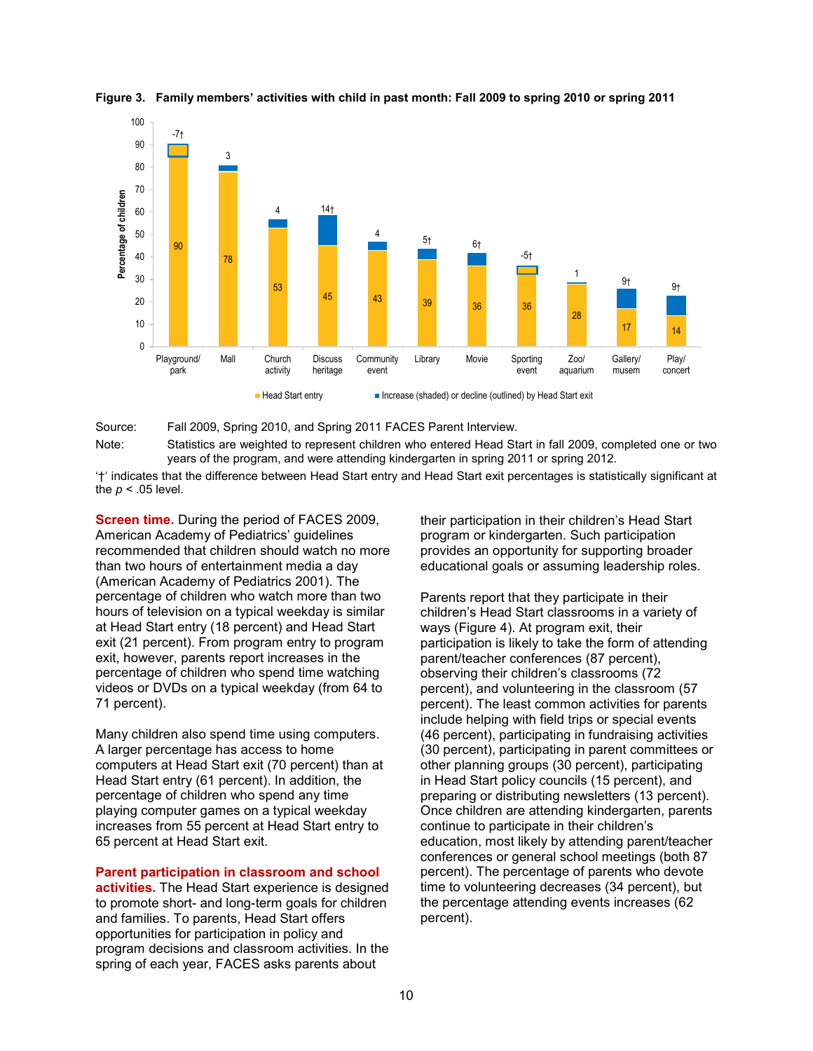**Figure 3. Family members' activities with child in past month: Fall 2009 to spring 2010 or spring 2011**

| Activity | Head Start entry | Increase (shaded) or decline (outlined) by Head Start exit |
|---|---|---|
| Playground/ park | 90 | -7† |
| Mall | 78 | 3 |
| Church activity | 53 | 4 |
| Discuss heritage | 45 | 14† |
| Community event | 43 | 4 |
| Library | 39 | 5† |
| Movie | 36 | 6† |
| Sporting event | 36 | -5† |
| Zoo/ aquarium | 28 | 1 |
| Gallery/ musem | 17 | 9† |
| Play/ concert | 14 | 9† |

Source: Fall 2009, Spring 2010, and Spring 2011 FACES Parent Interview.

Note: Statistics are weighted to represent children who entered Head Start in fall 2009, completed one or two years of the program, and were attending kindergarten in spring 2011 or spring 2012.

'†' indicates that the difference between Head Start entry and Head Start exit percentages is statistically significant at the $p < .05$ level.

**Screen time.** During the period of FACES 2009, American Academy of Pediatrics' guidelines recommended that children should watch no more than two hours of entertainment media a day (American Academy of Pediatrics 2001). The percentage of children who watch more than two hours of television on a typical weekday is similar at Head Start entry (18 percent) and Head Start exit (21 percent). From program entry to program exit, however, parents report increases in the percentage of children who spend time watching videos or DVDs on a typical weekday (from 64 to 71 percent).

Many children also spend time using computers. A larger percentage has access to home computers at Head Start exit (70 percent) than at Head Start entry (61 percent). In addition, the percentage of children who spend any time playing computer games on a typical weekday increases from 55 percent at Head Start entry to 65 percent at Head Start exit.

**Parent participation in classroom and school activities.** The Head Start experience is designed to promote short- and long-term goals for children and families. To parents, Head Start offers opportunities for participation in policy and program decisions and classroom activities. In the spring of each year, FACES asks parents about their participation in their children's Head Start program or kindergarten. Such participation provides an opportunity for supporting broader educational goals or assuming leadership roles.

Parents report that they participate in their children's Head Start classrooms in a variety of ways (Figure 4). At program exit, their participation is likely to take the form of attending parent/teacher conferences (87 percent), observing their children's classrooms (72 percent), and volunteering in the classroom (57 percent). The least common activities for parents include helping with field trips or special events (46 percent), participating in fundraising activities (30 percent), participating in parent committees or other planning groups (30 percent), participating in Head Start policy councils (15 percent), and preparing or distributing newsletters (13 percent). Once children are attending kindergarten, parents continue to participate in their children's education, most likely by attending parent/teacher conferences or general school meetings (both 87 percent). The percentage of parents who devote time to volunteering decreases (34 percent), but the percentage attending events increases (62 percent).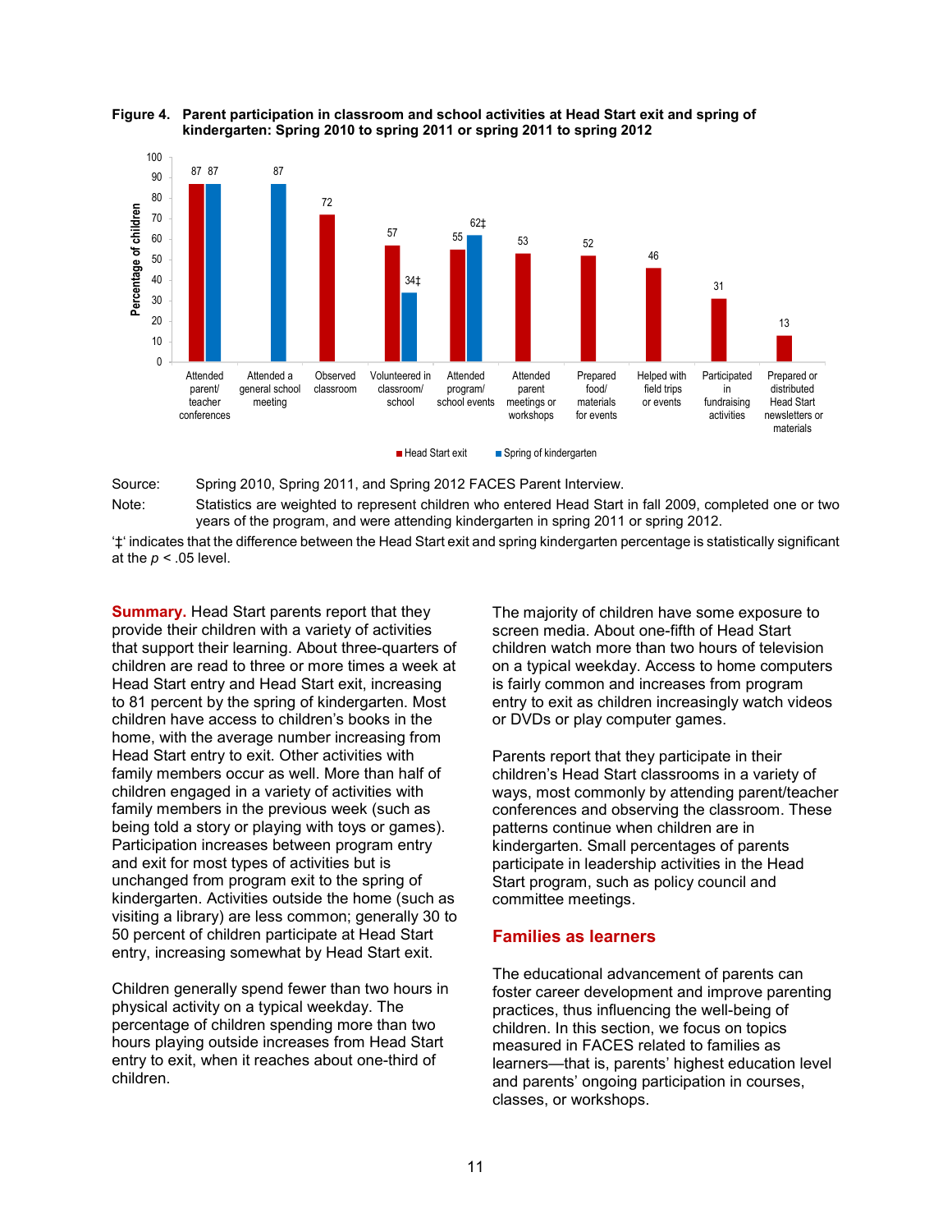**Figure 4. Parent participation in classroom and school activities at Head Start exit and spring of kindergarten: Spring 2010 to spring 2011 or spring 2011 to spring 2012**

| Activity | Head Start exit | Spring of kindergarten |
|---|---|---|
| Attended parent/ teacher conferences | 87 | 87 |
| Attended a general school meeting | | 87 |
| Observed classroom | 72 | |
| Volunteered in classroom/ school | 57 | 34‡ |
| Attended program/ school events | 55 | 62‡ |
| Attended parent meetings or workshops | 53 | |
| Prepared food/ materials for events | 52 | |
| Helped with field trips or events | 46 | |
| Participated in fundraising activities | 31 | |
| Prepared or distributed Head Start newsletters or materials | 13 | |

Percentage of children

Source: Spring 2010, Spring 2011, and Spring 2012 FACES Parent Interview.

Note: Statistics are weighted to represent children who entered Head Start in fall 2009, completed one or two years of the program, and were attending kindergarten in spring 2011 or spring 2012.

'‡' indicates that the difference between the Head Start exit and spring kindergarten percentage is statistically significant at the $p < .05$ level.

**Summary.** Head Start parents report that they provide their children with a variety of activities that support their learning. About three-quarters of children are read to three or more times a week at Head Start entry and Head Start exit, increasing to 81 percent by the spring of kindergarten. Most children have access to children's books in the home, with the average number increasing from Head Start entry to exit. Other activities with family members occur as well. More than half of children engaged in a variety of activities with family members in the previous week (such as being told a story or playing with toys or games). Participation increases between program entry and exit for most types of activities but is unchanged from program exit to the spring of kindergarten. Activities outside the home (such as visiting a library) are less common; generally 30 to 50 percent of children participate at Head Start entry, increasing somewhat by Head Start exit.

Children generally spend fewer than two hours in physical activity on a typical weekday. The percentage of children spending more than two hours playing outside increases from Head Start entry to exit, when it reaches about one-third of children.

The majority of children have some exposure to screen media. About one-fifth of Head Start children watch more than two hours of television on a typical weekday. Access to home computers is fairly common and increases from program entry to exit as children increasingly watch videos or DVDs or play computer games.

Parents report that they participate in their children's Head Start classrooms in a variety of ways, most commonly by attending parent/teacher conferences and observing the classroom. These patterns continue when children are in kindergarten. Small percentages of parents participate in leadership activities in the Head Start program, such as policy council and committee meetings.

## Families as learners

The educational advancement of parents can foster career development and improve parenting practices, thus influencing the well-being of children. In this section, we focus on topics measured in FACES related to families as learners—that is, parents' highest education level and parents' ongoing participation in courses, classes, or workshops.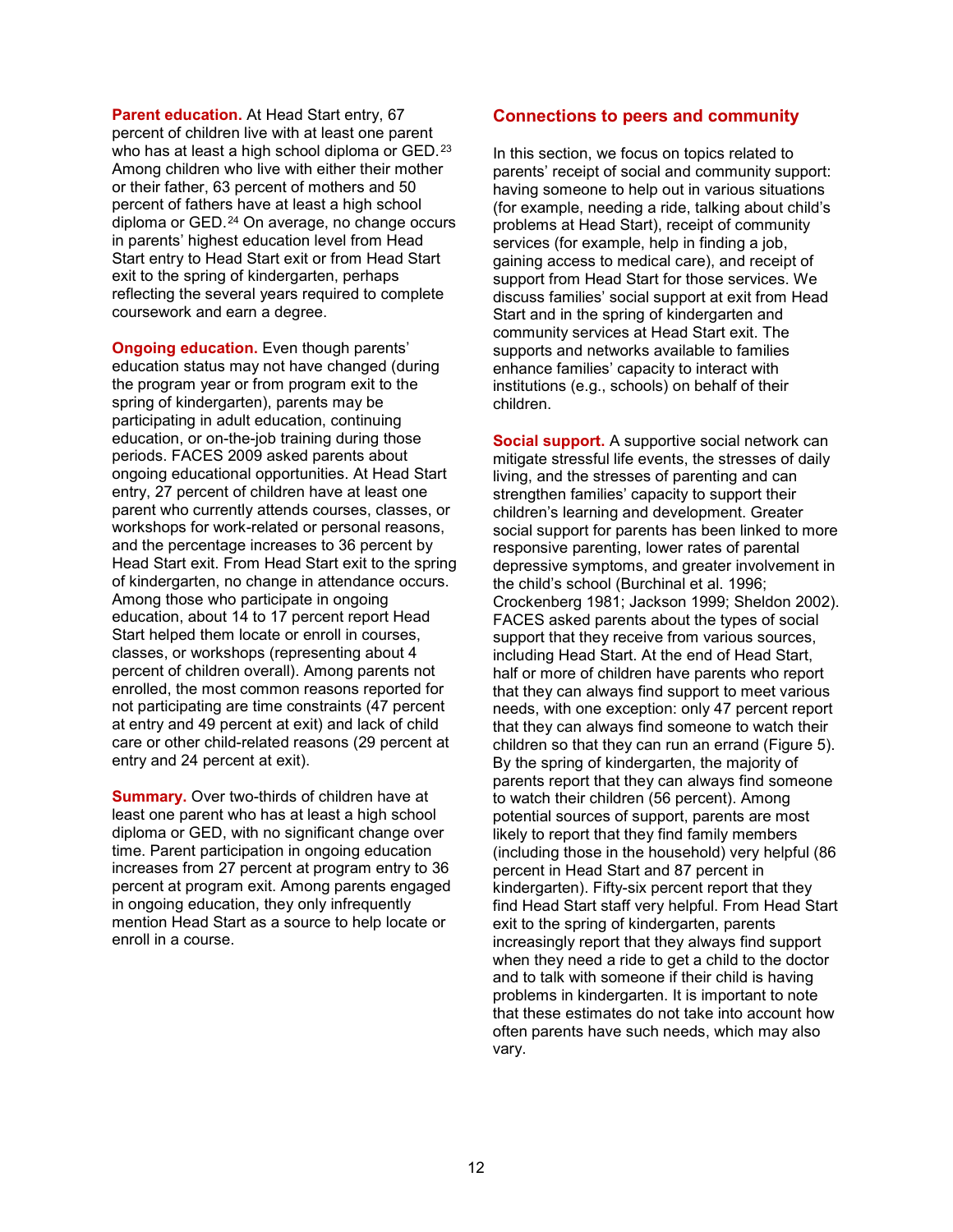**Parent education.** At Head Start entry, 67 percent of children live with at least one parent who has at least a high school diploma or GED.[23] Among children who live with either their mother or their father, 63 percent of mothers and 50 percent of fathers have at least a high school diploma or GED.[24] On average, no change occurs in parents' highest education level from Head Start entry to Head Start exit or from Head Start exit to the spring of kindergarten, perhaps reflecting the several years required to complete coursework and earn a degree.

**Ongoing education.** Even though parents' education status may not have changed (during the program year or from program exit to the spring of kindergarten), parents may be participating in adult education, continuing education, or on-the-job training during those periods. FACES 2009 asked parents about ongoing educational opportunities. At Head Start entry, 27 percent of children have at least one parent who currently attends courses, classes, or workshops for work-related or personal reasons, and the percentage increases to 36 percent by Head Start exit. From Head Start exit to the spring of kindergarten, no change in attendance occurs. Among those who participate in ongoing education, about 14 to 17 percent report Head Start helped them locate or enroll in courses, classes, or workshops (representing about 4 percent of children overall). Among parents not enrolled, the most common reasons reported for not participating are time constraints (47 percent at entry and 49 percent at exit) and lack of child care or other child-related reasons (29 percent at entry and 24 percent at exit).

**Summary.** Over two-thirds of children have at least one parent who has at least a high school diploma or GED, with no significant change over time. Parent participation in ongoing education increases from 27 percent at program entry to 36 percent at program exit. Among parents engaged in ongoing education, they only infrequently mention Head Start as a source to help locate or enroll in a course.

## Connections to peers and community

In this section, we focus on topics related to parents' receipt of social and community support: having someone to help out in various situations (for example, needing a ride, talking about child's problems at Head Start), receipt of community services (for example, help in finding a job, gaining access to medical care), and receipt of support from Head Start for those services. We discuss families' social support at exit from Head Start and in the spring of kindergarten and community services at Head Start exit. The supports and networks available to families enhance families' capacity to interact with institutions (e.g., schools) on behalf of their children.

**Social support.** A supportive social network can mitigate stressful life events, the stresses of daily living, and the stresses of parenting and can strengthen families' capacity to support their children's learning and development. Greater social support for parents has been linked to more responsive parenting, lower rates of parental depressive symptoms, and greater involvement in the child's school (Burchinal et al. 1996; Crockenberg 1981; Jackson 1999; Sheldon 2002). FACES asked parents about the types of social support that they receive from various sources, including Head Start. At the end of Head Start, half or more of children have parents who report that they can always find support to meet various needs, with one exception: only 47 percent report that they can always find someone to watch their children so that they can run an errand (Figure 5). By the spring of kindergarten, the majority of parents report that they can always find someone to watch their children (56 percent). Among potential sources of support, parents are most likely to report that they find family members (including those in the household) very helpful (86 percent in Head Start and 87 percent in kindergarten). Fifty-six percent report that they find Head Start staff very helpful. From Head Start exit to the spring of kindergarten, parents increasingly report that they always find support when they need a ride to get a child to the doctor and to talk with someone if their child is having problems in kindergarten. It is important to note that these estimates do not take into account how often parents have such needs, which may also vary.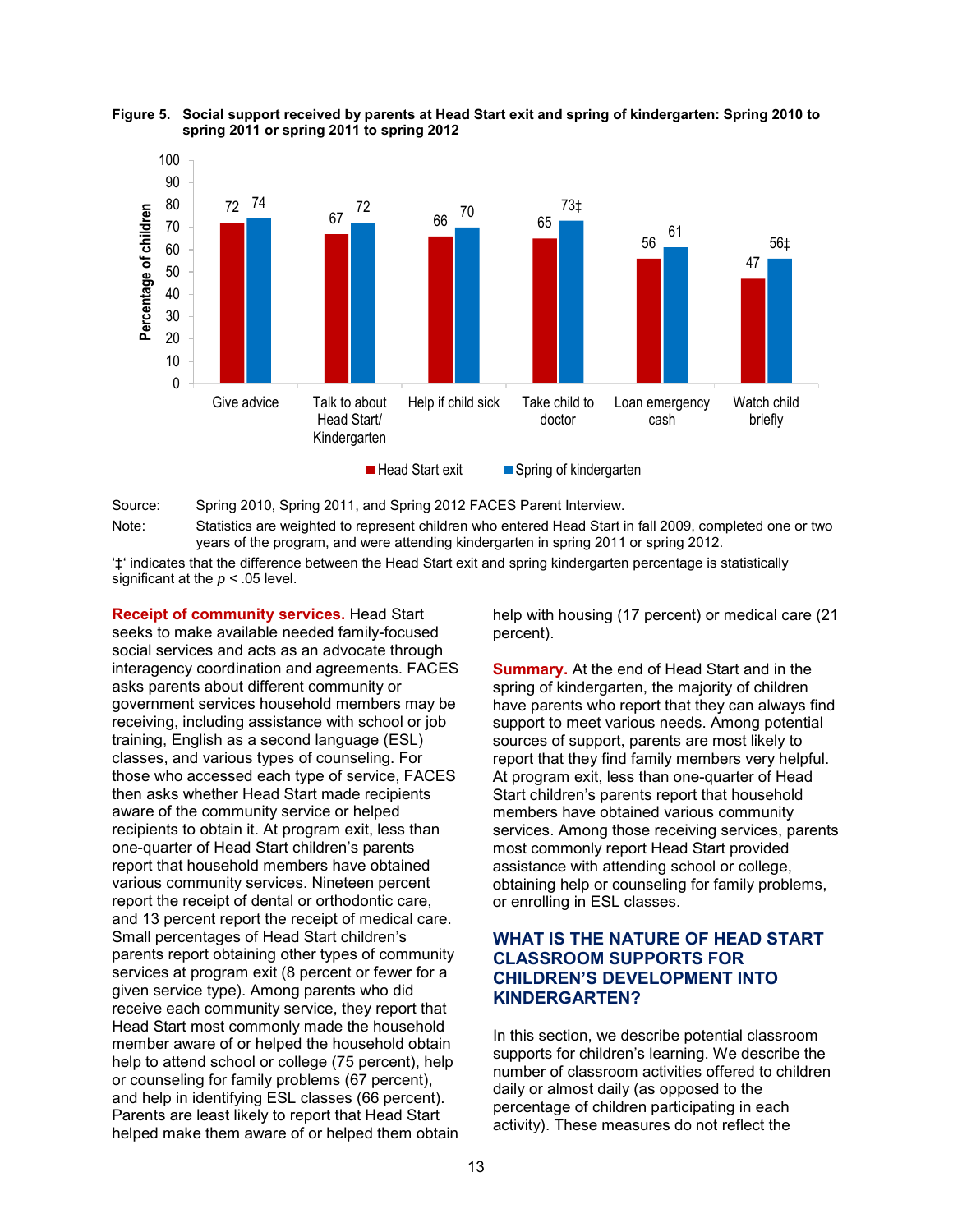**Figure 5. Social support received by parents at Head Start exit and spring of kindergarten: Spring 2010 to spring 2011 or spring 2011 to spring 2012**

| Percentage of children | Head Start exit | Spring of kindergarten |
|---|---|---|
| Give advice | 72 | 74 |
| Talk to about Head Start/ Kindergarten | 67 | 72 |
| Help if child sick | 66 | 70 |
| Take child to doctor | 65 | 73‡ |
| Loan emergency cash | 56 | 61 |
| Watch child briefly | 47 | 56‡ |

Source: Spring 2010, Spring 2011, and Spring 2012 FACES Parent Interview.

Note: Statistics are weighted to represent children who entered Head Start in fall 2009, completed one or two years of the program, and were attending kindergarten in spring 2011 or spring 2012.

'‡' indicates that the difference between the Head Start exit and spring kindergarten percentage is statistically significant at the $p < .05$ level.

**Receipt of community services.** Head Start seeks to make available needed family-focused social services and acts as an advocate through interagency coordination and agreements. FACES asks parents about different community or government services household members may be receiving, including assistance with school or job training, English as a second language (ESL) classes, and various types of counseling. For those who accessed each type of service, FACES then asks whether Head Start made recipients aware of the community service or helped recipients to obtain it. At program exit, less than one-quarter of Head Start children's parents report that household members have obtained various community services. Nineteen percent report the receipt of dental or orthodontic care, and 13 percent report the receipt of medical care. Small percentages of Head Start children's parents report obtaining other types of community services at program exit (8 percent or fewer for a given service type). Among parents who did receive each community service, they report that Head Start most commonly made the household member aware of or helped the household obtain help to attend school or college (75 percent), help or counseling for family problems (67 percent), and help in identifying ESL classes (66 percent). Parents are least likely to report that Head Start helped make them aware of or helped them obtain help with housing (17 percent) or medical care (21 percent).

**Summary.** At the end of Head Start and in the spring of kindergarten, the majority of children have parents who report that they can always find support to meet various needs. Among potential sources of support, parents are most likely to report that they find family members very helpful. At program exit, less than one-quarter of Head Start children's parents report that household members have obtained various community services. Among those receiving services, parents most commonly report Head Start provided assistance with attending school or college, obtaining help or counseling for family problems, or enrolling in ESL classes.

## WHAT IS THE NATURE OF HEAD START CLASSROOM SUPPORTS FOR CHILDREN'S DEVELOPMENT INTO KINDERGARTEN?

In this section, we describe potential classroom supports for children's learning. We describe the number of classroom activities offered to children daily or almost daily (as opposed to the percentage of children participating in each activity). These measures do not reflect the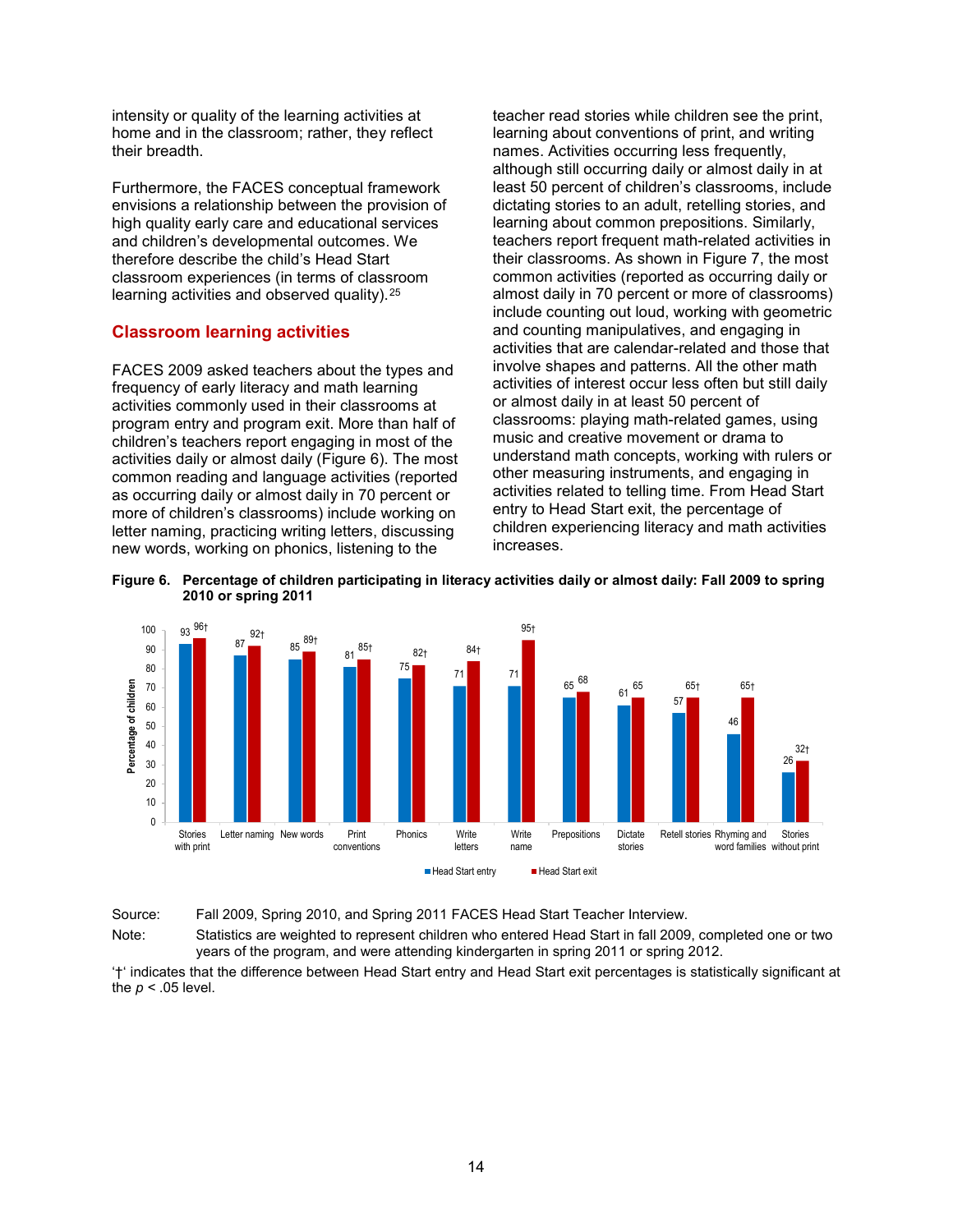intensity or quality of the learning activities at home and in the classroom; rather, they reflect their breadth.

Furthermore, the FACES conceptual framework envisions a relationship between the provision of high quality early care and educational services and children's developmental outcomes. We therefore describe the child's Head Start classroom experiences (in terms of classroom learning activities and observed quality).[25]

## Classroom learning activities

FACES 2009 asked teachers about the types and frequency of early literacy and math learning activities commonly used in their classrooms at program entry and program exit. More than half of children's teachers report engaging in most of the activities daily or almost daily (Figure 6). The most common reading and language activities (reported as occurring daily or almost daily in 70 percent or more of children's classrooms) include working on letter naming, practicing writing letters, discussing new words, working on phonics, listening to the teacher read stories while children see the print, learning about conventions of print, and writing names. Activities occurring less frequently, although still occurring daily or almost daily in at least 50 percent of children's classrooms, include dictating stories to an adult, retelling stories, and learning about common prepositions. Similarly, teachers report frequent math-related activities in their classrooms. As shown in Figure 7, the most common activities (reported as occurring daily or almost daily in 70 percent or more of classrooms) include counting out loud, working with geometric and counting manipulatives, and engaging in activities that are calendar-related and those that involve shapes and patterns. All the other math activities of interest occur less often but still daily or almost daily in at least 50 percent of classrooms: playing math-related games, using music and creative movement or drama to understand math concepts, working with rulers or other measuring instruments, and engaging in activities related to telling time. From Head Start entry to Head Start exit, the percentage of children experiencing literacy and math activities increases.

**Figure 6. Percentage of children participating in literacy activities daily or almost daily: Fall 2009 to spring 2010 or spring 2011**

| Activity | Head Start entry | Head Start exit |
|---|---|---|
| Stories with print | 93 | 96† |
| Letter naming | 87 | 92† |
| New words | 85 | 89† |
| Print conventions | 81 | 85† |
| Phonics | 75 | 82† |
| Write letters | 71 | 84† |
| Write name | 71 | 95† |
| Prepositions | 65 | 68 |
| Dictate stories | 61 | 65 |
| Retell stories | 57 | 65† |
| Rhyming and word families | 46 | 65† |
| Stories without print | 26 | 32† |

Source: Fall 2009, Spring 2010, and Spring 2011 FACES Head Start Teacher Interview.

Note: Statistics are weighted to represent children who entered Head Start in fall 2009, completed one or two years of the program, and were attending kindergarten in spring 2011 or spring 2012.

'†' indicates that the difference between Head Start entry and Head Start exit percentages is statistically significant at the $p < .05$ level.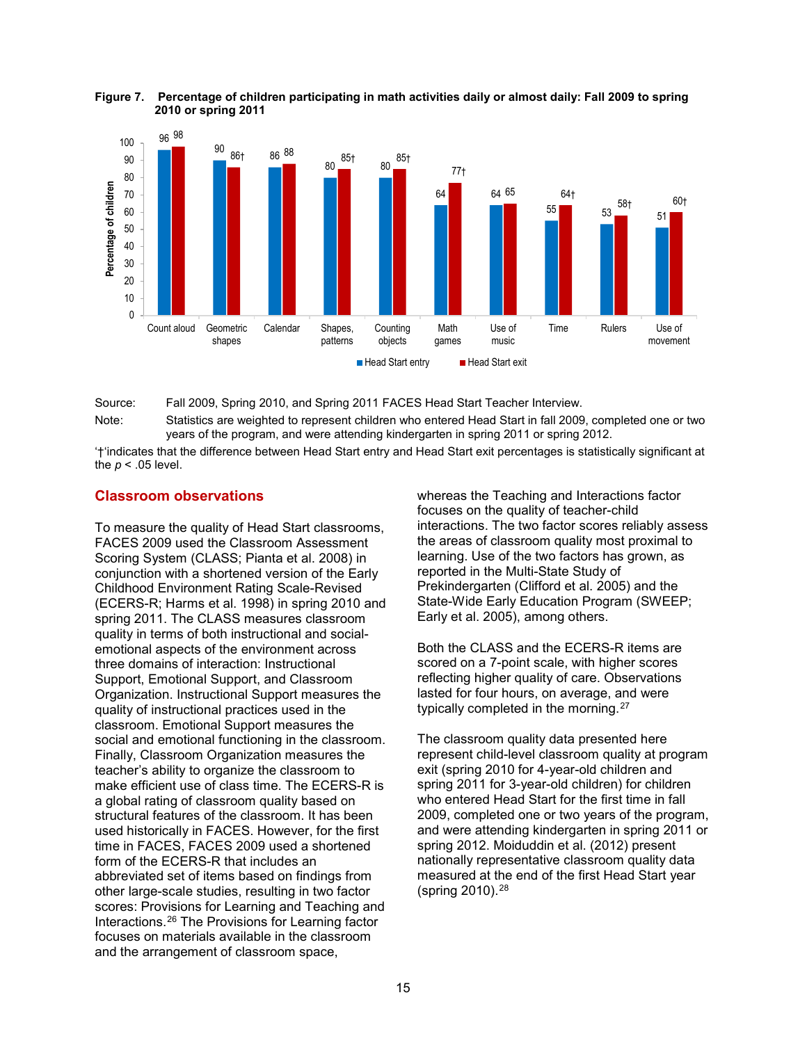**Figure 7. Percentage of children participating in math activities daily or almost daily: Fall 2009 to spring 2010 or spring 2011**

| Activity | Head Start entry | Head Start exit |
| --- | --- | --- |
| Count aloud | 96 | 98 |
| Geometric shapes | 90 | 86† |
| Calendar | 86 | 88 |
| Shapes, patterns | 80 | 85† |
| Counting objects | 80 | 85† |
| Math games | 64 | 77† |
| Use of music | 64 | 65 |
| Time | 55 | 64† |
| Rulers | 53 | 58† |
| Use of movement | 51 | 60† |

Source: Fall 2009, Spring 2010, and Spring 2011 FACES Head Start Teacher Interview.

Note: Statistics are weighted to represent children who entered Head Start in fall 2009, completed one or two years of the program, and were attending kindergarten in spring 2011 or spring 2012.

'†'indicates that the difference between Head Start entry and Head Start exit percentages is statistically significant at the $p < .05$ level.

## Classroom observations

To measure the quality of Head Start classrooms, FACES 2009 used the Classroom Assessment Scoring System (CLASS; Pianta et al. 2008) in conjunction with a shortened version of the Early Childhood Environment Rating Scale-Revised (ECERS-R; Harms et al. 1998) in spring 2010 and spring 2011. The CLASS measures classroom quality in terms of both instructional and social-emotional aspects of the environment across three domains of interaction: Instructional Support, Emotional Support, and Classroom Organization. Instructional Support measures the quality of instructional practices used in the classroom. Emotional Support measures the social and emotional functioning in the classroom. Finally, Classroom Organization measures the teacher's ability to organize the classroom to make efficient use of class time. The ECERS-R is a global rating of classroom quality based on structural features of the classroom. It has been used historically in FACES. However, for the first time in FACES, FACES 2009 used a shortened form of the ECERS-R that includes an abbreviated set of items based on findings from other large-scale studies, resulting in two factor scores: Provisions for Learning and Teaching and Interactions.[26] The Provisions for Learning factor focuses on materials available in the classroom and the arrangement of classroom space, whereas the Teaching and Interactions factor focuses on the quality of teacher-child interactions. The two factor scores reliably assess the areas of classroom quality most proximal to learning. Use of the two factors has grown, as reported in the Multi-State Study of Prekindergarten (Clifford et al. 2005) and the State-Wide Early Education Program (SWEEP; Early et al. 2005), among others.

Both the CLASS and the ECERS-R items are scored on a 7-point scale, with higher scores reflecting higher quality of care. Observations lasted for four hours, on average, and were typically completed in the morning.[27]

The classroom quality data presented here represent child-level classroom quality at program exit (spring 2010 for 4-year-old children and spring 2011 for 3-year-old children) for children who entered Head Start for the first time in fall 2009, completed one or two years of the program, and were attending kindergarten in spring 2011 or spring 2012. Moiduddin et al. (2012) present nationally representative classroom quality data measured at the end of the first Head Start year (spring 2010).[28]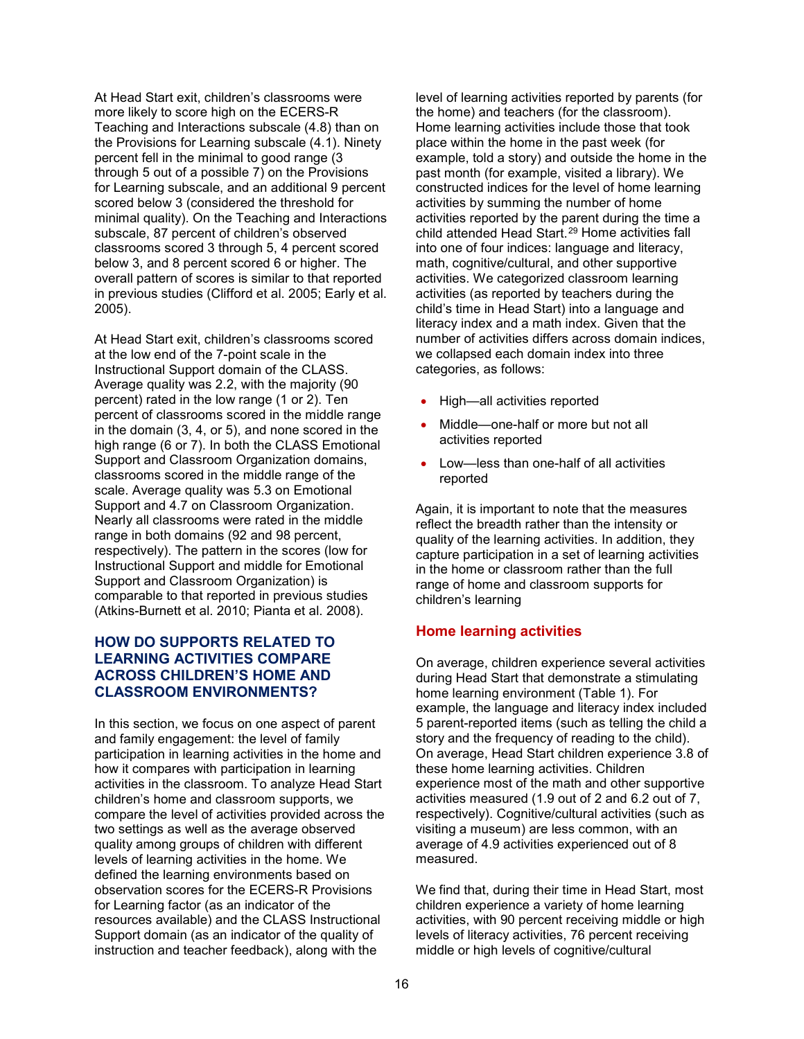At Head Start exit, children's classrooms were more likely to score high on the ECERS-R Teaching and Interactions subscale (4.8) than on the Provisions for Learning subscale (4.1). Ninety percent fell in the minimal to good range (3 through 5 out of a possible 7) on the Provisions for Learning subscale, and an additional 9 percent scored below 3 (considered the threshold for minimal quality). On the Teaching and Interactions subscale, 87 percent of children's observed classrooms scored 3 through 5, 4 percent scored below 3, and 8 percent scored 6 or higher. The overall pattern of scores is similar to that reported in previous studies (Clifford et al. 2005; Early et al. 2005).

At Head Start exit, children's classrooms scored at the low end of the 7-point scale in the Instructional Support domain of the CLASS. Average quality was 2.2, with the majority (90 percent) rated in the low range (1 or 2). Ten percent of classrooms scored in the middle range in the domain (3, 4, or 5), and none scored in the high range (6 or 7). In both the CLASS Emotional Support and Classroom Organization domains, classrooms scored in the middle range of the scale. Average quality was 5.3 on Emotional Support and 4.7 on Classroom Organization. Nearly all classrooms were rated in the middle range in both domains (92 and 98 percent, respectively). The pattern in the scores (low for Instructional Support and middle for Emotional Support and Classroom Organization) is comparable to that reported in previous studies (Atkins-Burnett et al. 2010; Pianta et al. 2008).

## HOW DO SUPPORTS RELATED TO LEARNING ACTIVITIES COMPARE ACROSS CHILDREN'S HOME AND CLASSROOM ENVIRONMENTS?

In this section, we focus on one aspect of parent and family engagement: the level of family participation in learning activities in the home and how it compares with participation in learning activities in the classroom. To analyze Head Start children's home and classroom supports, we compare the level of activities provided across the two settings as well as the average observed quality among groups of children with different levels of learning activities in the home. We defined the learning environments based on observation scores for the ECERS-R Provisions for Learning factor (as an indicator of the resources available) and the CLASS Instructional Support domain (as an indicator of the quality of instruction and teacher feedback), along with the level of learning activities reported by parents (for the home) and teachers (for the classroom). Home learning activities include those that took place within the home in the past week (for example, told a story) and outside the home in the past month (for example, visited a library). We constructed indices for the level of home learning activities by summing the number of home activities reported by the parent during the time a child attended Head Start.[29] Home activities fall into one of four indices: language and literacy, math, cognitive/cultural, and other supportive activities. We categorized classroom learning activities (as reported by teachers during the child's time in Head Start) into a language and literacy index and a math index. Given that the number of activities differs across domain indices, we collapsed each domain index into three categories, as follows:

- High—all activities reported
- Middle—one-half or more but not all activities reported
- Low—less than one-half of all activities reported

Again, it is important to note that the measures reflect the breadth rather than the intensity or quality of the learning activities. In addition, they capture participation in a set of learning activities in the home or classroom rather than the full range of home and classroom supports for children's learning

### Home learning activities

On average, children experience several activities during Head Start that demonstrate a stimulating home learning environment (Table 1). For example, the language and literacy index included 5 parent-reported items (such as telling the child a story and the frequency of reading to the child). On average, Head Start children experience 3.8 of these home learning activities. Children experience most of the math and other supportive activities measured (1.9 out of 2 and 6.2 out of 7, respectively). Cognitive/cultural activities (such as visiting a museum) are less common, with an average of 4.9 activities experienced out of 8 measured.

We find that, during their time in Head Start, most children experience a variety of home learning activities, with 90 percent receiving middle or high levels of literacy activities, 76 percent receiving middle or high levels of cognitive/cultural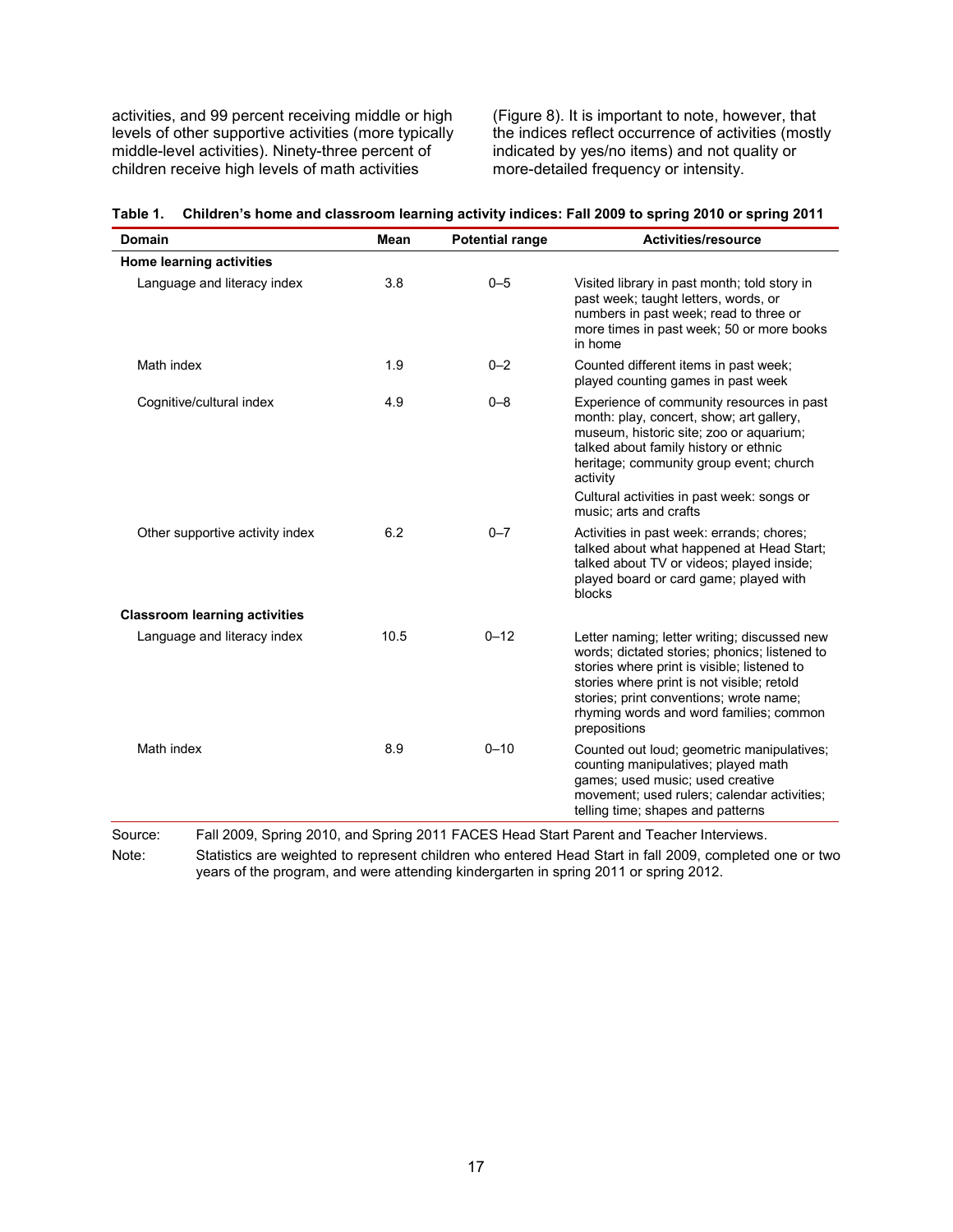activities, and 99 percent receiving middle or high levels of other supportive activities (more typically middle-level activities). Ninety-three percent of children receive high levels of math activities (Figure 8). It is important to note, however, that the indices reflect occurrence of activities (mostly indicated by yes/no items) and not quality or more-detailed frequency or intensity.

**Table 1. Children's home and classroom learning activity indices: Fall 2009 to spring 2010 or spring 2011**

| Domain | Mean | Potential range | Activities/resource |
|---|---|---|---|
| **Home learning activities** | | | |
| Language and literacy index | 3.8 | 0–5 | Visited library in past month; told story in past week; taught letters, words, or numbers in past week; read to three or more times in past week; 50 or more books in home |
| Math index | 1.9 | 0–2 | Counted different items in past week; played counting games in past week |
| Cognitive/cultural index | 4.9 | 0–8 | Experience of community resources in past month: play, concert, show; art gallery, museum, historic site; zoo or aquarium; talked about family history or ethnic heritage; community group event; church activity<br>Cultural activities in past week: songs or music; arts and crafts |
| Other supportive activity index | 6.2 | 0–7 | Activities in past week: errands; chores; talked about what happened at Head Start; talked about TV or videos; played inside; played board or card game; played with blocks |
| **Classroom learning activities** | | | |
| Language and literacy index | 10.5 | 0–12 | Letter naming; letter writing; discussed new words; dictated stories; phonics; listened to stories where print is visible; listened to stories where print is not visible; retold stories; print conventions; wrote name; rhyming words and word families; common prepositions |
| Math index | 8.9 | 0–10 | Counted out loud; geometric manipulatives; counting manipulatives; played math games; used music; used creative movement; used rulers; calendar activities; telling time; shapes and patterns |

Source: Fall 2009, Spring 2010, and Spring 2011 FACES Head Start Parent and Teacher Interviews.

Note: Statistics are weighted to represent children who entered Head Start in fall 2009, completed one or two years of the program, and were attending kindergarten in spring 2011 or spring 2012.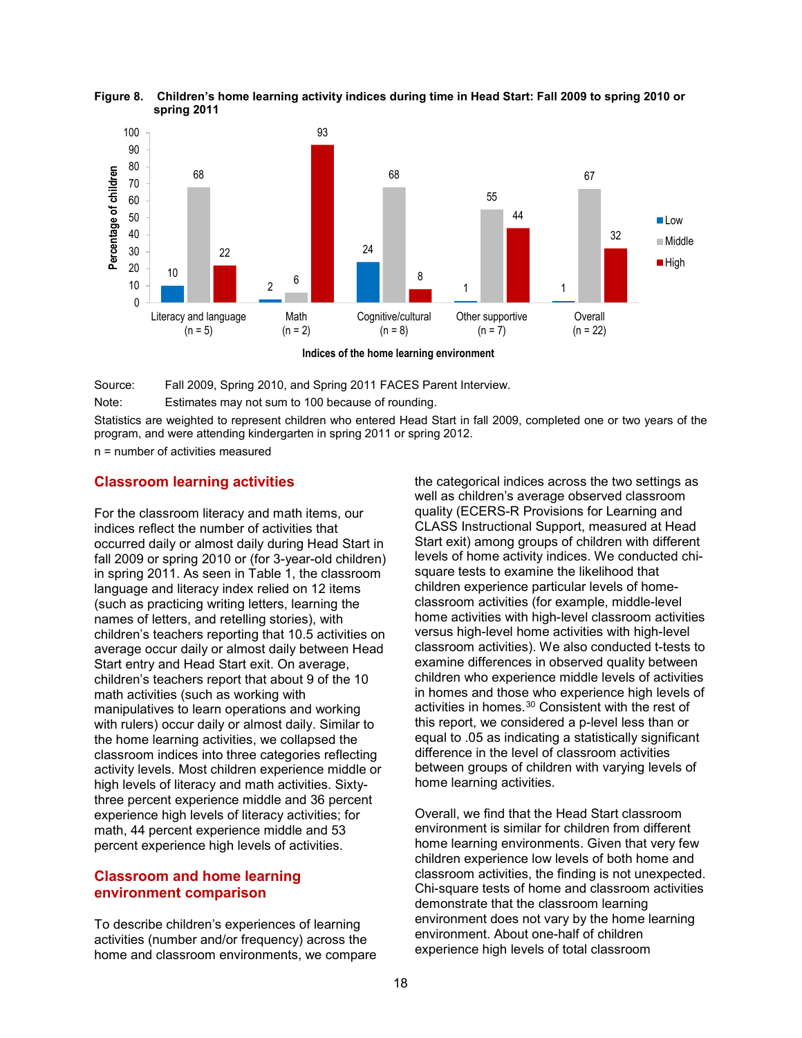**Figure 8. Children's home learning activity indices during time in Head Start: Fall 2009 to spring 2010 or spring 2011**

| Indices of the home learning environment | Low | Middle | High |
|---|---|---|---|
| Literacy and language (n = 5) | 10 | 68 | 22 |
| Math (n = 2) | 2 | 6 | 93 |
| Cognitive/cultural (n = 8) | 24 | 68 | 8 |
| Other supportive (n = 7) | 1 | 55 | 44 |
| Overall (n = 22) | 1 | 67 | 32 |

Source: Fall 2009, Spring 2010, and Spring 2011 FACES Parent Interview.

Note: Estimates may not sum to 100 because of rounding.

Statistics are weighted to represent children who entered Head Start in fall 2009, completed one or two years of the program, and were attending kindergarten in spring 2011 or spring 2012.

n = number of activities measured

## Classroom learning activities

For the classroom literacy and math items, our indices reflect the number of activities that occurred daily or almost daily during Head Start in fall 2009 or spring 2010 or (for 3-year-old children) in spring 2011. As seen in Table 1, the classroom language and literacy index relied on 12 items (such as practicing writing letters, learning the names of letters, and retelling stories), with children's teachers reporting that 10.5 activities on average occur daily or almost daily between Head Start entry and Head Start exit. On average, children's teachers report that about 9 of the 10 math activities (such as working with manipulatives to learn operations and working with rulers) occur daily or almost daily. Similar to the home learning activities, we collapsed the classroom indices into three categories reflecting activity levels. Most children experience middle or high levels of literacy and math activities. Sixty-three percent experience middle and 36 percent experience high levels of literacy activities; for math, 44 percent experience middle and 53 percent experience high levels of activities.

## Classroom and home learning environment comparison

To describe children's experiences of learning activities (number and/or frequency) across the home and classroom environments, we compare the categorical indices across the two settings as well as children's average observed classroom quality (ECERS-R Provisions for Learning and CLASS Instructional Support, measured at Head Start exit) among groups of children with different levels of home activity indices. We conducted chi-square tests to examine the likelihood that children experience particular levels of home-classroom activities (for example, middle-level home activities with high-level classroom activities versus high-level home activities with high-level classroom activities). We also conducted t-tests to examine differences in observed quality between children who experience middle levels of activities in homes and those who experience high levels of activities in homes.[30] Consistent with the rest of this report, we considered a p-level less than or equal to .05 as indicating a statistically significant difference in the level of classroom activities between groups of children with varying levels of home learning activities.

Overall, we find that the Head Start classroom environment is similar for children from different home learning environments. Given that very few children experience low levels of both home and classroom activities, the finding is not unexpected. Chi-square tests of home and classroom activities demonstrate that the classroom learning environment does not vary by the home learning environment. About one-half of children experience high levels of total classroom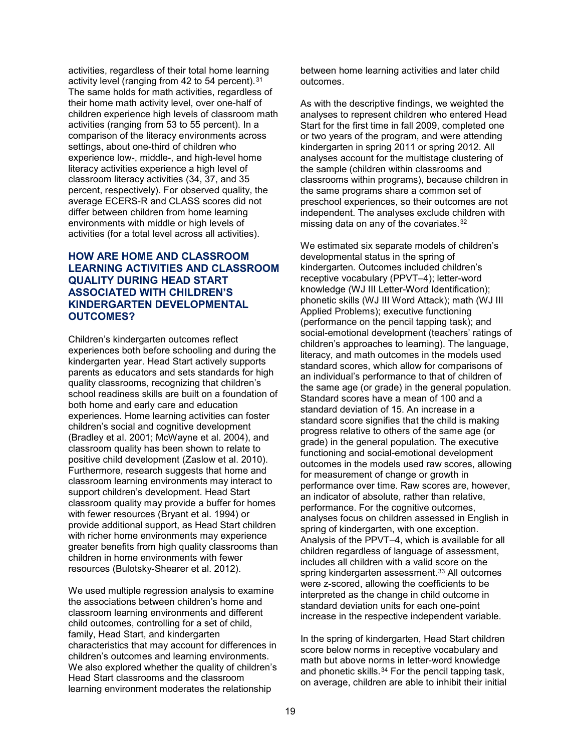activities, regardless of their total home learning activity level (ranging from 42 to 54 percent).[31] The same holds for math activities, regardless of their home math activity level, over one-half of children experience high levels of classroom math activities (ranging from 53 to 55 percent). In a comparison of the literacy environments across settings, about one-third of children who experience low-, middle-, and high-level home literacy activities experience a high level of classroom literacy activities (34, 37, and 35 percent, respectively). For observed quality, the average ECERS-R and CLASS scores did not differ between children from home learning environments with middle or high levels of activities (for a total level across all activities).

## HOW ARE HOME AND CLASSROOM LEARNING ACTIVITIES AND CLASSROOM QUALITY DURING HEAD START ASSOCIATED WITH CHILDREN'S KINDERGARTEN DEVELOPMENTAL OUTCOMES?

Children's kindergarten outcomes reflect experiences both before schooling and during the kindergarten year. Head Start actively supports parents as educators and sets standards for high quality classrooms, recognizing that children's school readiness skills are built on a foundation of both home and early care and education experiences. Home learning activities can foster children's social and cognitive development (Bradley et al. 2001; McWayne et al. 2004), and classroom quality has been shown to relate to positive child development (Zaslow et al. 2010). Furthermore, research suggests that home and classroom learning environments may interact to support children's development. Head Start classroom quality may provide a buffer for homes with fewer resources (Bryant et al. 1994) or provide additional support, as Head Start children with richer home environments may experience greater benefits from high quality classrooms than children in home environments with fewer resources (Bulotsky-Shearer et al. 2012).

We used multiple regression analysis to examine the associations between children's home and classroom learning environments and different child outcomes, controlling for a set of child, family, Head Start, and kindergarten characteristics that may account for differences in children's outcomes and learning environments. We also explored whether the quality of children's Head Start classrooms and the classroom learning environment moderates the relationship between home learning activities and later child outcomes.

As with the descriptive findings, we weighted the analyses to represent children who entered Head Start for the first time in fall 2009, completed one or two years of the program, and were attending kindergarten in spring 2011 or spring 2012. All analyses account for the multistage clustering of the sample (children within classrooms and classrooms within programs), because children in the same programs share a common set of preschool experiences, so their outcomes are not independent. The analyses exclude children with missing data on any of the covariates.[32]

We estimated six separate models of children's developmental status in the spring of kindergarten. Outcomes included children's receptive vocabulary (PPVT–4); letter-word knowledge (WJ III Letter-Word Identification); phonetic skills (WJ III Word Attack); math (WJ III Applied Problems); executive functioning (performance on the pencil tapping task); and social-emotional development (teachers' ratings of children's approaches to learning). The language, literacy, and math outcomes in the models used standard scores, which allow for comparisons of an individual's performance to that of children of the same age (or grade) in the general population. Standard scores have a mean of 100 and a standard deviation of 15. An increase in a standard score signifies that the child is making progress relative to others of the same age (or grade) in the general population. The executive functioning and social-emotional development outcomes in the models used raw scores, allowing for measurement of change or growth in performance over time. Raw scores are, however, an indicator of absolute, rather than relative, performance. For the cognitive outcomes, analyses focus on children assessed in English in spring of kindergarten, with one exception. Analysis of the PPVT–4, which is available for all children regardless of language of assessment, includes all children with a valid score on the spring kindergarten assessment.[33] All outcomes were z-scored, allowing the coefficients to be interpreted as the change in child outcome in standard deviation units for each one-point increase in the respective independent variable.

In the spring of kindergarten, Head Start children score below norms in receptive vocabulary and math but above norms in letter-word knowledge and phonetic skills.[34] For the pencil tapping task, on average, children are able to inhibit their initial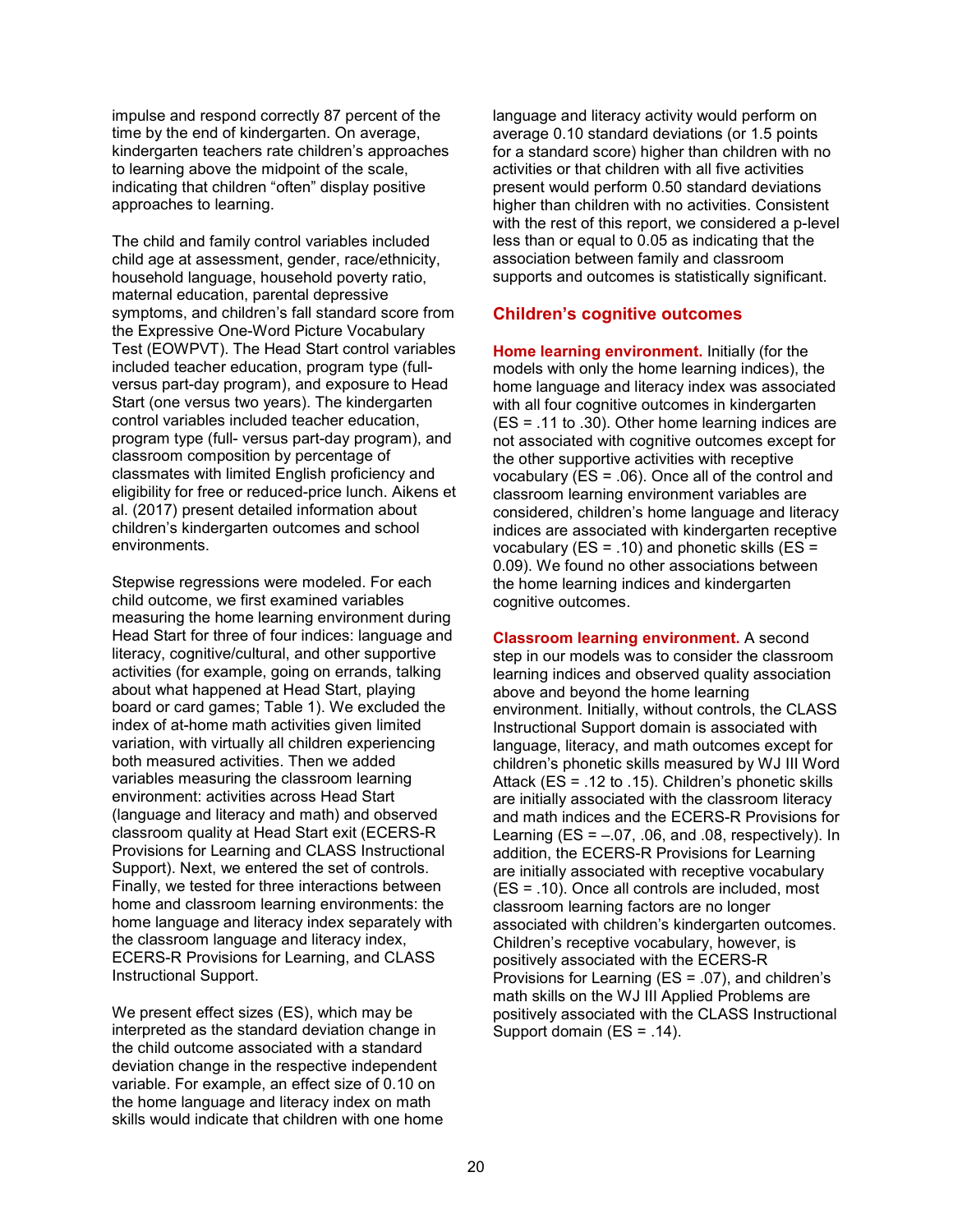impulse and respond correctly 87 percent of the time by the end of kindergarten. On average, kindergarten teachers rate children's approaches to learning above the midpoint of the scale, indicating that children "often" display positive approaches to learning.

The child and family control variables included child age at assessment, gender, race/ethnicity, household language, household poverty ratio, maternal education, parental depressive symptoms, and children's fall standard score from the Expressive One-Word Picture Vocabulary Test (EOWPVT). The Head Start control variables included teacher education, program type (full- versus part-day program), and exposure to Head Start (one versus two years). The kindergarten control variables included teacher education, program type (full- versus part-day program), and classroom composition by percentage of classmates with limited English proficiency and eligibility for free or reduced-price lunch. Aikens et al. (2017) present detailed information about children's kindergarten outcomes and school environments.

Stepwise regressions were modeled. For each child outcome, we first examined variables measuring the home learning environment during Head Start for three of four indices: language and literacy, cognitive/cultural, and other supportive activities (for example, going on errands, talking about what happened at Head Start, playing board or card games; Table 1). We excluded the index of at-home math activities given limited variation, with virtually all children experiencing both measured activities. Then we added variables measuring the classroom learning environment: activities across Head Start (language and literacy and math) and observed classroom quality at Head Start exit (ECERS-R Provisions for Learning and CLASS Instructional Support). Next, we entered the set of controls. Finally, we tested for three interactions between home and classroom learning environments: the home language and literacy index separately with the classroom language and literacy index, ECERS-R Provisions for Learning, and CLASS Instructional Support.

We present effect sizes (ES), which may be interpreted as the standard deviation change in the child outcome associated with a standard deviation change in the respective independent variable. For example, an effect size of 0.10 on the home language and literacy index on math skills would indicate that children with one home language and literacy activity would perform on average 0.10 standard deviations (or 1.5 points for a standard score) higher than children with no activities or that children with all five activities present would perform 0.50 standard deviations higher than children with no activities. Consistent with the rest of this report, we considered a p-level less than or equal to 0.05 as indicating that the association between family and classroom supports and outcomes is statistically significant.

## Children's cognitive outcomes

**Home learning environment.** Initially (for the models with only the home learning indices), the home language and literacy index was associated with all four cognitive outcomes in kindergarten (ES = .11 to .30). Other home learning indices are not associated with cognitive outcomes except for the other supportive activities with receptive vocabulary (ES = .06). Once all of the control and classroom learning environment variables are considered, children's home language and literacy indices are associated with kindergarten receptive vocabulary (ES = .10) and phonetic skills (ES = 0.09). We found no other associations between the home learning indices and kindergarten cognitive outcomes.

**Classroom learning environment.** A second step in our models was to consider the classroom learning indices and observed quality association above and beyond the home learning environment. Initially, without controls, the CLASS Instructional Support domain is associated with language, literacy, and math outcomes except for children's phonetic skills measured by WJ III Word Attack (ES = .12 to .15). Children's phonetic skills are initially associated with the classroom literacy and math indices and the ECERS-R Provisions for Learning (ES = –.07, .06, and .08, respectively). In addition, the ECERS-R Provisions for Learning are initially associated with receptive vocabulary (ES = .10). Once all controls are included, most classroom learning factors are no longer associated with children's kindergarten outcomes. Children's receptive vocabulary, however, is positively associated with the ECERS-R Provisions for Learning (ES = .07), and children's math skills on the WJ III Applied Problems are positively associated with the CLASS Instructional Support domain (ES = .14).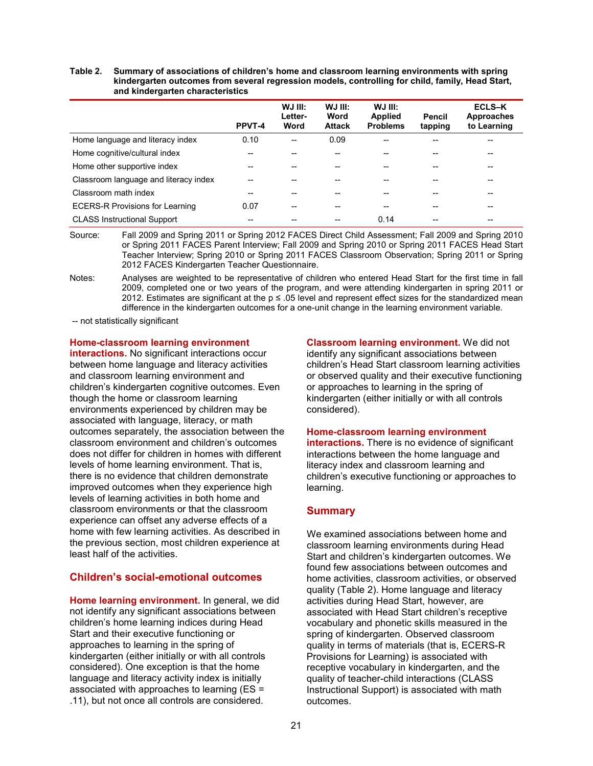**Table 2. Summary of associations of children's home and classroom learning environments with spring kindergarten outcomes from several regression models, controlling for child, family, Head Start, and kindergarten characteristics**

| | PPVT-4 | WJ III: Letter-Word | WJ III: Word Attack | WJ III: Applied Problems | Pencil tapping | ECLS–K Approaches to Learning |
|---|---|---|---|---|---|---|
| Home language and literacy index | 0.10 | -- | 0.09 | -- | -- | -- |
| Home cognitive/cultural index | -- | -- | -- | -- | -- | -- |
| Home other supportive index | -- | -- | -- | -- | -- | -- |
| Classroom language and literacy index | -- | -- | -- | -- | -- | -- |
| Classroom math index | -- | -- | -- | -- | -- | -- |
| ECERS-R Provisions for Learning | 0.07 | -- | -- | -- | -- | -- |
| CLASS Instructional Support | -- | -- | -- | 0.14 | -- | -- |

Source: Fall 2009 and Spring 2011 or Spring 2012 FACES Direct Child Assessment; Fall 2009 and Spring 2010 or Spring 2011 FACES Parent Interview; Fall 2009 and Spring 2010 or Spring 2011 FACES Head Start Teacher Interview; Spring 2010 or Spring 2011 FACES Classroom Observation; Spring 2011 or Spring 2012 FACES Kindergarten Teacher Questionnaire.

Notes: Analyses are weighted to be representative of children who entered Head Start for the first time in fall 2009, completed one or two years of the program, and were attending kindergarten in spring 2011 or 2012. Estimates are significant at the $p \leq .05$ level and represent effect sizes for the standardized mean difference in the kindergarten outcomes for a one-unit change in the learning environment variable.

-- not statistically significant

**Home-classroom learning environment interactions.** No significant interactions occur between home language and literacy activities and classroom learning environment and children's kindergarten cognitive outcomes. Even though the home or classroom learning environments experienced by children may be associated with language, literacy, or math outcomes separately, the association between the classroom environment and children's outcomes does not differ for children in homes with different levels of home learning environment. That is, there is no evidence that children demonstrate improved outcomes when they experience high levels of learning activities in both home and classroom environments or that the classroom experience can offset any adverse effects of a home with few learning activities. As described in the previous section, most children experience at least half of the activities.

### Children's social-emotional outcomes

**Home learning environment.** In general, we did not identify any significant associations between children's home learning indices during Head Start and their executive functioning or approaches to learning in the spring of kindergarten (either initially or with all controls considered). One exception is that the home language and literacy activity index is initially associated with approaches to learning (ES = .11), but not once all controls are considered.

**Classroom learning environment.** We did not identify any significant associations between children's Head Start classroom learning activities or observed quality and their executive functioning or approaches to learning in the spring of kindergarten (either initially or with all controls considered).

**Home-classroom learning environment interactions.** There is no evidence of significant interactions between the home language and literacy index and classroom learning and children's executive functioning or approaches to learning.

## Summary

We examined associations between home and classroom learning environments during Head Start and children's kindergarten outcomes. We found few associations between outcomes and home activities, classroom activities, or observed quality (Table 2). Home language and literacy activities during Head Start, however, are associated with Head Start children's receptive vocabulary and phonetic skills measured in the spring of kindergarten. Observed classroom quality in terms of materials (that is, ECERS-R Provisions for Learning) is associated with receptive vocabulary in kindergarten, and the quality of teacher-child interactions (CLASS Instructional Support) is associated with math outcomes.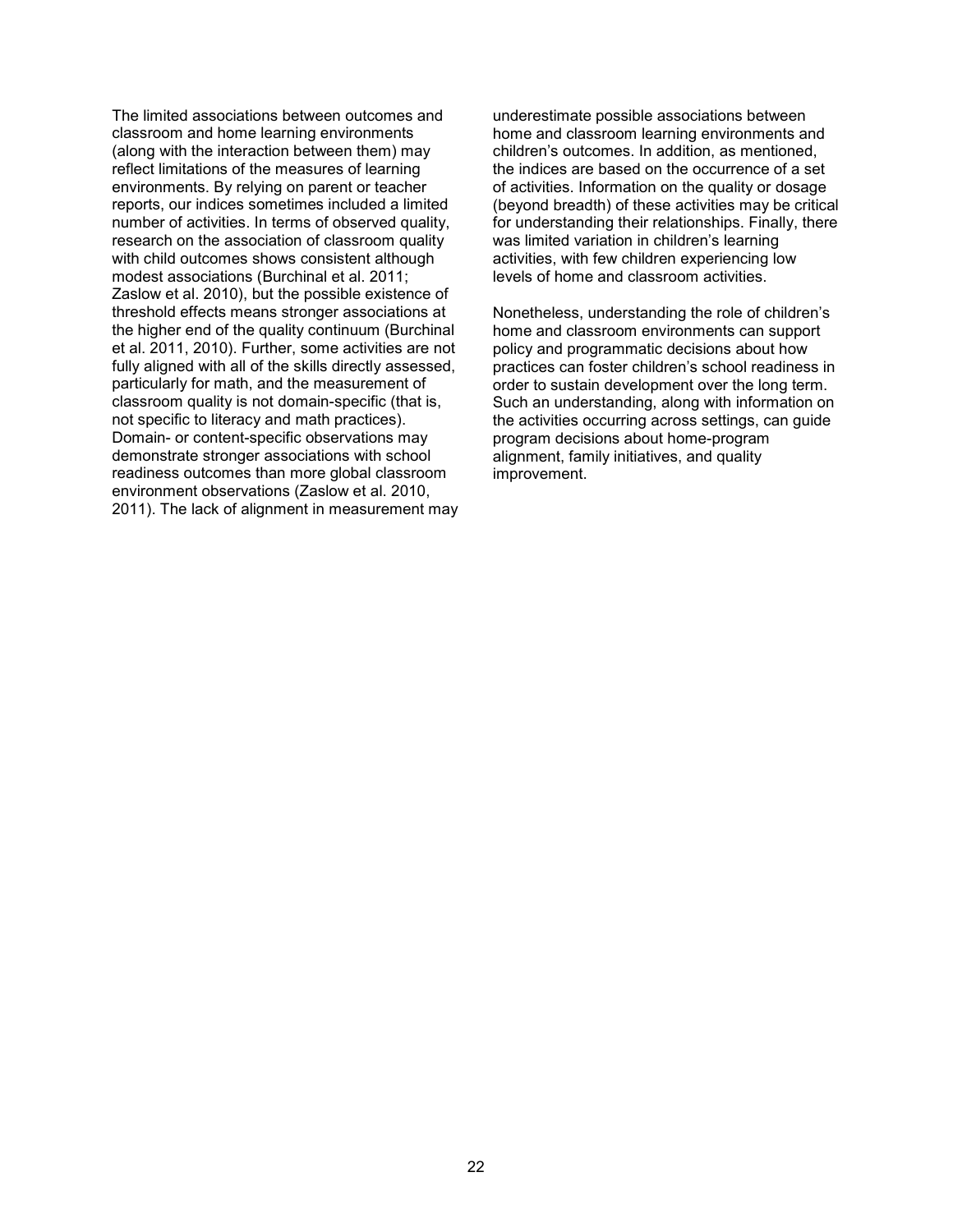The limited associations between outcomes and classroom and home learning environments (along with the interaction between them) may reflect limitations of the measures of learning environments. By relying on parent or teacher reports, our indices sometimes included a limited number of activities. In terms of observed quality, research on the association of classroom quality with child outcomes shows consistent although modest associations (Burchinal et al. 2011; Zaslow et al. 2010), but the possible existence of threshold effects means stronger associations at the higher end of the quality continuum (Burchinal et al. 2011, 2010). Further, some activities are not fully aligned with all of the skills directly assessed, particularly for math, and the measurement of classroom quality is not domain-specific (that is, not specific to literacy and math practices). Domain- or content-specific observations may demonstrate stronger associations with school readiness outcomes than more global classroom environment observations (Zaslow et al. 2010, 2011). The lack of alignment in measurement may underestimate possible associations between home and classroom learning environments and children's outcomes. In addition, as mentioned, the indices are based on the occurrence of a set of activities. Information on the quality or dosage (beyond breadth) of these activities may be critical for understanding their relationships. Finally, there was limited variation in children's learning activities, with few children experiencing low levels of home and classroom activities.

Nonetheless, understanding the role of children's home and classroom environments can support policy and programmatic decisions about how practices can foster children's school readiness in order to sustain development over the long term. Such an understanding, along with information on the activities occurring across settings, can guide program decisions about home-program alignment, family initiatives, and quality improvement.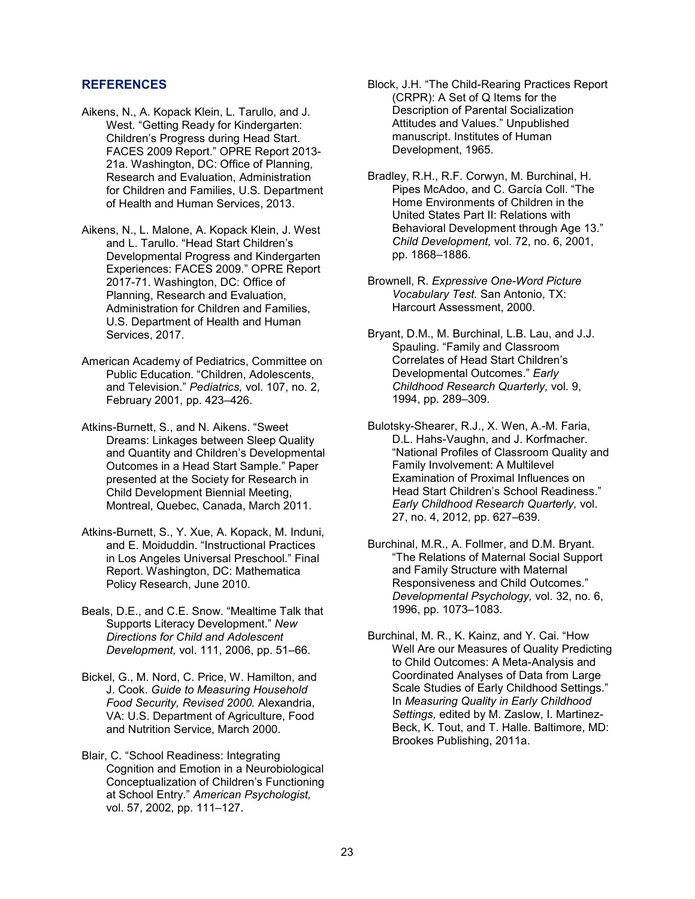## REFERENCES

Aikens, N., A. Kopack Klein, L. Tarullo, and J. West. "Getting Ready for Kindergarten: Children's Progress during Head Start. FACES 2009 Report." OPRE Report 2013-21a. Washington, DC: Office of Planning, Research and Evaluation, Administration for Children and Families, U.S. Department of Health and Human Services, 2013.

Aikens, N., L. Malone, A. Kopack Klein, J. West and L. Tarullo. "Head Start Children's Developmental Progress and Kindergarten Experiences: FACES 2009." OPRE Report 2017-71. Washington, DC: Office of Planning, Research and Evaluation, Administration for Children and Families, U.S. Department of Health and Human Services, 2017.

American Academy of Pediatrics, Committee on Public Education. "Children, Adolescents, and Television." *Pediatrics,* vol. 107, no. 2, February 2001, pp. 423–426.

Atkins-Burnett, S., and N. Aikens. "Sweet Dreams: Linkages between Sleep Quality and Quantity and Children's Developmental Outcomes in a Head Start Sample." Paper presented at the Society for Research in Child Development Biennial Meeting, Montreal, Quebec, Canada, March 2011.

Atkins-Burnett, S., Y. Xue, A. Kopack, M. Induni, and E. Moiduddin. "Instructional Practices in Los Angeles Universal Preschool." Final Report. Washington, DC: Mathematica Policy Research, June 2010.

Beals, D.E., and C.E. Snow. "Mealtime Talk that Supports Literacy Development." *New Directions for Child and Adolescent Development,* vol. 111, 2006, pp. 51–66.

Bickel, G., M. Nord, C. Price, W. Hamilton, and J. Cook. *Guide to Measuring Household Food Security, Revised 2000.* Alexandria, VA: U.S. Department of Agriculture, Food and Nutrition Service, March 2000.

Blair, C. "School Readiness: Integrating Cognition and Emotion in a Neurobiological Conceptualization of Children's Functioning at School Entry." *American Psychologist,* vol. 57, 2002, pp. 111–127.

Block, J.H. "The Child-Rearing Practices Report (CRPR): A Set of Q Items for the Description of Parental Socialization Attitudes and Values." Unpublished manuscript. Institutes of Human Development, 1965.

Bradley, R.H., R.F. Corwyn, M. Burchinal, H. Pipes McAdoo, and C. García Coll. "The Home Environments of Children in the United States Part II: Relations with Behavioral Development through Age 13." *Child Development,* vol. 72, no. 6, 2001, pp. 1868–1886.

Brownell, R. *Expressive One-Word Picture Vocabulary Test.* San Antonio, TX: Harcourt Assessment, 2000.

Bryant, D.M., M. Burchinal, L.B. Lau, and J.J. Spauling. "Family and Classroom Correlates of Head Start Children's Developmental Outcomes." *Early Childhood Research Quarterly,* vol. 9, 1994, pp. 289–309.

Bulotsky-Shearer, R.J., X. Wen, A.-M. Faria, D.L. Hahs-Vaughn, and J. Korfmacher. "National Profiles of Classroom Quality and Family Involvement: A Multilevel Examination of Proximal Influences on Head Start Children's School Readiness." *Early Childhood Research Quarterly,* vol. 27, no. 4, 2012, pp. 627–639.

Burchinal, M.R., A. Follmer, and D.M. Bryant. "The Relations of Maternal Social Support and Family Structure with Maternal Responsiveness and Child Outcomes." *Developmental Psychology,* vol. 32, no. 6, 1996, pp. 1073–1083.

Burchinal, M. R., K. Kainz, and Y. Cai. "How Well Are our Measures of Quality Predicting to Child Outcomes: A Meta-Analysis and Coordinated Analyses of Data from Large Scale Studies of Early Childhood Settings." In *Measuring Quality in Early Childhood Settings,* edited by M. Zaslow, I. Martinez-Beck, K. Tout, and T. Halle. Baltimore, MD: Brookes Publishing, 2011a.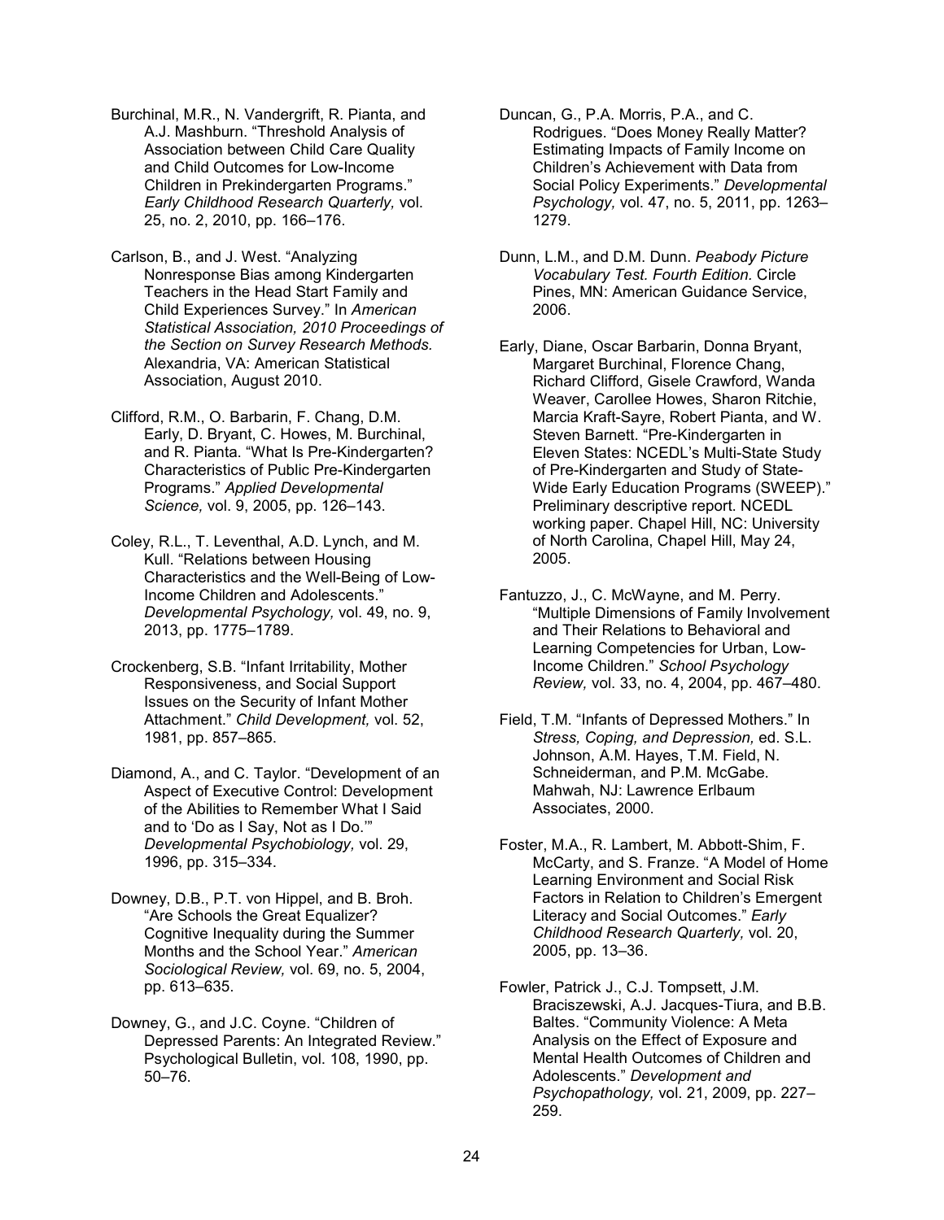Burchinal, M.R., N. Vandergrift, R. Pianta, and A.J. Mashburn. "Threshold Analysis of Association between Child Care Quality and Child Outcomes for Low-Income Children in Prekindergarten Programs." *Early Childhood Research Quarterly,* vol. 25, no. 2, 2010, pp. 166–176.

Carlson, B., and J. West. "Analyzing Nonresponse Bias among Kindergarten Teachers in the Head Start Family and Child Experiences Survey." In *American Statistical Association, 2010 Proceedings of the Section on Survey Research Methods.* Alexandria, VA: American Statistical Association, August 2010.

Clifford, R.M., O. Barbarin, F. Chang, D.M. Early, D. Bryant, C. Howes, M. Burchinal, and R. Pianta. "What Is Pre-Kindergarten? Characteristics of Public Pre-Kindergarten Programs." *Applied Developmental Science,* vol. 9, 2005, pp. 126–143.

Coley, R.L., T. Leventhal, A.D. Lynch, and M. Kull. "Relations between Housing Characteristics and the Well-Being of Low-Income Children and Adolescents." *Developmental Psychology,* vol. 49, no. 9, 2013, pp. 1775–1789.

Crockenberg, S.B. "Infant Irritability, Mother Responsiveness, and Social Support Issues on the Security of Infant Mother Attachment." *Child Development,* vol. 52, 1981, pp. 857–865.

Diamond, A., and C. Taylor. "Development of an Aspect of Executive Control: Development of the Abilities to Remember What I Said and to 'Do as I Say, Not as I Do.'" *Developmental Psychobiology,* vol. 29, 1996, pp. 315–334.

Downey, D.B., P.T. von Hippel, and B. Broh. "Are Schools the Great Equalizer? Cognitive Inequality during the Summer Months and the School Year." *American Sociological Review,* vol. 69, no. 5, 2004, pp. 613–635.

Downey, G., and J.C. Coyne. "Children of Depressed Parents: An Integrated Review." Psychological Bulletin, vol. 108, 1990, pp. 50–76.

Duncan, G., P.A. Morris, P.A., and C. Rodrigues. "Does Money Really Matter? Estimating Impacts of Family Income on Children's Achievement with Data from Social Policy Experiments." *Developmental Psychology,* vol. 47, no. 5, 2011, pp. 1263–1279.

Dunn, L.M., and D.M. Dunn. *Peabody Picture Vocabulary Test. Fourth Edition.* Circle Pines, MN: American Guidance Service, 2006.

Early, Diane, Oscar Barbarin, Donna Bryant, Margaret Burchinal, Florence Chang, Richard Clifford, Gisele Crawford, Wanda Weaver, Carollee Howes, Sharon Ritchie, Marcia Kraft-Sayre, Robert Pianta, and W. Steven Barnett. "Pre-Kindergarten in Eleven States: NCEDL's Multi-State Study of Pre-Kindergarten and Study of State-Wide Early Education Programs (SWEEP)." Preliminary descriptive report. NCEDL working paper. Chapel Hill, NC: University of North Carolina, Chapel Hill, May 24, 2005.

Fantuzzo, J., C. McWayne, and M. Perry. "Multiple Dimensions of Family Involvement and Their Relations to Behavioral and Learning Competencies for Urban, Low-Income Children." *School Psychology Review,* vol. 33, no. 4, 2004, pp. 467–480.

Field, T.M. "Infants of Depressed Mothers." In *Stress, Coping, and Depression,* ed. S.L. Johnson, A.M. Hayes, T.M. Field, N. Schneiderman, and P.M. McGabe. Mahwah, NJ: Lawrence Erlbaum Associates, 2000.

Foster, M.A., R. Lambert, M. Abbott-Shim, F. McCarty, and S. Franze. "A Model of Home Learning Environment and Social Risk Factors in Relation to Children's Emergent Literacy and Social Outcomes." *Early Childhood Research Quarterly,* vol. 20, 2005, pp. 13–36.

Fowler, Patrick J., C.J. Tompsett, J.M. Braciszewski, A.J. Jacques-Tiura, and B.B. Baltes. "Community Violence: A Meta Analysis on the Effect of Exposure and Mental Health Outcomes of Children and Adolescents." *Development and Psychopathology,* vol. 21, 2009, pp. 227–259.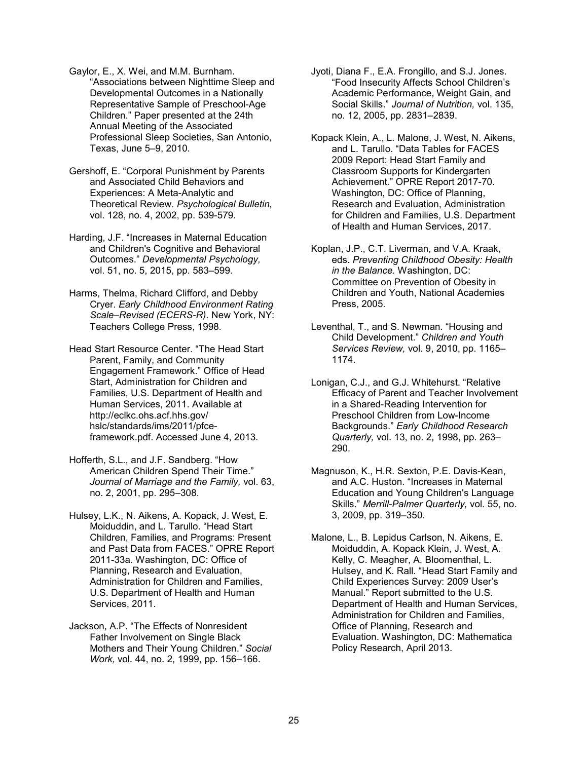Gaylor, E., X. Wei, and M.M. Burnham. "Associations between Nighttime Sleep and Developmental Outcomes in a Nationally Representative Sample of Preschool-Age Children." Paper presented at the 24th Annual Meeting of the Associated Professional Sleep Societies, San Antonio, Texas, June 5–9, 2010.

Gershoff, E. "Corporal Punishment by Parents and Associated Child Behaviors and Experiences: A Meta-Analytic and Theoretical Review. *Psychological Bulletin,* vol. 128, no. 4, 2002, pp. 539-579.

Harding, J.F. "Increases in Maternal Education and Children's Cognitive and Behavioral Outcomes." *Developmental Psychology,* vol. 51, no. 5, 2015, pp. 583–599.

Harms, Thelma, Richard Clifford, and Debby Cryer. *Early Childhood Environment Rating Scale–Revised (ECERS-R)*. New York, NY: Teachers College Press, 1998.

Head Start Resource Center. "The Head Start Parent, Family, and Community Engagement Framework." Office of Head Start, Administration for Children and Families, U.S. Department of Health and Human Services, 2011. Available at http://eclkc.ohs.acf.hhs.gov/hslc/standards/ims/2011/pfce-framework.pdf. Accessed June 4, 2013.

Hofferth, S.L., and J.F. Sandberg. "How American Children Spend Their Time." *Journal of Marriage and the Family,* vol. 63, no. 2, 2001, pp. 295–308.

Hulsey, L.K., N. Aikens, A. Kopack, J. West, E. Moiduddin, and L. Tarullo. "Head Start Children, Families, and Programs: Present and Past Data from FACES." OPRE Report 2011-33a. Washington, DC: Office of Planning, Research and Evaluation, Administration for Children and Families, U.S. Department of Health and Human Services, 2011.

Jackson, A.P. "The Effects of Nonresident Father Involvement on Single Black Mothers and Their Young Children." *Social Work,* vol. 44, no. 2, 1999, pp. 156–166.

Jyoti, Diana F., E.A. Frongillo, and S.J. Jones. "Food Insecurity Affects School Children's Academic Performance, Weight Gain, and Social Skills." *Journal of Nutrition,* vol. 135, no. 12, 2005, pp. 2831–2839.

Kopack Klein, A., L. Malone, J. West, N. Aikens, and L. Tarullo. "Data Tables for FACES 2009 Report: Head Start Family and Classroom Supports for Kindergarten Achievement." OPRE Report 2017-70. Washington, DC: Office of Planning, Research and Evaluation, Administration for Children and Families, U.S. Department of Health and Human Services, 2017.

Koplan, J.P., C.T. Liverman, and V.A. Kraak, eds. *Preventing Childhood Obesity: Health in the Balance.* Washington, DC: Committee on Prevention of Obesity in Children and Youth, National Academies Press, 2005.

Leventhal, T., and S. Newman. "Housing and Child Development." *Children and Youth Services Review,* vol. 9, 2010, pp. 1165–1174.

Lonigan, C.J., and G.J. Whitehurst. "Relative Efficacy of Parent and Teacher Involvement in a Shared-Reading Intervention for Preschool Children from Low-Income Backgrounds." *Early Childhood Research Quarterly,* vol. 13, no. 2, 1998, pp. 263–290.

Magnuson, K., H.R. Sexton, P.E. Davis-Kean, and A.C. Huston. "Increases in Maternal Education and Young Children's Language Skills." *Merrill-Palmer Quarterly,* vol. 55, no. 3, 2009, pp. 319–350.

Malone, L., B. Lepidus Carlson, N. Aikens, E. Moiduddin, A. Kopack Klein, J. West, A. Kelly, C. Meagher, A. Bloomenthal, L. Hulsey, and K. Rall. "Head Start Family and Child Experiences Survey: 2009 User's Manual." Report submitted to the U.S. Department of Health and Human Services, Administration for Children and Families, Office of Planning, Research and Evaluation. Washington, DC: Mathematica Policy Research, April 2013.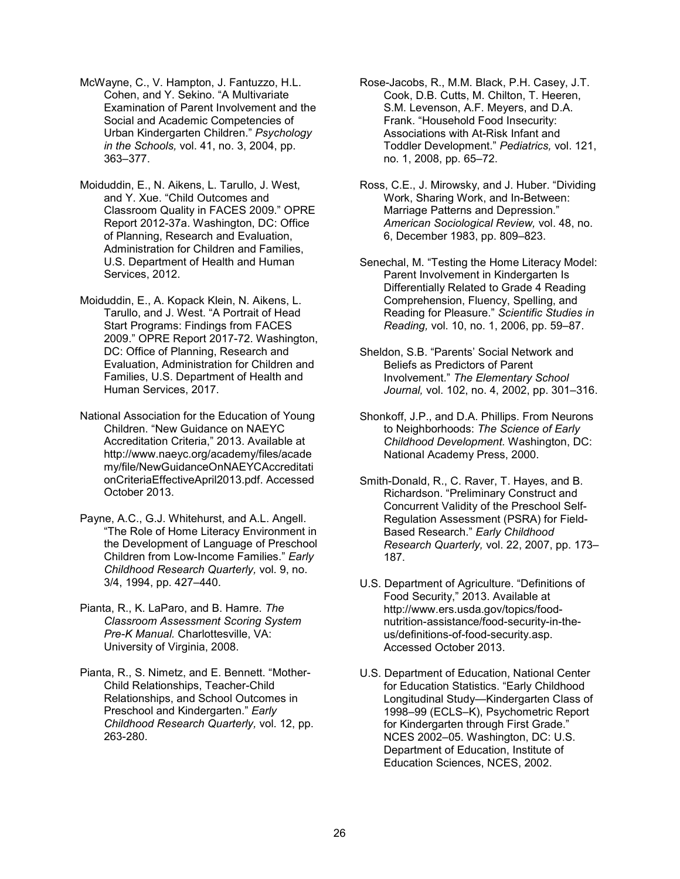McWayne, C., V. Hampton, J. Fantuzzo, H.L. Cohen, and Y. Sekino. "A Multivariate Examination of Parent Involvement and the Social and Academic Competencies of Urban Kindergarten Children." *Psychology in the Schools,* vol. 41, no. 3, 2004, pp. 363–377.

Moiduddin, E., N. Aikens, L. Tarullo, J. West, and Y. Xue. "Child Outcomes and Classroom Quality in FACES 2009." OPRE Report 2012-37a. Washington, DC: Office of Planning, Research and Evaluation, Administration for Children and Families, U.S. Department of Health and Human Services, 2012.

Moiduddin, E., A. Kopack Klein, N. Aikens, L. Tarullo, and J. West. "A Portrait of Head Start Programs: Findings from FACES 2009." OPRE Report 2017-72. Washington, DC: Office of Planning, Research and Evaluation, Administration for Children and Families, U.S. Department of Health and Human Services, 2017.

National Association for the Education of Young Children. "New Guidance on NAEYC Accreditation Criteria," 2013. Available at http://www.naeyc.org/academy/files/academy/file/NewGuidanceOnNAEYCAccreditationCriteriaEffectiveApril2013.pdf. Accessed October 2013.

Payne, A.C., G.J. Whitehurst, and A.L. Angell. "The Role of Home Literacy Environment in the Development of Language of Preschool Children from Low-Income Families." *Early Childhood Research Quarterly,* vol. 9, no. 3/4, 1994, pp. 427–440.

Pianta, R., K. LaParo, and B. Hamre. *The Classroom Assessment Scoring System Pre-K Manual.* Charlottesville, VA: University of Virginia, 2008.

Pianta, R., S. Nimetz, and E. Bennett. "Mother-Child Relationships, Teacher-Child Relationships, and School Outcomes in Preschool and Kindergarten." *Early Childhood Research Quarterly,* vol. 12, pp. 263-280.

Rose-Jacobs, R., M.M. Black, P.H. Casey, J.T. Cook, D.B. Cutts, M. Chilton, T. Heeren, S.M. Levenson, A.F. Meyers, and D.A. Frank. "Household Food Insecurity: Associations with At-Risk Infant and Toddler Development." *Pediatrics,* vol. 121, no. 1, 2008, pp. 65–72.

Ross, C.E., J. Mirowsky, and J. Huber. "Dividing Work, Sharing Work, and In-Between: Marriage Patterns and Depression." *American Sociological Review,* vol. 48, no. 6, December 1983, pp. 809–823.

Senechal, M. "Testing the Home Literacy Model: Parent Involvement in Kindergarten Is Differentially Related to Grade 4 Reading Comprehension, Fluency, Spelling, and Reading for Pleasure." *Scientific Studies in Reading,* vol. 10, no. 1, 2006, pp. 59–87.

Sheldon, S.B. "Parents' Social Network and Beliefs as Predictors of Parent Involvement." *The Elementary School Journal,* vol. 102, no. 4, 2002, pp. 301–316.

Shonkoff, J.P., and D.A. Phillips. From Neurons to Neighborhoods: *The Science of Early Childhood Development.* Washington, DC: National Academy Press, 2000.

Smith-Donald, R., C. Raver, T. Hayes, and B. Richardson. "Preliminary Construct and Concurrent Validity of the Preschool Self-Regulation Assessment (PSRA) for Field-Based Research." *Early Childhood Research Quarterly,* vol. 22, 2007, pp. 173–187.

U.S. Department of Agriculture. "Definitions of Food Security," 2013. Available at http://www.ers.usda.gov/topics/food-nutrition-assistance/food-security-in-the-us/definitions-of-food-security.asp. Accessed October 2013.

U.S. Department of Education, National Center for Education Statistics. "Early Childhood Longitudinal Study—Kindergarten Class of 1998–99 (ECLS–K), Psychometric Report for Kindergarten through First Grade." NCES 2002–05. Washington, DC: U.S. Department of Education, Institute of Education Sciences, NCES, 2002.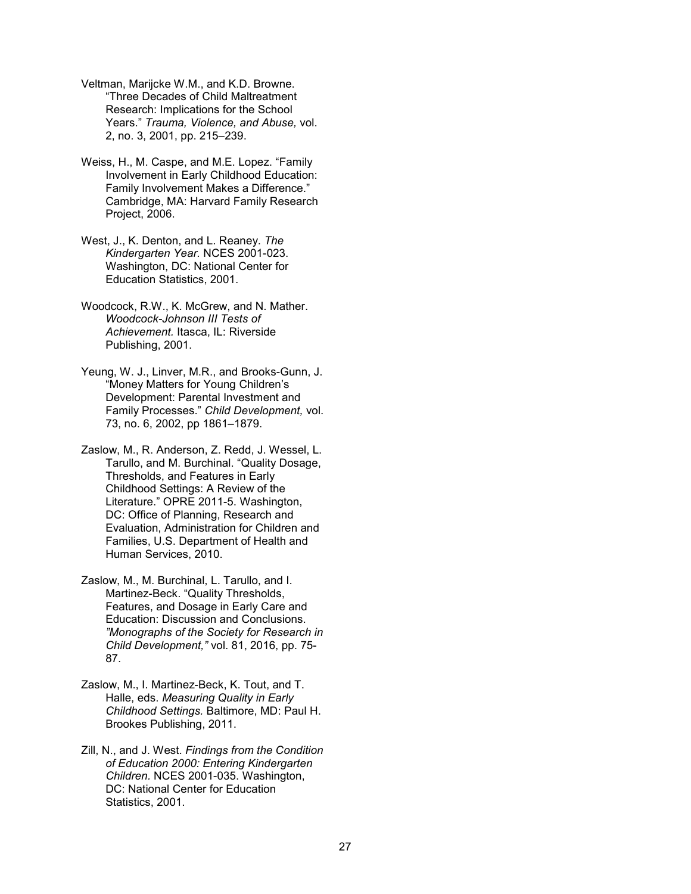Veltman, Marijcke W.M., and K.D. Browne. "Three Decades of Child Maltreatment Research: Implications for the School Years." *Trauma, Violence, and Abuse,* vol. 2, no. 3, 2001, pp. 215–239.

Weiss, H., M. Caspe, and M.E. Lopez. "Family Involvement in Early Childhood Education: Family Involvement Makes a Difference." Cambridge, MA: Harvard Family Research Project, 2006.

West, J., K. Denton, and L. Reaney. *The Kindergarten Year.* NCES 2001-023. Washington, DC: National Center for Education Statistics, 2001.

Woodcock, R.W., K. McGrew, and N. Mather. *Woodcock-Johnson III Tests of Achievement.* Itasca, IL: Riverside Publishing, 2001.

Yeung, W. J., Linver, M.R., and Brooks-Gunn, J. "Money Matters for Young Children's Development: Parental Investment and Family Processes." *Child Development,* vol. 73, no. 6, 2002, pp 1861–1879.

Zaslow, M., R. Anderson, Z. Redd, J. Wessel, L. Tarullo, and M. Burchinal. "Quality Dosage, Thresholds, and Features in Early Childhood Settings: A Review of the Literature." OPRE 2011-5. Washington, DC: Office of Planning, Research and Evaluation, Administration for Children and Families, U.S. Department of Health and Human Services, 2010.

Zaslow, M., M. Burchinal, L. Tarullo, and I. Martinez-Beck. "Quality Thresholds, Features, and Dosage in Early Care and Education: Discussion and Conclusions. *"Monographs of the Society for Research in Child Development,"* vol. 81, 2016, pp. 75-87.

Zaslow, M., I. Martinez-Beck, K. Tout, and T. Halle, eds. *Measuring Quality in Early Childhood Settings.* Baltimore, MD: Paul H. Brookes Publishing, 2011.

Zill, N., and J. West. *Findings from the Condition of Education 2000: Entering Kindergarten Children.* NCES 2001-035. Washington, DC: National Center for Education Statistics, 2001.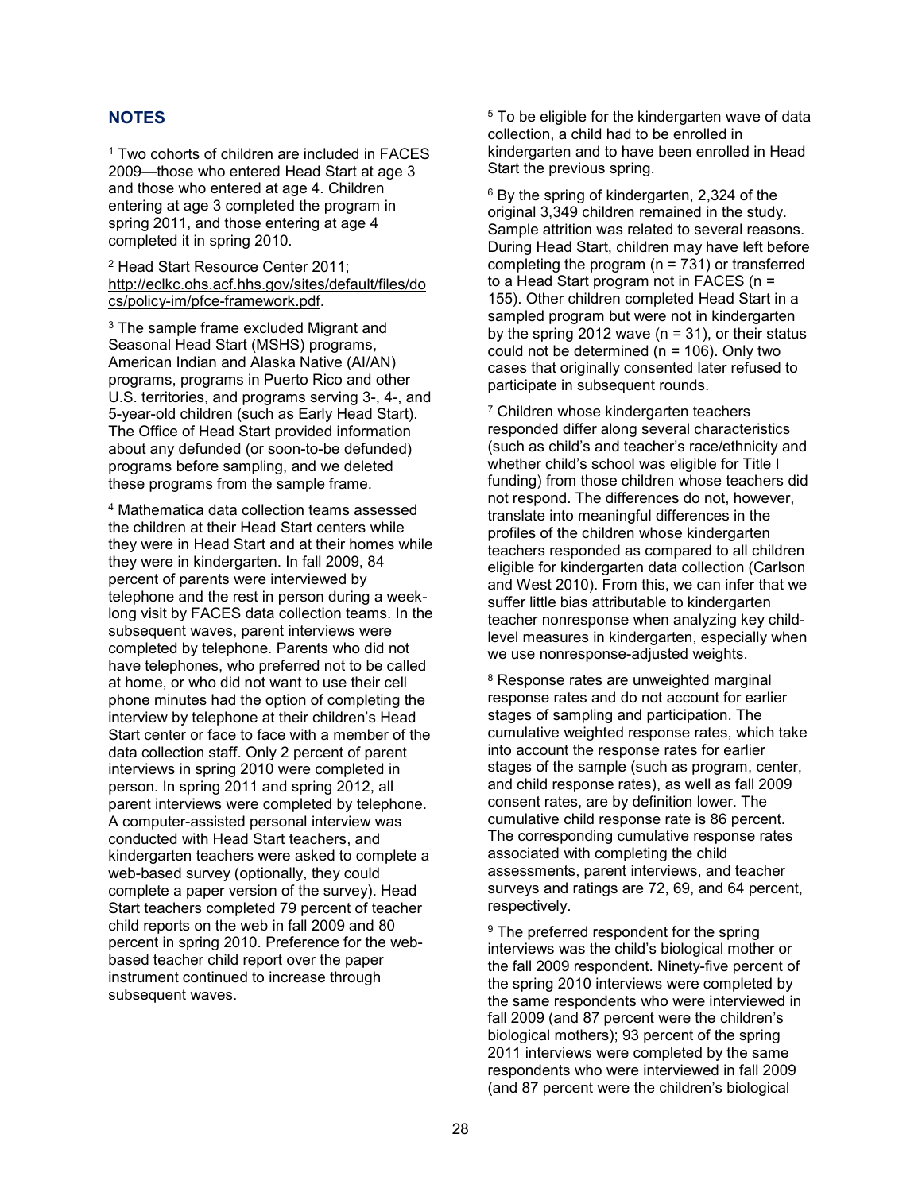## NOTES

[1] Two cohorts of children are included in FACES 2009—those who entered Head Start at age 3 and those who entered at age 4. Children entering at age 3 completed the program in spring 2011, and those entering at age 4 completed it in spring 2010.

[2] Head Start Resource Center 2011; http://eclkc.ohs.acf.hhs.gov/sites/default/files/docs/policy-im/pfce-framework.pdf.

[3] The sample frame excluded Migrant and Seasonal Head Start (MSHS) programs, American Indian and Alaska Native (AI/AN) programs, programs in Puerto Rico and other U.S. territories, and programs serving 3-, 4-, and 5-year-old children (such as Early Head Start). The Office of Head Start provided information about any defunded (or soon-to-be defunded) programs before sampling, and we deleted these programs from the sample frame.

[4] Mathematica data collection teams assessed the children at their Head Start centers while they were in Head Start and at their homes while they were in kindergarten. In fall 2009, 84 percent of parents were interviewed by telephone and the rest in person during a week-long visit by FACES data collection teams. In the subsequent waves, parent interviews were completed by telephone. Parents who did not have telephones, who preferred not to be called at home, or who did not want to use their cell phone minutes had the option of completing the interview by telephone at their children's Head Start center or face to face with a member of the data collection staff. Only 2 percent of parent interviews in spring 2010 were completed in person. In spring 2011 and spring 2012, all parent interviews were completed by telephone. A computer-assisted personal interview was conducted with Head Start teachers, and kindergarten teachers were asked to complete a web-based survey (optionally, they could complete a paper version of the survey). Head Start teachers completed 79 percent of teacher child reports on the web in fall 2009 and 80 percent in spring 2010. Preference for the web-based teacher child report over the paper instrument continued to increase through subsequent waves.

[5] To be eligible for the kindergarten wave of data collection, a child had to be enrolled in kindergarten and to have been enrolled in Head Start the previous spring.

[6] By the spring of kindergarten, 2,324 of the original 3,349 children remained in the study. Sample attrition was related to several reasons. During Head Start, children may have left before completing the program (n = 731) or transferred to a Head Start program not in FACES (n = 155). Other children completed Head Start in a sampled program but were not in kindergarten by the spring 2012 wave (n = 31), or their status could not be determined (n = 106). Only two cases that originally consented later refused to participate in subsequent rounds.

[7] Children whose kindergarten teachers responded differ along several characteristics (such as child's and teacher's race/ethnicity and whether child's school was eligible for Title I funding) from those children whose teachers did not respond. The differences do not, however, translate into meaningful differences in the profiles of the children whose kindergarten teachers responded as compared to all children eligible for kindergarten data collection (Carlson and West 2010). From this, we can infer that we suffer little bias attributable to kindergarten teacher nonresponse when analyzing key child-level measures in kindergarten, especially when we use nonresponse-adjusted weights.

[8] Response rates are unweighted marginal response rates and do not account for earlier stages of sampling and participation. The cumulative weighted response rates, which take into account the response rates for earlier stages of the sample (such as program, center, and child response rates), as well as fall 2009 consent rates, are by definition lower. The cumulative child response rate is 86 percent. The corresponding cumulative response rates associated with completing the child assessments, parent interviews, and teacher surveys and ratings are 72, 69, and 64 percent, respectively.

[9] The preferred respondent for the spring interviews was the child's biological mother or the fall 2009 respondent. Ninety-five percent of the spring 2010 interviews were completed by the same respondents who were interviewed in fall 2009 (and 87 percent were the children's biological mothers); 93 percent of the spring 2011 interviews were completed by the same respondents who were interviewed in fall 2009 (and 87 percent were the children's biological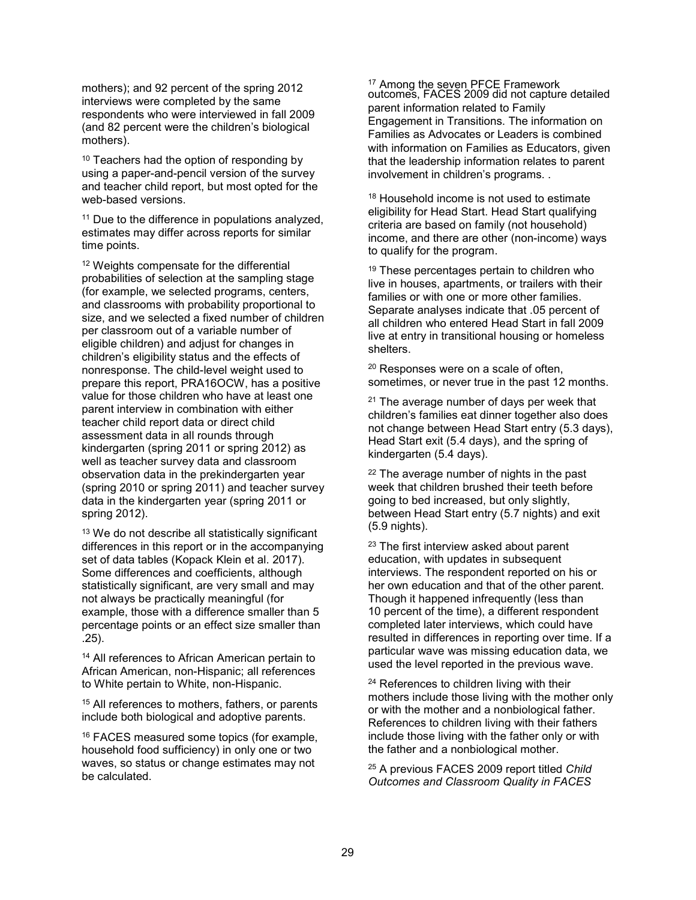mothers); and 92 percent of the spring 2012 interviews were completed by the same respondents who were interviewed in fall 2009 (and 82 percent were the children's biological mothers).

[10] Teachers had the option of responding by using a paper-and-pencil version of the survey and teacher child report, but most opted for the web-based versions.

[11] Due to the difference in populations analyzed, estimates may differ across reports for similar time points.

[12] Weights compensate for the differential probabilities of selection at the sampling stage (for example, we selected programs, centers, and classrooms with probability proportional to size, and we selected a fixed number of children per classroom out of a variable number of eligible children) and adjust for changes in children's eligibility status and the effects of nonresponse. The child-level weight used to prepare this report, PRA16OCW, has a positive value for those children who have at least one parent interview in combination with either teacher child report data or direct child assessment data in all rounds through kindergarten (spring 2011 or spring 2012) as well as teacher survey data and classroom observation data in the prekindergarten year (spring 2010 or spring 2011) and teacher survey data in the kindergarten year (spring 2011 or spring 2012).

[13] We do not describe all statistically significant differences in this report or in the accompanying set of data tables (Kopack Klein et al. 2017). Some differences and coefficients, although statistically significant, are very small and may not always be practically meaningful (for example, those with a difference smaller than 5 percentage points or an effect size smaller than .25).

[14] All references to African American pertain to African American, non-Hispanic; all references to White pertain to White, non-Hispanic.

[15] All references to mothers, fathers, or parents include both biological and adoptive parents.

[16] FACES measured some topics (for example, household food sufficiency) in only one or two waves, so status or change estimates may not be calculated.

[17] Among the seven PFCE Framework outcomes, FACES 2009 did not capture detailed parent information related to Family Engagement in Transitions. The information on Families as Advocates or Leaders is combined with information on Families as Educators, given that the leadership information relates to parent involvement in children's programs. .

[18] Household income is not used to estimate eligibility for Head Start. Head Start qualifying criteria are based on family (not household) income, and there are other (non-income) ways to qualify for the program.

[19] These percentages pertain to children who live in houses, apartments, or trailers with their families or with one or more other families. Separate analyses indicate that .05 percent of all children who entered Head Start in fall 2009 live at entry in transitional housing or homeless shelters.

[20] Responses were on a scale of often, sometimes, or never true in the past 12 months.

[21] The average number of days per week that children's families eat dinner together also does not change between Head Start entry (5.3 days), Head Start exit (5.4 days), and the spring of kindergarten (5.4 days).

[22] The average number of nights in the past week that children brushed their teeth before going to bed increased, but only slightly, between Head Start entry (5.7 nights) and exit (5.9 nights).

[23] The first interview asked about parent education, with updates in subsequent interviews. The respondent reported on his or her own education and that of the other parent. Though it happened infrequently (less than 10 percent of the time), a different respondent completed later interviews, which could have resulted in differences in reporting over time. If a particular wave was missing education data, we used the level reported in the previous wave.

[24] References to children living with their mothers include those living with the mother only or with the mother and a nonbiological father. References to children living with their fathers include those living with the father only or with the father and a nonbiological mother.

[25] A previous FACES 2009 report titled *Child Outcomes and Classroom Quality in FACES*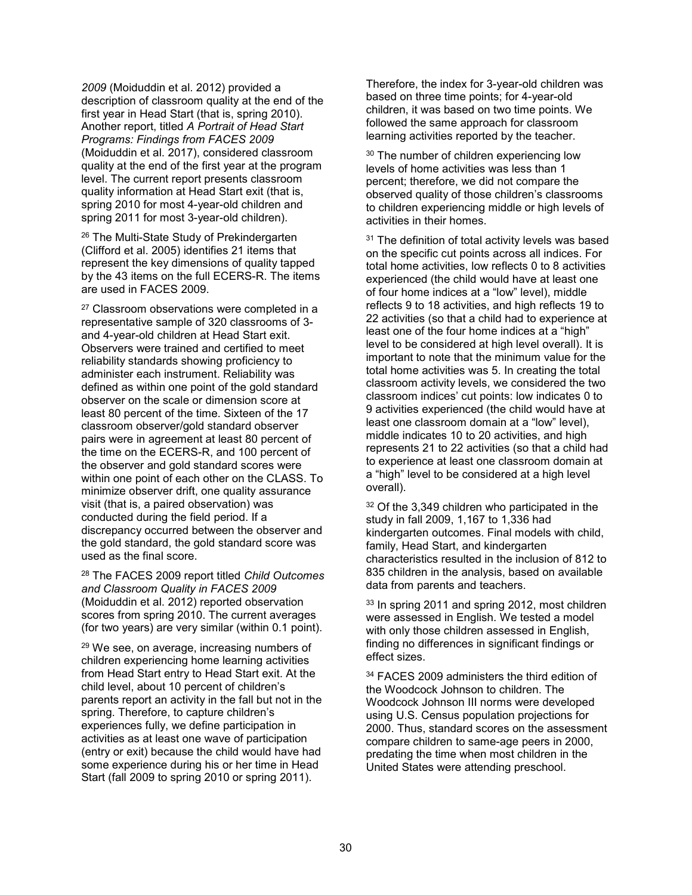*2009* (Moiduddin et al. 2012) provided a description of classroom quality at the end of the first year in Head Start (that is, spring 2010). Another report, titled *A Portrait of Head Start Programs: Findings from FACES 2009* (Moiduddin et al. 2017), considered classroom quality at the end of the first year at the program level. The current report presents classroom quality information at Head Start exit (that is, spring 2010 for most 4-year-old children and spring 2011 for most 3-year-old children).

[26] The Multi-State Study of Prekindergarten (Clifford et al. 2005) identifies 21 items that represent the key dimensions of quality tapped by the 43 items on the full ECERS-R. The items are used in FACES 2009.

[27] Classroom observations were completed in a representative sample of 320 classrooms of 3- and 4-year-old children at Head Start exit. Observers were trained and certified to meet reliability standards showing proficiency to administer each instrument. Reliability was defined as within one point of the gold standard observer on the scale or dimension score at least 80 percent of the time. Sixteen of the 17 classroom observer/gold standard observer pairs were in agreement at least 80 percent of the time on the ECERS-R, and 100 percent of the observer and gold standard scores were within one point of each other on the CLASS. To minimize observer drift, one quality assurance visit (that is, a paired observation) was conducted during the field period. If a discrepancy occurred between the observer and the gold standard, the gold standard score was used as the final score.

[28] The FACES 2009 report titled *Child Outcomes and Classroom Quality in FACES 2009* (Moiduddin et al. 2012) reported observation scores from spring 2010. The current averages (for two years) are very similar (within 0.1 point).

[29] We see, on average, increasing numbers of children experiencing home learning activities from Head Start entry to Head Start exit. At the child level, about 10 percent of children's parents report an activity in the fall but not in the spring. Therefore, to capture children's experiences fully, we define participation in activities as at least one wave of participation (entry or exit) because the child would have had some experience during his or her time in Head Start (fall 2009 to spring 2010 or spring 2011). Therefore, the index for 3-year-old children was based on three time points; for 4-year-old children, it was based on two time points. We followed the same approach for classroom learning activities reported by the teacher.

[30] The number of children experiencing low levels of home activities was less than 1 percent; therefore, we did not compare the observed quality of those children's classrooms to children experiencing middle or high levels of activities in their homes.

[31] The definition of total activity levels was based on the specific cut points across all indices. For total home activities, low reflects 0 to 8 activities experienced (the child would have at least one of four home indices at a "low" level), middle reflects 9 to 18 activities, and high reflects 19 to 22 activities (so that a child had to experience at least one of the four home indices at a "high" level to be considered at high level overall). It is important to note that the minimum value for the total home activities was 5. In creating the total classroom activity levels, we considered the two classroom indices' cut points: low indicates 0 to 9 activities experienced (the child would have at least one classroom domain at a "low" level), middle indicates 10 to 20 activities, and high represents 21 to 22 activities (so that a child had to experience at least one classroom domain at a "high" level to be considered at a high level overall).

[32] Of the 3,349 children who participated in the study in fall 2009, 1,167 to 1,336 had kindergarten outcomes. Final models with child, family, Head Start, and kindergarten characteristics resulted in the inclusion of 812 to 835 children in the analysis, based on available data from parents and teachers.

[33] In spring 2011 and spring 2012, most children were assessed in English. We tested a model with only those children assessed in English, finding no differences in significant findings or effect sizes.

[34] FACES 2009 administers the third edition of the Woodcock Johnson to children. The Woodcock Johnson III norms were developed using U.S. Census population projections for 2000. Thus, standard scores on the assessment compare children to same-age peers in 2000, predating the time when most children in the United States were attending preschool.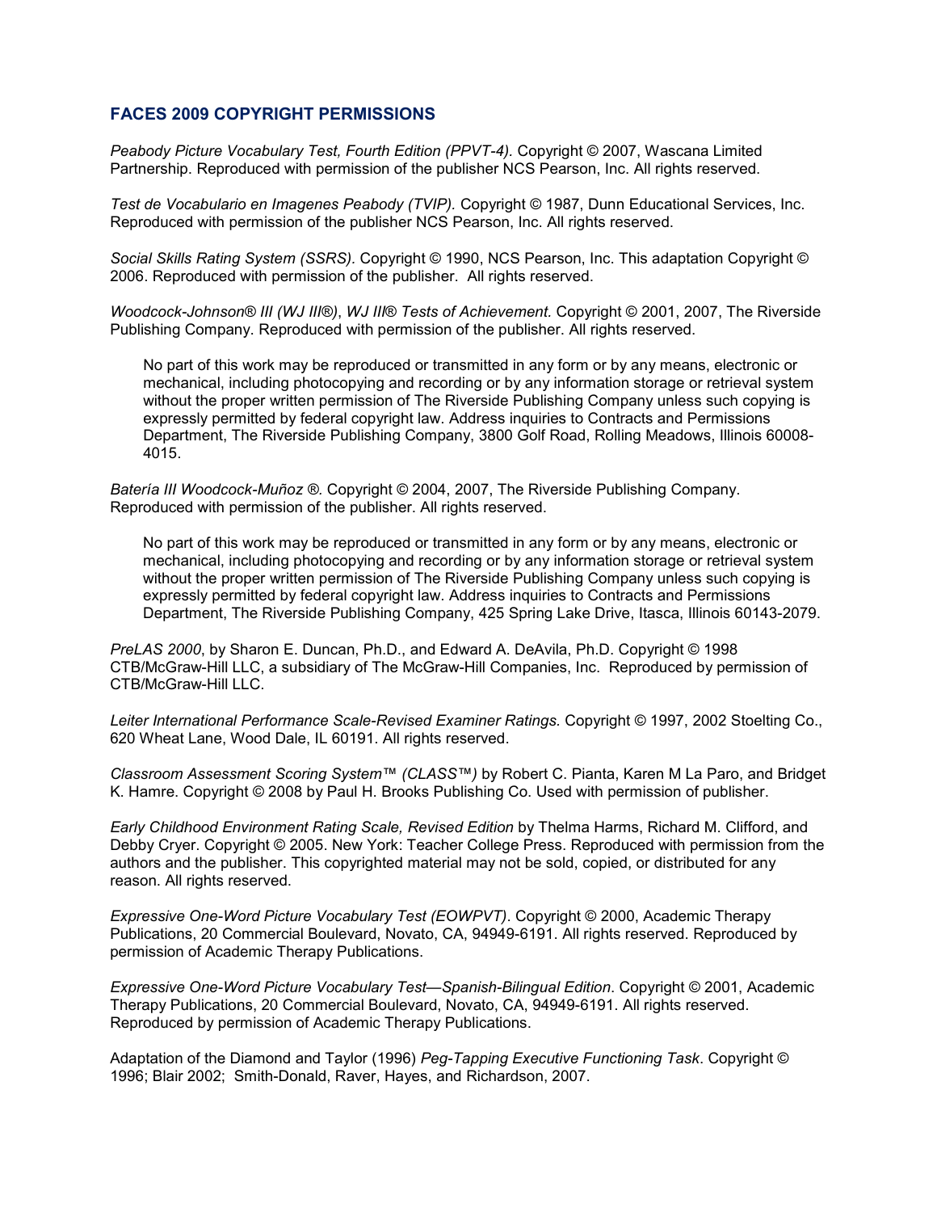## FACES 2009 COPYRIGHT PERMISSIONS

*Peabody Picture Vocabulary Test, Fourth Edition (PPVT-4).* Copyright © 2007, Wascana Limited Partnership. Reproduced with permission of the publisher NCS Pearson, Inc. All rights reserved.

*Test de Vocabulario en Imagenes Peabody (TVIP).* Copyright © 1987, Dunn Educational Services, Inc. Reproduced with permission of the publisher NCS Pearson, Inc. All rights reserved.

*Social Skills Rating System (SSRS).* Copyright © 1990, NCS Pearson, Inc. This adaptation Copyright © 2006. Reproduced with permission of the publisher. All rights reserved.

*Woodcock-Johnson® III (WJ III®), WJ III® Tests of Achievement.* Copyright © 2001, 2007, The Riverside Publishing Company. Reproduced with permission of the publisher. All rights reserved.

> No part of this work may be reproduced or transmitted in any form or by any means, electronic or mechanical, including photocopying and recording or by any information storage or retrieval system without the proper written permission of The Riverside Publishing Company unless such copying is expressly permitted by federal copyright law. Address inquiries to Contracts and Permissions Department, The Riverside Publishing Company, 3800 Golf Road, Rolling Meadows, Illinois 60008-4015.

*Batería III Woodcock-Muñoz ®.* Copyright © 2004, 2007, The Riverside Publishing Company. Reproduced with permission of the publisher. All rights reserved.

> No part of this work may be reproduced or transmitted in any form or by any means, electronic or mechanical, including photocopying and recording or by any information storage or retrieval system without the proper written permission of The Riverside Publishing Company unless such copying is expressly permitted by federal copyright law. Address inquiries to Contracts and Permissions Department, The Riverside Publishing Company, 425 Spring Lake Drive, Itasca, Illinois 60143-2079.

*PreLAS 2000*, by Sharon E. Duncan, Ph.D., and Edward A. DeAvila, Ph.D. Copyright © 1998 CTB/McGraw-Hill LLC, a subsidiary of The McGraw-Hill Companies, Inc. Reproduced by permission of CTB/McGraw-Hill LLC.

*Leiter International Performance Scale-Revised Examiner Ratings.* Copyright © 1997, 2002 Stoelting Co., 620 Wheat Lane, Wood Dale, IL 60191. All rights reserved.

*Classroom Assessment Scoring System™ (CLASS™)* by Robert C. Pianta, Karen M La Paro, and Bridget K. Hamre. Copyright © 2008 by Paul H. Brooks Publishing Co. Used with permission of publisher.

*Early Childhood Environment Rating Scale, Revised Edition* by Thelma Harms, Richard M. Clifford, and Debby Cryer. Copyright © 2005. New York: Teacher College Press. Reproduced with permission from the authors and the publisher. This copyrighted material may not be sold, copied, or distributed for any reason. All rights reserved.

*Expressive One-Word Picture Vocabulary Test (EOWPVT)*. Copyright © 2000, Academic Therapy Publications, 20 Commercial Boulevard, Novato, CA, 94949-6191. All rights reserved. Reproduced by permission of Academic Therapy Publications.

*Expressive One-Word Picture Vocabulary Test—Spanish-Bilingual Edition*. Copyright © 2001, Academic Therapy Publications, 20 Commercial Boulevard, Novato, CA, 94949-6191. All rights reserved. Reproduced by permission of Academic Therapy Publications.

Adaptation of the Diamond and Taylor (1996) *Peg-Tapping Executive Functioning Task*. Copyright © 1996; Blair 2002; Smith-Donald, Raver, Hayes, and Richardson, 2007.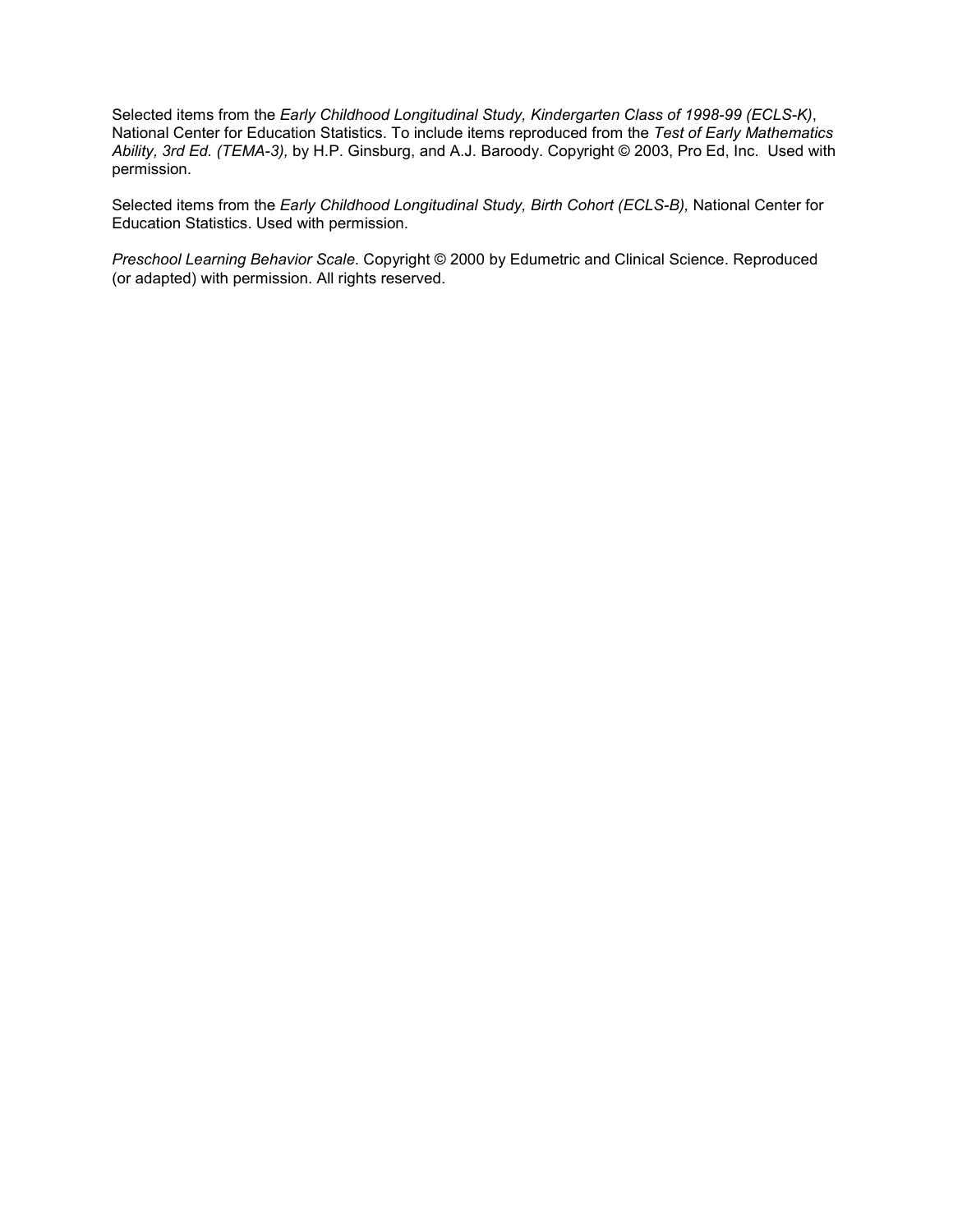Selected items from the *Early Childhood Longitudinal Study, Kindergarten Class of 1998-99 (ECLS-K)*, National Center for Education Statistics. To include items reproduced from the *Test of Early Mathematics Ability, 3rd Ed. (TEMA-3),* by H.P. Ginsburg, and A.J. Baroody. Copyright © 2003, Pro Ed, Inc. Used with permission.

Selected items from the *Early Childhood Longitudinal Study, Birth Cohort (ECLS-B),* National Center for Education Statistics. Used with permission.

*Preschool Learning Behavior Scale.* Copyright © 2000 by Edumetric and Clinical Science. Reproduced (or adapted) with permission. All rights reserved.